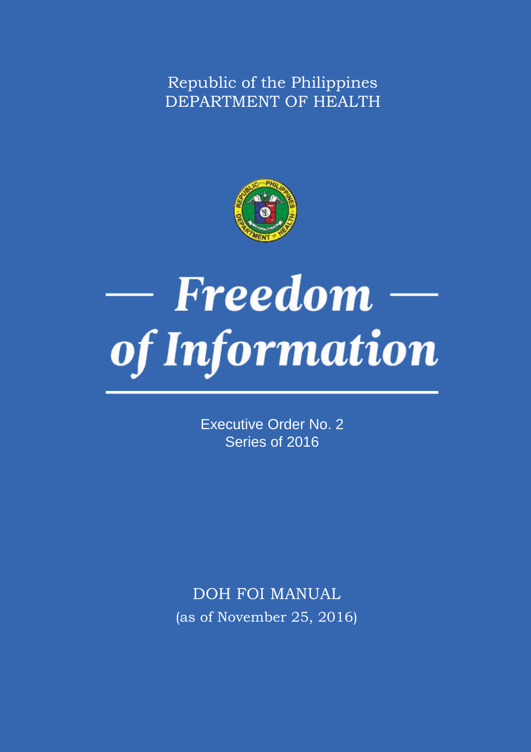Republic of the Philippines
DEPARTMENT OF HEALTH

# — Freedom — of Information

Executive Order No. 2
Series of 2016

DOH FOI MANUAL
(as of November 25, 2016)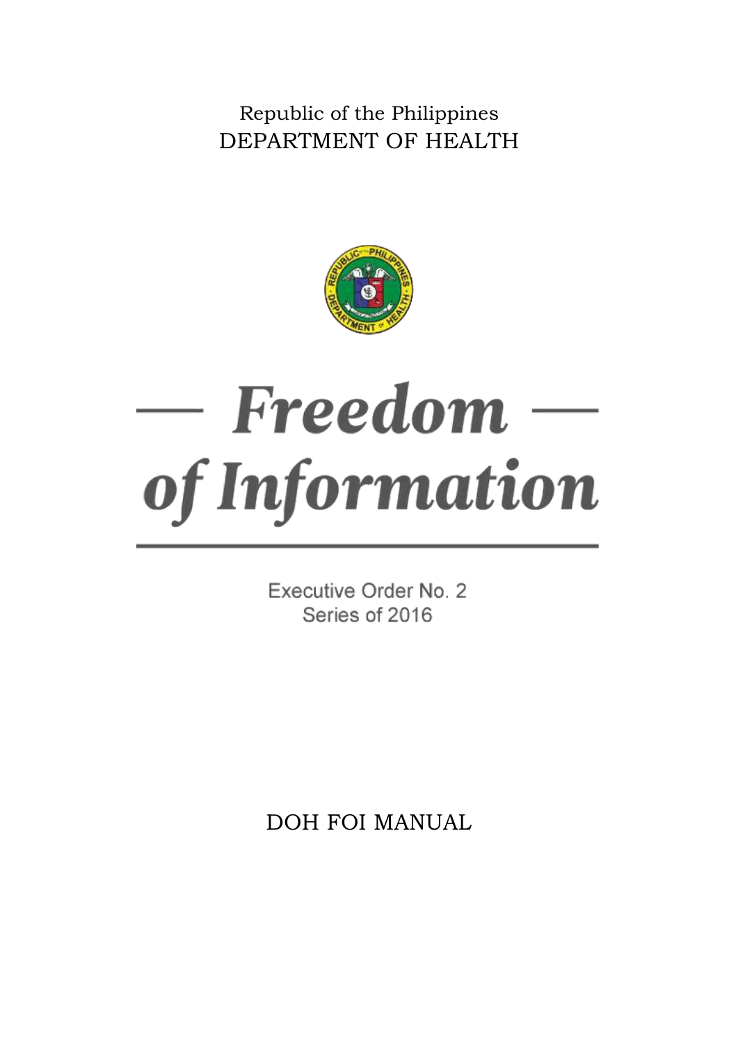Republic of the Philippines
DEPARTMENT OF HEALTH

# Freedom of Information

Executive Order No. 2
Series of 2016

DOH FOI MANUAL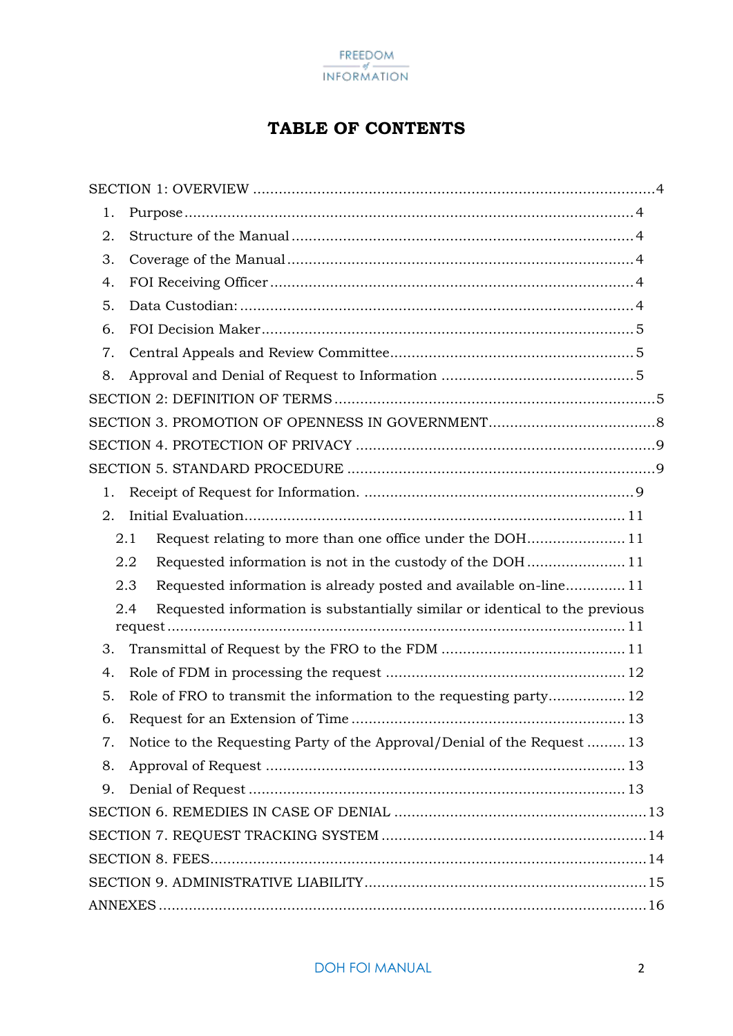# TABLE OF CONTENTS

SECTION 1: OVERVIEW ....................................................................................... 4

1. Purpose ....................................................................................... 4
2. Structure of the Manual ....................................................................................... 4
3. Coverage of the Manual ....................................................................................... 4
4. FOI Receiving Officer ....................................................................................... 4
5. Data Custodian: ....................................................................................... 4
6. FOI Decision Maker ....................................................................................... 5
7. Central Appeals and Review Committee ....................................................................................... 5
8. Approval and Denial of Request to Information ....................................................................................... 5

SECTION 2: DEFINITION OF TERMS ....................................................................................... 5

SECTION 3. PROMOTION OF OPENNESS IN GOVERNMENT ....................................................................................... 8

SECTION 4. PROTECTION OF PRIVACY ....................................................................................... 9

SECTION 5. STANDARD PROCEDURE ....................................................................................... 9

1. Receipt of Request for Information. ....................................................................................... 9
2. Initial Evaluation ....................................................................................... 11
   - 2.1 Request relating to more than one office under the DOH ....................................................................................... 11
   - 2.2 Requested information is not in the custody of the DOH ....................................................................................... 11
   - 2.3 Requested information is already posted and available on-line ....................................................................................... 11
   - 2.4 Requested information is substantially similar or identical to the previous request ....................................................................................... 11
3. Transmittal of Request by the FRO to the FDM ....................................................................................... 11
4. Role of FDM in processing the request ....................................................................................... 12
5. Role of FRO to transmit the information to the requesting party ....................................................................................... 12
6. Request for an Extension of Time ....................................................................................... 13
7. Notice to the Requesting Party of the Approval/Denial of the Request ....................................................................................... 13
8. Approval of Request ....................................................................................... 13
9. Denial of Request ....................................................................................... 13

SECTION 6. REMEDIES IN CASE OF DENIAL ....................................................................................... 13

SECTION 7. REQUEST TRACKING SYSTEM ....................................................................................... 14

SECTION 8. FEES ....................................................................................... 14

SECTION 9. ADMINISTRATIVE LIABILITY ....................................................................................... 15

ANNEXES ....................................................................................... 16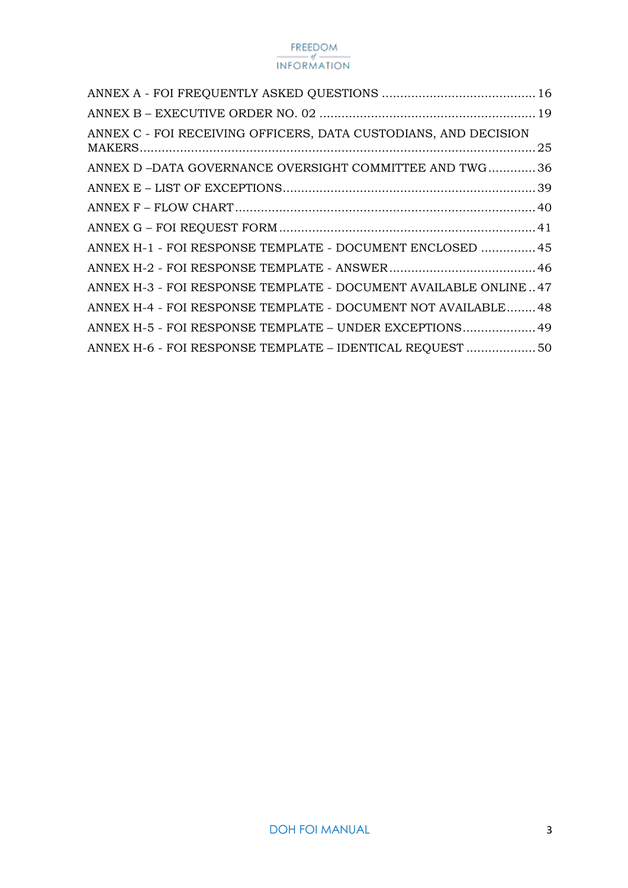ANNEX A - FOI FREQUENTLY ASKED QUESTIONS .......................................... 16

ANNEX B – EXECUTIVE ORDER NO. 02 ........................................................... 19

ANNEX C - FOI RECEIVING OFFICERS, DATA CUSTODIANS, AND DECISION MAKERS........................................................................................................... 25

ANNEX D –DATA GOVERNANCE OVERSIGHT COMMITTEE AND TWG............. 36

ANNEX E – LIST OF EXCEPTIONS..................................................................... 39

ANNEX F – FLOW CHART................................................................................. 40

ANNEX G – FOI REQUEST FORM...................................................................... 41

ANNEX H-1 - FOI RESPONSE TEMPLATE - DOCUMENT ENCLOSED ............... 45

ANNEX H-2 - FOI RESPONSE TEMPLATE - ANSWER........................................ 46

ANNEX H-3 - FOI RESPONSE TEMPLATE - DOCUMENT AVAILABLE ONLINE .. 47

ANNEX H-4 - FOI RESPONSE TEMPLATE - DOCUMENT NOT AVAILABLE........ 48

ANNEX H-5 - FOI RESPONSE TEMPLATE – UNDER EXCEPTIONS.................... 49

ANNEX H-6 - FOI RESPONSE TEMPLATE – IDENTICAL REQUEST ................... 50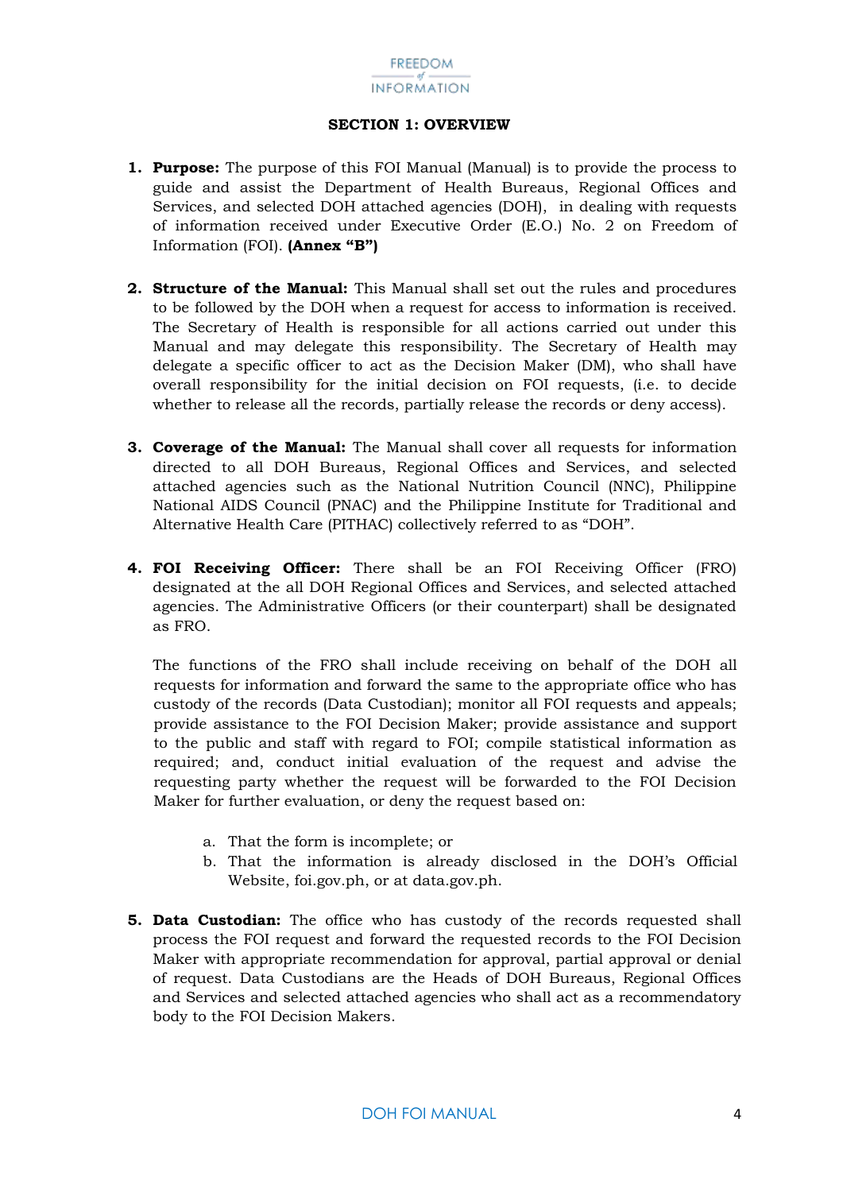## SECTION 1: OVERVIEW

1. **Purpose:** The purpose of this FOI Manual (Manual) is to provide the process to guide and assist the Department of Health Bureaus, Regional Offices and Services, and selected DOH attached agencies (DOH), in dealing with requests of information received under Executive Order (E.O.) No. 2 on Freedom of Information (FOI). **(Annex "B")**

2. **Structure of the Manual:** This Manual shall set out the rules and procedures to be followed by the DOH when a request for access to information is received. The Secretary of Health is responsible for all actions carried out under this Manual and may delegate this responsibility. The Secretary of Health may delegate a specific officer to act as the Decision Maker (DM), who shall have overall responsibility for the initial decision on FOI requests, (i.e. to decide whether to release all the records, partially release the records or deny access).

3. **Coverage of the Manual:** The Manual shall cover all requests for information directed to all DOH Bureaus, Regional Offices and Services, and selected attached agencies such as the National Nutrition Council (NNC), Philippine National AIDS Council (PNAC) and the Philippine Institute for Traditional and Alternative Health Care (PITHAC) collectively referred to as "DOH".

4. **FOI Receiving Officer:** There shall be an FOI Receiving Officer (FRO) designated at the all DOH Regional Offices and Services, and selected attached agencies. The Administrative Officers (or their counterpart) shall be designated as FRO.

   The functions of the FRO shall include receiving on behalf of the DOH all requests for information and forward the same to the appropriate office who has custody of the records (Data Custodian); monitor all FOI requests and appeals; provide assistance to the FOI Decision Maker; provide assistance and support to the public and staff with regard to FOI; compile statistical information as required; and, conduct initial evaluation of the request and advise the requesting party whether the request will be forwarded to the FOI Decision Maker for further evaluation, or deny the request based on:

   a. That the form is incomplete; or
   b. That the information is already disclosed in the DOH's Official Website, foi.gov.ph, or at data.gov.ph.

5. **Data Custodian:** The office who has custody of the records requested shall process the FOI request and forward the requested records to the FOI Decision Maker with appropriate recommendation for approval, partial approval or denial of request. Data Custodians are the Heads of DOH Bureaus, Regional Offices and Services and selected attached agencies who shall act as a recommendatory body to the FOI Decision Makers.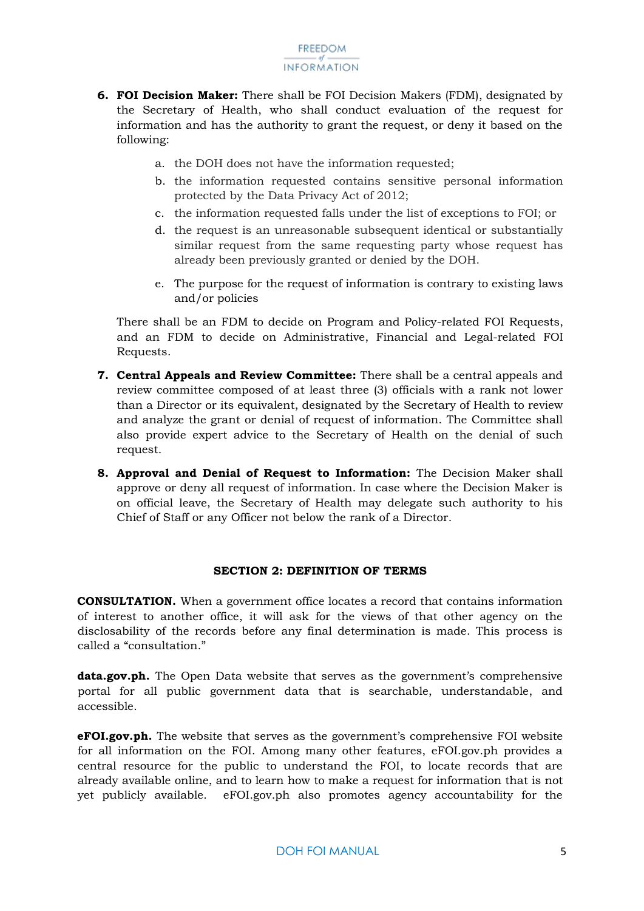6. **FOI Decision Maker:** There shall be FOI Decision Makers (FDM), designated by the Secretary of Health, who shall conduct evaluation of the request for information and has the authority to grant the request, or deny it based on the following:

    a. the DOH does not have the information requested;

    b. the information requested contains sensitive personal information protected by the Data Privacy Act of 2012;

    c. the information requested falls under the list of exceptions to FOI; or

    d. the request is an unreasonable subsequent identical or substantially similar request from the same requesting party whose request has already been previously granted or denied by the DOH.

    e. The purpose for the request of information is contrary to existing laws and/or policies

    There shall be an FDM to decide on Program and Policy-related FOI Requests, and an FDM to decide on Administrative, Financial and Legal-related FOI Requests.

7. **Central Appeals and Review Committee:** There shall be a central appeals and review committee composed of at least three (3) officials with a rank not lower than a Director or its equivalent, designated by the Secretary of Health to review and analyze the grant or denial of request of information. The Committee shall also provide expert advice to the Secretary of Health on the denial of such request.

8. **Approval and Denial of Request to Information:** The Decision Maker shall approve or deny all request of information. In case where the Decision Maker is on official leave, the Secretary of Health may delegate such authority to his Chief of Staff or any Officer not below the rank of a Director.

## SECTION 2: DEFINITION OF TERMS

**CONSULTATION.** When a government office locates a record that contains information of interest to another office, it will ask for the views of that other agency on the disclosability of the records before any final determination is made. This process is called a "consultation."

**data.gov.ph.** The Open Data website that serves as the government's comprehensive portal for all public government data that is searchable, understandable, and accessible.

**eFOI.gov.ph.** The website that serves as the government's comprehensive FOI website for all information on the FOI. Among many other features, eFOI.gov.ph provides a central resource for the public to understand the FOI, to locate records that are already available online, and to learn how to make a request for information that is not yet publicly available. eFOI.gov.ph also promotes agency accountability for the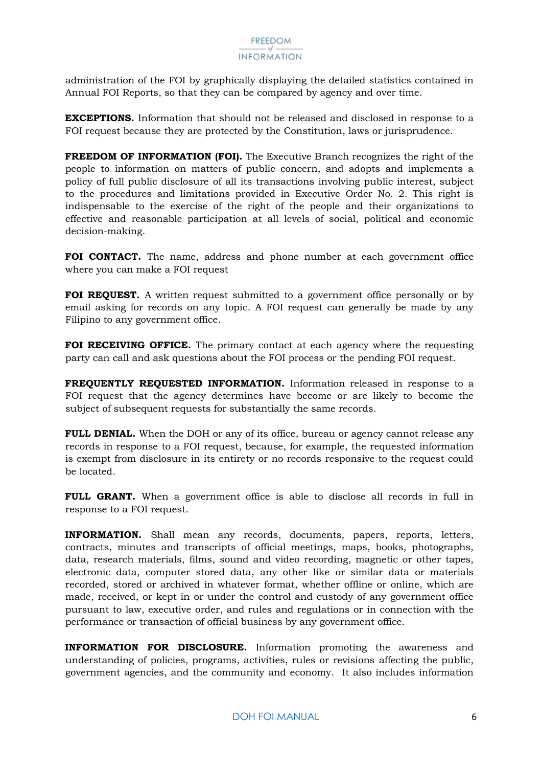administration of the FOI by graphically displaying the detailed statistics contained in Annual FOI Reports, so that they can be compared by agency and over time.

**EXCEPTIONS.** Information that should not be released and disclosed in response to a FOI request because they are protected by the Constitution, laws or jurisprudence.

**FREEDOM OF INFORMATION (FOI).** The Executive Branch recognizes the right of the people to information on matters of public concern, and adopts and implements a policy of full public disclosure of all its transactions involving public interest, subject to the procedures and limitations provided in Executive Order No. 2. This right is indispensable to the exercise of the right of the people and their organizations to effective and reasonable participation at all levels of social, political and economic decision-making.

**FOI CONTACT.** The name, address and phone number at each government office where you can make a FOI request

**FOI REQUEST.** A written request submitted to a government office personally or by email asking for records on any topic. A FOI request can generally be made by any Filipino to any government office.

**FOI RECEIVING OFFICE.** The primary contact at each agency where the requesting party can call and ask questions about the FOI process or the pending FOI request.

**FREQUENTLY REQUESTED INFORMATION.** Information released in response to a FOI request that the agency determines have become or are likely to become the subject of subsequent requests for substantially the same records.

**FULL DENIAL.** When the DOH or any of its office, bureau or agency cannot release any records in response to a FOI request, because, for example, the requested information is exempt from disclosure in its entirety or no records responsive to the request could be located.

**FULL GRANT.** When a government office is able to disclose all records in full in response to a FOI request.

**INFORMATION.** Shall mean any records, documents, papers, reports, letters, contracts, minutes and transcripts of official meetings, maps, books, photographs, data, research materials, films, sound and video recording, magnetic or other tapes, electronic data, computer stored data, any other like or similar data or materials recorded, stored or archived in whatever format, whether offline or online, which are made, received, or kept in or under the control and custody of any government office pursuant to law, executive order, and rules and regulations or in connection with the performance or transaction of official business by any government office.

**INFORMATION FOR DISCLOSURE.** Information promoting the awareness and understanding of policies, programs, activities, rules or revisions affecting the public, government agencies, and the community and economy. It also includes information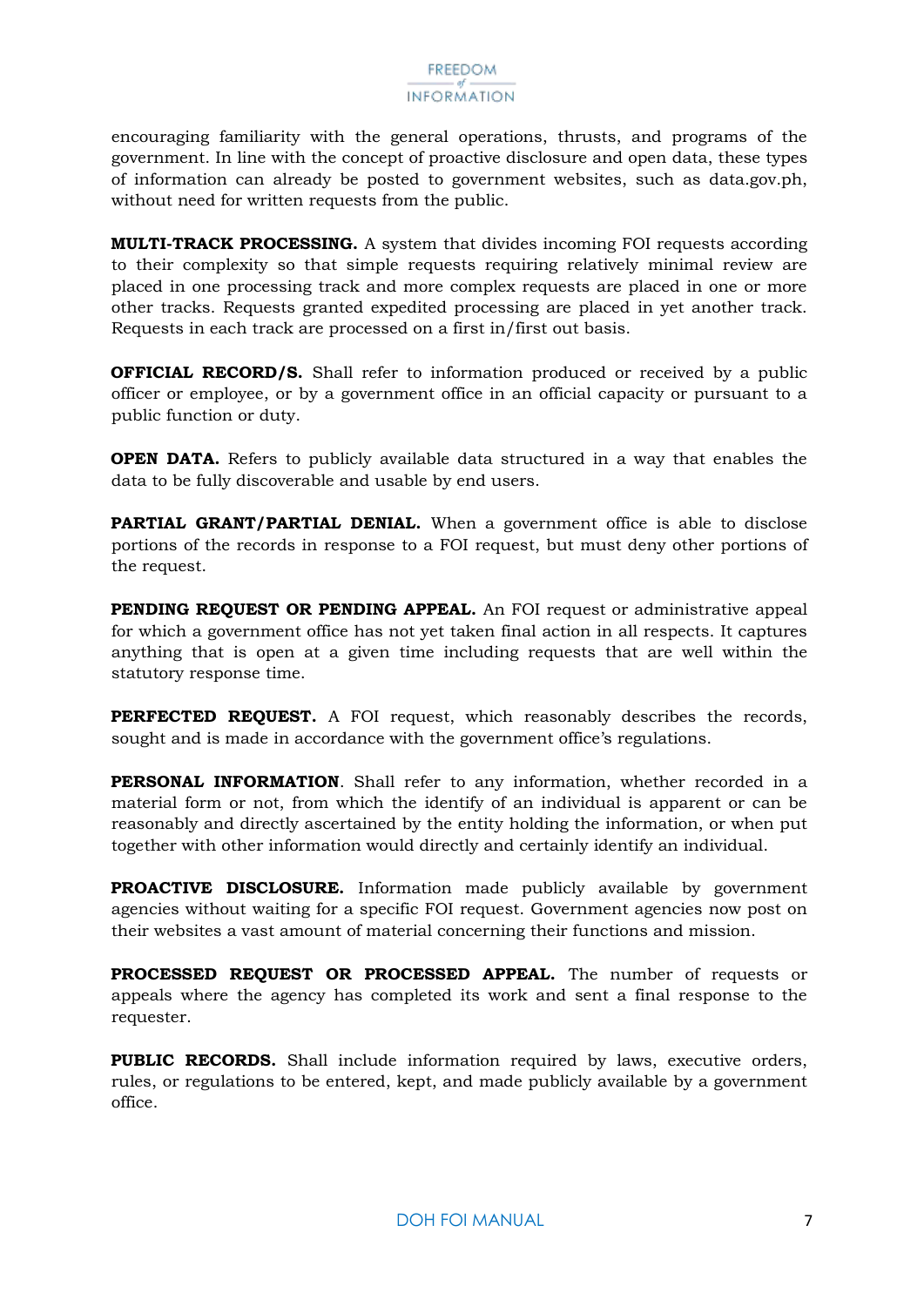encouraging familiarity with the general operations, thrusts, and programs of the government. In line with the concept of proactive disclosure and open data, these types of information can already be posted to government websites, such as data.gov.ph, without need for written requests from the public.

**MULTI-TRACK PROCESSING.** A system that divides incoming FOI requests according to their complexity so that simple requests requiring relatively minimal review are placed in one processing track and more complex requests are placed in one or more other tracks. Requests granted expedited processing are placed in yet another track. Requests in each track are processed on a first in/first out basis.

**OFFICIAL RECORD/S.** Shall refer to information produced or received by a public officer or employee, or by a government office in an official capacity or pursuant to a public function or duty.

**OPEN DATA.** Refers to publicly available data structured in a way that enables the data to be fully discoverable and usable by end users.

**PARTIAL GRANT/PARTIAL DENIAL.** When a government office is able to disclose portions of the records in response to a FOI request, but must deny other portions of the request.

**PENDING REQUEST OR PENDING APPEAL.** An FOI request or administrative appeal for which a government office has not yet taken final action in all respects. It captures anything that is open at a given time including requests that are well within the statutory response time.

**PERFECTED REQUEST.** A FOI request, which reasonably describes the records, sought and is made in accordance with the government office's regulations.

**PERSONAL INFORMATION**. Shall refer to any information, whether recorded in a material form or not, from which the identify of an individual is apparent or can be reasonably and directly ascertained by the entity holding the information, or when put together with other information would directly and certainly identify an individual.

**PROACTIVE DISCLOSURE.** Information made publicly available by government agencies without waiting for a specific FOI request. Government agencies now post on their websites a vast amount of material concerning their functions and mission.

**PROCESSED REQUEST OR PROCESSED APPEAL.** The number of requests or appeals where the agency has completed its work and sent a final response to the requester.

**PUBLIC RECORDS.** Shall include information required by laws, executive orders, rules, or regulations to be entered, kept, and made publicly available by a government office.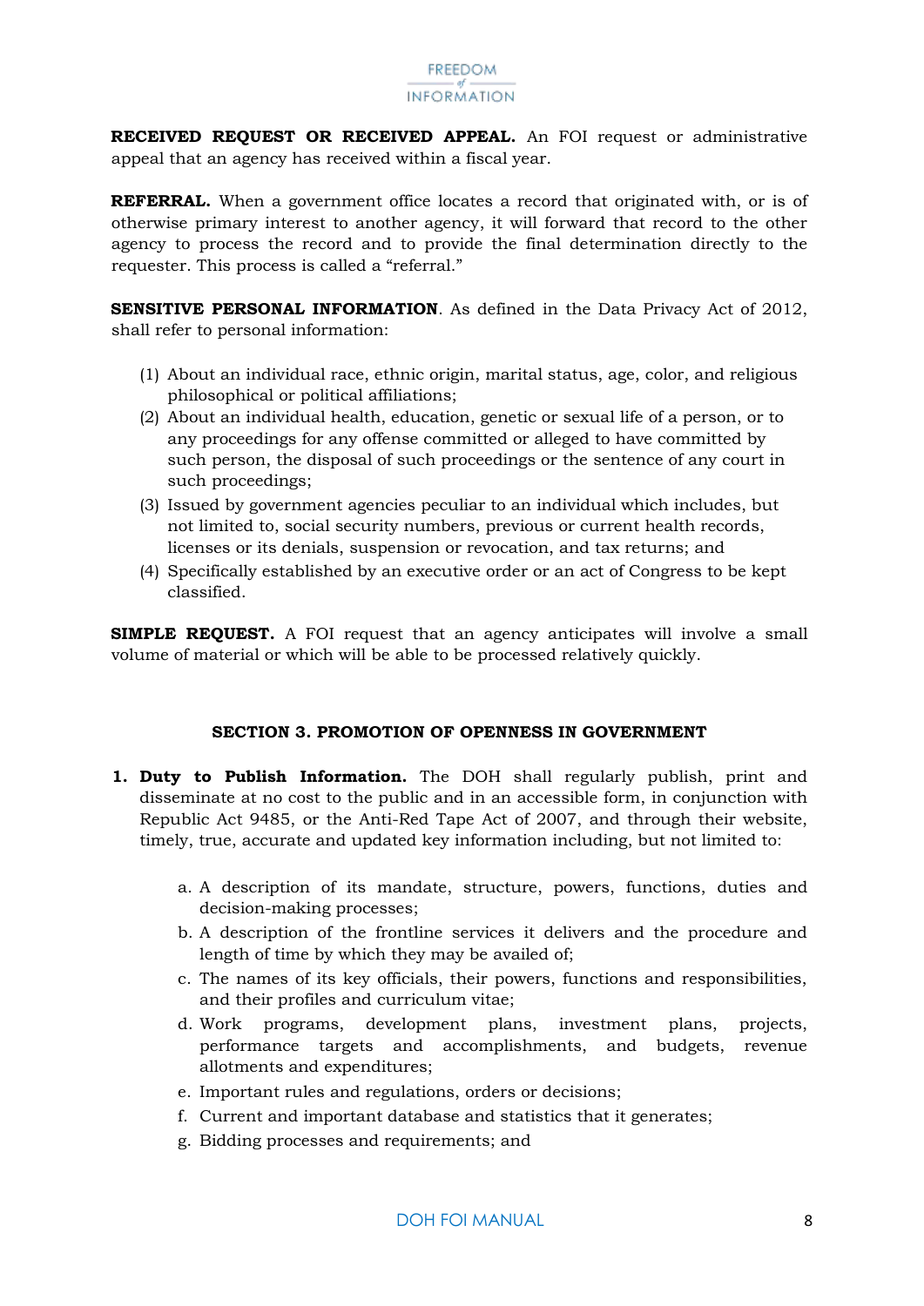**RECEIVED REQUEST OR RECEIVED APPEAL.** An FOI request or administrative appeal that an agency has received within a fiscal year.

**REFERRAL.** When a government office locates a record that originated with, or is of otherwise primary interest to another agency, it will forward that record to the other agency to process the record and to provide the final determination directly to the requester. This process is called a "referral."

**SENSITIVE PERSONAL INFORMATION**. As defined in the Data Privacy Act of 2012, shall refer to personal information:

(1) About an individual race, ethnic origin, marital status, age, color, and religious philosophical or political affiliations;
(2) About an individual health, education, genetic or sexual life of a person, or to any proceedings for any offense committed or alleged to have committed by such person, the disposal of such proceedings or the sentence of any court in such proceedings;
(3) Issued by government agencies peculiar to an individual which includes, but not limited to, social security numbers, previous or current health records, licenses or its denials, suspension or revocation, and tax returns; and
(4) Specifically established by an executive order or an act of Congress to be kept classified.

**SIMPLE REQUEST.** A FOI request that an agency anticipates will involve a small volume of material or which will be able to be processed relatively quickly.

## SECTION 3. PROMOTION OF OPENNESS IN GOVERNMENT

1. **Duty to Publish Information.** The DOH shall regularly publish, print and disseminate at no cost to the public and in an accessible form, in conjunction with Republic Act 9485, or the Anti-Red Tape Act of 2007, and through their website, timely, true, accurate and updated key information including, but not limited to:

    a. A description of its mandate, structure, powers, functions, duties and decision-making processes;
    b. A description of the frontline services it delivers and the procedure and length of time by which they may be availed of;
    c. The names of its key officials, their powers, functions and responsibilities, and their profiles and curriculum vitae;
    d. Work programs, development plans, investment plans, projects, performance targets and accomplishments, and budgets, revenue allotments and expenditures;
    e. Important rules and regulations, orders or decisions;
    f. Current and important database and statistics that it generates;
    g. Bidding processes and requirements; and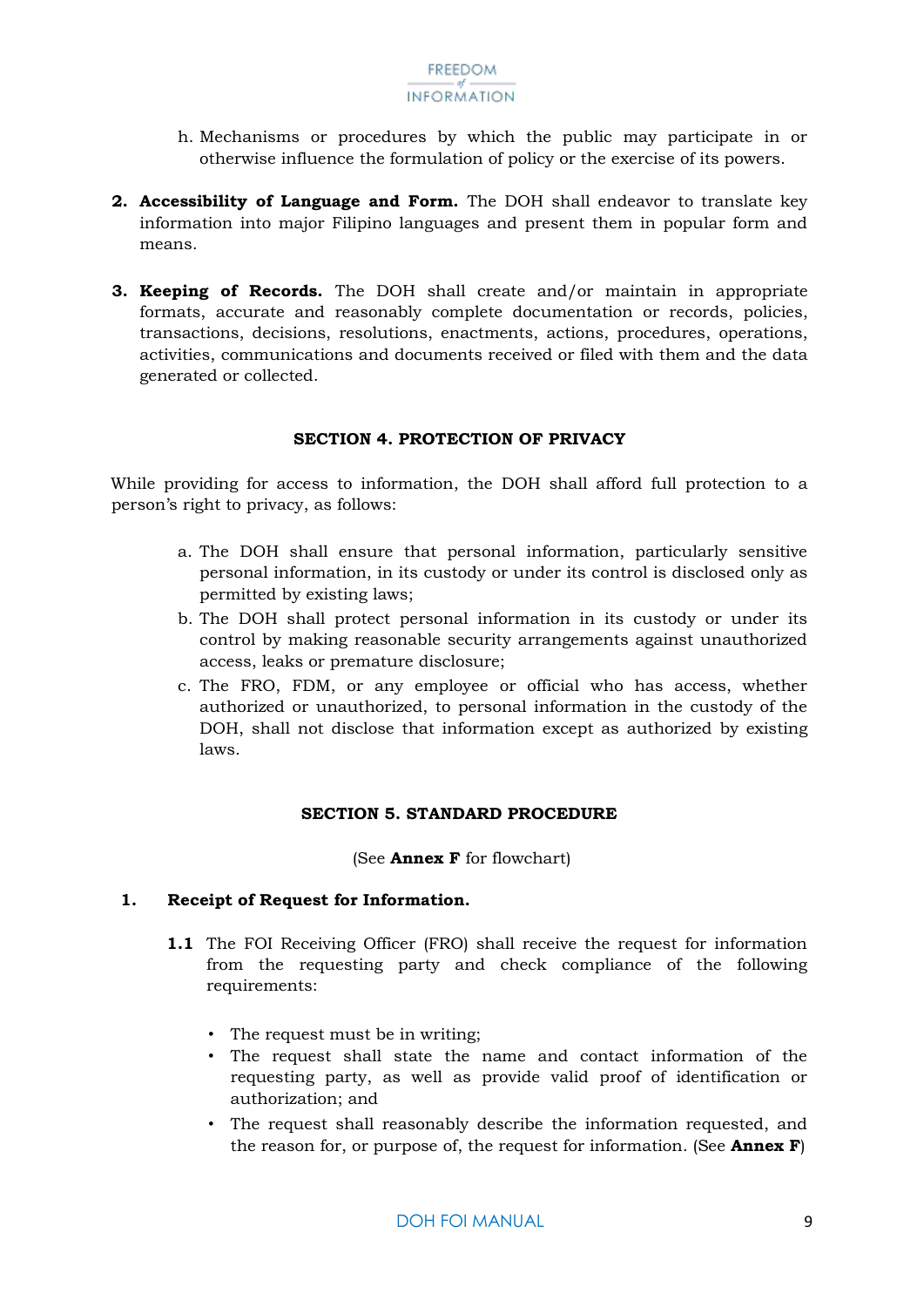h. Mechanisms or procedures by which the public may participate in or otherwise influence the formulation of policy or the exercise of its powers.

2. **Accessibility of Language and Form.** The DOH shall endeavor to translate key information into major Filipino languages and present them in popular form and means.

3. **Keeping of Records.** The DOH shall create and/or maintain in appropriate formats, accurate and reasonably complete documentation or records, policies, transactions, decisions, resolutions, enactments, actions, procedures, operations, activities, communications and documents received or filed with them and the data generated or collected.

## SECTION 4. PROTECTION OF PRIVACY

While providing for access to information, the DOH shall afford full protection to a person's right to privacy, as follows:

a. The DOH shall ensure that personal information, particularly sensitive personal information, in its custody or under its control is disclosed only as permitted by existing laws;

b. The DOH shall protect personal information in its custody or under its control by making reasonable security arrangements against unauthorized access, leaks or premature disclosure;

c. The FRO, FDM, or any employee or official who has access, whether authorized or unauthorized, to personal information in the custody of the DOH, shall not disclose that information except as authorized by existing laws.

## SECTION 5. STANDARD PROCEDURE

(See **Annex F** for flowchart)

**1. Receipt of Request for Information.**

**1.1** The FOI Receiving Officer (FRO) shall receive the request for information from the requesting party and check compliance of the following requirements:

- The request must be in writing;
- The request shall state the name and contact information of the requesting party, as well as provide valid proof of identification or authorization; and
- The request shall reasonably describe the information requested, and the reason for, or purpose of, the request for information. (See **Annex F**)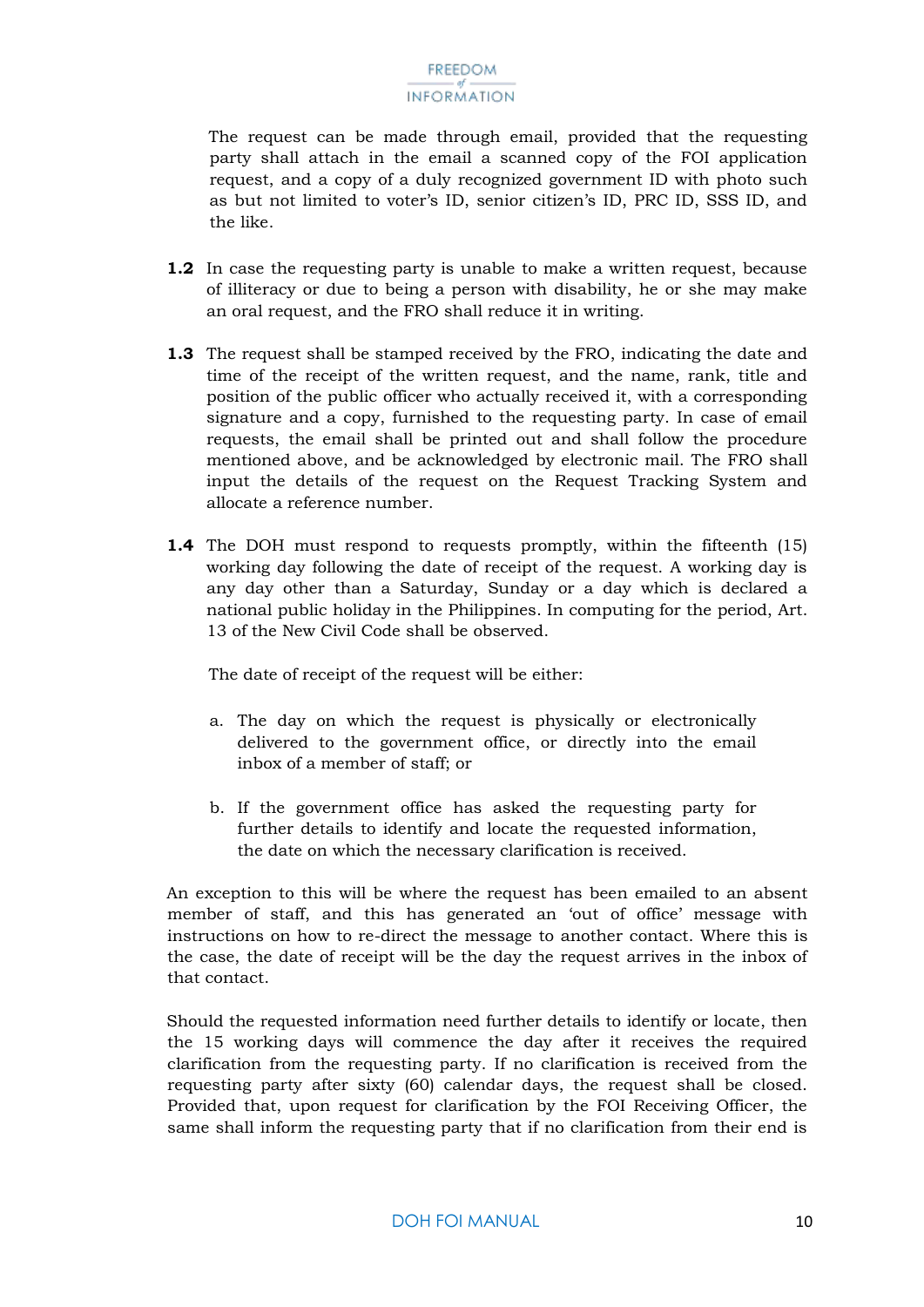The request can be made through email, provided that the requesting party shall attach in the email a scanned copy of the FOI application request, and a copy of a duly recognized government ID with photo such as but not limited to voter's ID, senior citizen's ID, PRC ID, SSS ID, and the like.

**1.2** In case the requesting party is unable to make a written request, because of illiteracy or due to being a person with disability, he or she may make an oral request, and the FRO shall reduce it in writing.

**1.3** The request shall be stamped received by the FRO, indicating the date and time of the receipt of the written request, and the name, rank, title and position of the public officer who actually received it, with a corresponding signature and a copy, furnished to the requesting party. In case of email requests, the email shall be printed out and shall follow the procedure mentioned above, and be acknowledged by electronic mail. The FRO shall input the details of the request on the Request Tracking System and allocate a reference number.

**1.4** The DOH must respond to requests promptly, within the fifteenth (15) working day following the date of receipt of the request. A working day is any day other than a Saturday, Sunday or a day which is declared a national public holiday in the Philippines. In computing for the period, Art. 13 of the New Civil Code shall be observed.

The date of receipt of the request will be either:

a. The day on which the request is physically or electronically delivered to the government office, or directly into the email inbox of a member of staff; or

b. If the government office has asked the requesting party for further details to identify and locate the requested information, the date on which the necessary clarification is received.

An exception to this will be where the request has been emailed to an absent member of staff, and this has generated an 'out of office' message with instructions on how to re-direct the message to another contact. Where this is the case, the date of receipt will be the day the request arrives in the inbox of that contact.

Should the requested information need further details to identify or locate, then the 15 working days will commence the day after it receives the required clarification from the requesting party. If no clarification is received from the requesting party after sixty (60) calendar days, the request shall be closed. Provided that, upon request for clarification by the FOI Receiving Officer, the same shall inform the requesting party that if no clarification from their end is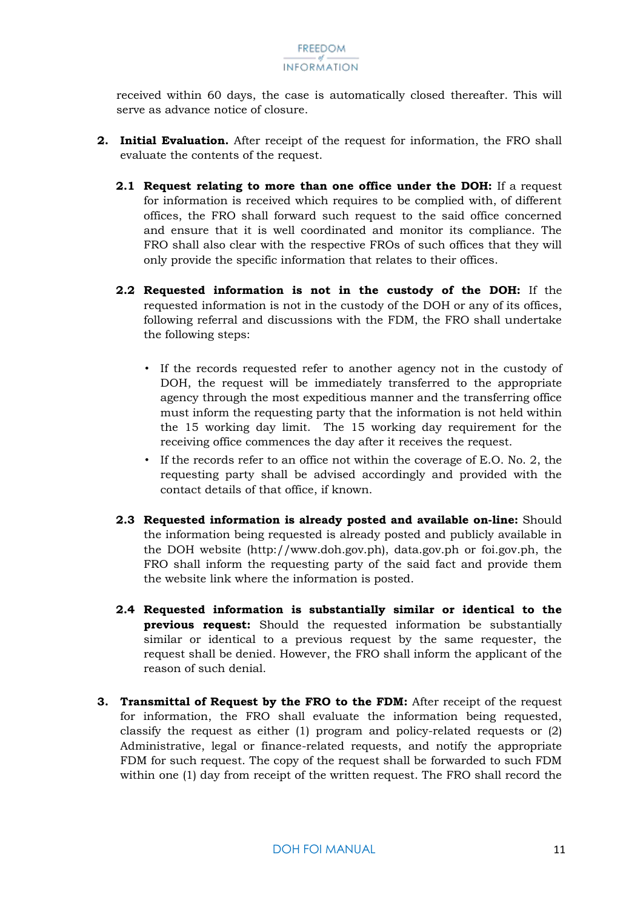received within 60 days, the case is automatically closed thereafter. This will serve as advance notice of closure.

2. **Initial Evaluation.** After receipt of the request for information, the FRO shall evaluate the contents of the request.

   **2.1 Request relating to more than one office under the DOH:** If a request for information is received which requires to be complied with, of different offices, the FRO shall forward such request to the said office concerned and ensure that it is well coordinated and monitor its compliance. The FRO shall also clear with the respective FROs of such offices that they will only provide the specific information that relates to their offices.

   **2.2 Requested information is not in the custody of the DOH:** If the requested information is not in the custody of the DOH or any of its offices, following referral and discussions with the FDM, the FRO shall undertake the following steps:

   - If the records requested refer to another agency not in the custody of DOH, the request will be immediately transferred to the appropriate agency through the most expeditious manner and the transferring office must inform the requesting party that the information is not held within the 15 working day limit. The 15 working day requirement for the receiving office commences the day after it receives the request.
   - If the records refer to an office not within the coverage of E.O. No. 2, the requesting party shall be advised accordingly and provided with the contact details of that office, if known.

   **2.3 Requested information is already posted and available on-line:** Should the information being requested is already posted and publicly available in the DOH website (http://www.doh.gov.ph), data.gov.ph or foi.gov.ph, the FRO shall inform the requesting party of the said fact and provide them the website link where the information is posted.

   **2.4 Requested information is substantially similar or identical to the previous request:** Should the requested information be substantially similar or identical to a previous request by the same requester, the request shall be denied. However, the FRO shall inform the applicant of the reason of such denial.

3. **Transmittal of Request by the FRO to the FDM:** After receipt of the request for information, the FRO shall evaluate the information being requested, classify the request as either (1) program and policy-related requests or (2) Administrative, legal or finance-related requests, and notify the appropriate FDM for such request. The copy of the request shall be forwarded to such FDM within one (1) day from receipt of the written request. The FRO shall record the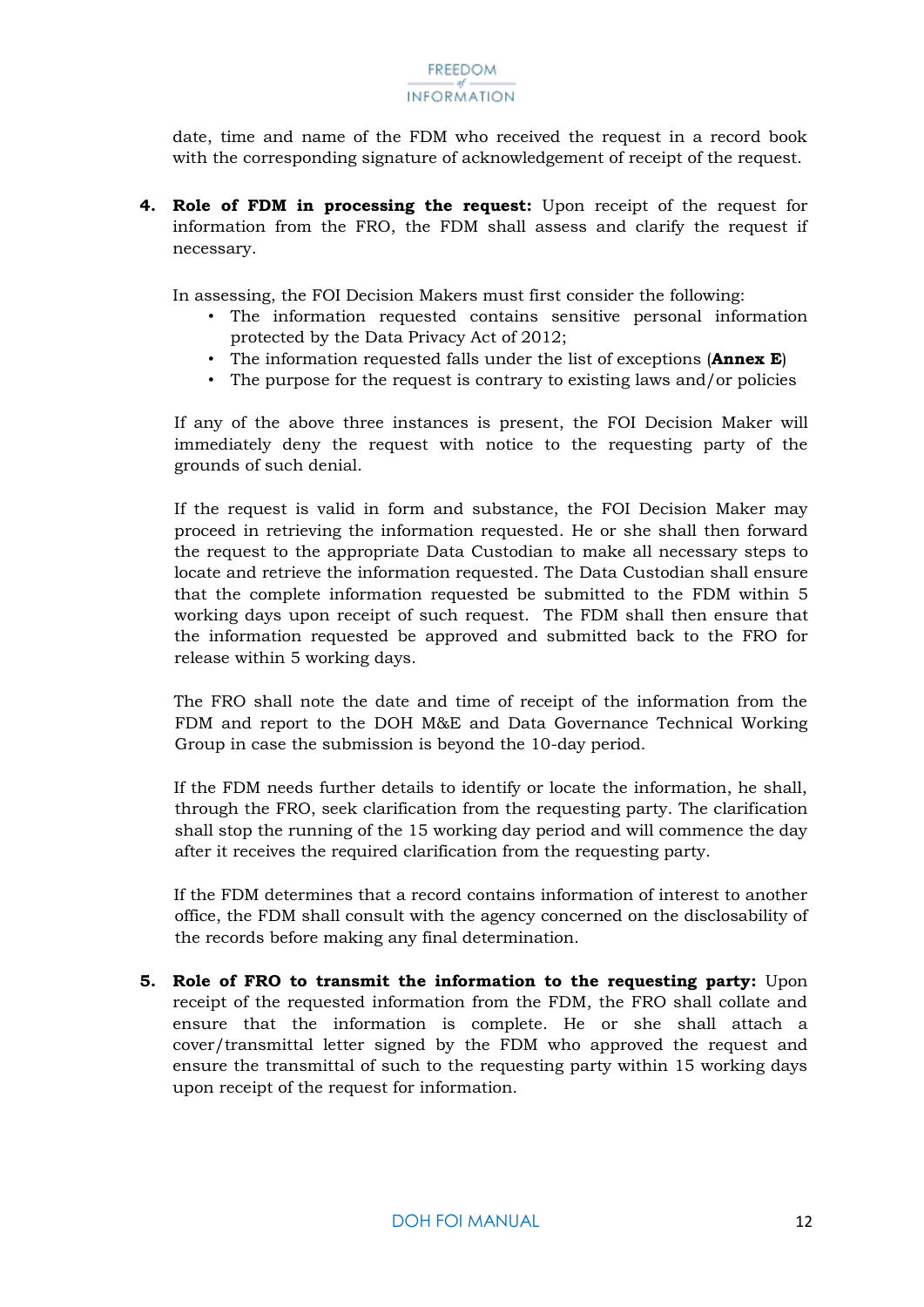date, time and name of the FDM who received the request in a record book with the corresponding signature of acknowledgement of receipt of the request.

4. **Role of FDM in processing the request:** Upon receipt of the request for information from the FRO, the FDM shall assess and clarify the request if necessary.

   In assessing, the FOI Decision Makers must first consider the following:
   - The information requested contains sensitive personal information protected by the Data Privacy Act of 2012;
   - The information requested falls under the list of exceptions (**Annex E**)
   - The purpose for the request is contrary to existing laws and/or policies

   If any of the above three instances is present, the FOI Decision Maker will immediately deny the request with notice to the requesting party of the grounds of such denial.

   If the request is valid in form and substance, the FOI Decision Maker may proceed in retrieving the information requested. He or she shall then forward the request to the appropriate Data Custodian to make all necessary steps to locate and retrieve the information requested. The Data Custodian shall ensure that the complete information requested be submitted to the FDM within 5 working days upon receipt of such request. The FDM shall then ensure that the information requested be approved and submitted back to the FRO for release within 5 working days.

   The FRO shall note the date and time of receipt of the information from the FDM and report to the DOH M&E and Data Governance Technical Working Group in case the submission is beyond the 10-day period.

   If the FDM needs further details to identify or locate the information, he shall, through the FRO, seek clarification from the requesting party. The clarification shall stop the running of the 15 working day period and will commence the day after it receives the required clarification from the requesting party.

   If the FDM determines that a record contains information of interest to another office, the FDM shall consult with the agency concerned on the disclosability of the records before making any final determination.

5. **Role of FRO to transmit the information to the requesting party:** Upon receipt of the requested information from the FDM, the FRO shall collate and ensure that the information is complete. He or she shall attach a cover/transmittal letter signed by the FDM who approved the request and ensure the transmittal of such to the requesting party within 15 working days upon receipt of the request for information.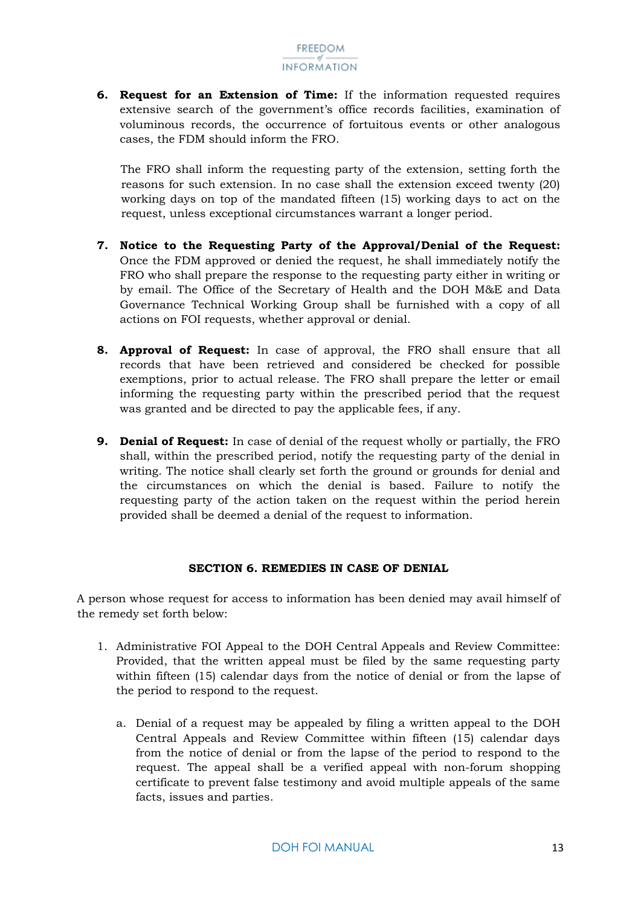6. **Request for an Extension of Time:** If the information requested requires extensive search of the government's office records facilities, examination of voluminous records, the occurrence of fortuitous events or other analogous cases, the FDM should inform the FRO.

   The FRO shall inform the requesting party of the extension, setting forth the reasons for such extension. In no case shall the extension exceed twenty (20) working days on top of the mandated fifteen (15) working days to act on the request, unless exceptional circumstances warrant a longer period.

7. **Notice to the Requesting Party of the Approval/Denial of the Request:** Once the FDM approved or denied the request, he shall immediately notify the FRO who shall prepare the response to the requesting party either in writing or by email. The Office of the Secretary of Health and the DOH M&E and Data Governance Technical Working Group shall be furnished with a copy of all actions on FOI requests, whether approval or denial.

8. **Approval of Request:** In case of approval, the FRO shall ensure that all records that have been retrieved and considered be checked for possible exemptions, prior to actual release. The FRO shall prepare the letter or email informing the requesting party within the prescribed period that the request was granted and be directed to pay the applicable fees, if any.

9. **Denial of Request:** In case of denial of the request wholly or partially, the FRO shall, within the prescribed period, notify the requesting party of the denial in writing. The notice shall clearly set forth the ground or grounds for denial and the circumstances on which the denial is based. Failure to notify the requesting party of the action taken on the request within the period herein provided shall be deemed a denial of the request to information.

## SECTION 6. REMEDIES IN CASE OF DENIAL

A person whose request for access to information has been denied may avail himself of the remedy set forth below:

1. Administrative FOI Appeal to the DOH Central Appeals and Review Committee: Provided, that the written appeal must be filed by the same requesting party within fifteen (15) calendar days from the notice of denial or from the lapse of the period to respond to the request.

   a. Denial of a request may be appealed by filing a written appeal to the DOH Central Appeals and Review Committee within fifteen (15) calendar days from the notice of denial or from the lapse of the period to respond to the request. The appeal shall be a verified appeal with non-forum shopping certificate to prevent false testimony and avoid multiple appeals of the same facts, issues and parties.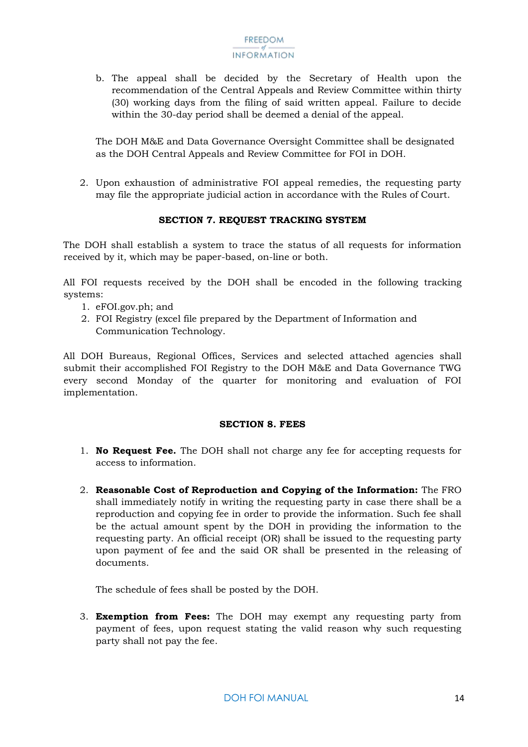b. The appeal shall be decided by the Secretary of Health upon the recommendation of the Central Appeals and Review Committee within thirty (30) working days from the filing of said written appeal. Failure to decide within the 30-day period shall be deemed a denial of the appeal.

The DOH M&E and Data Governance Oversight Committee shall be designated as the DOH Central Appeals and Review Committee for FOI in DOH.

2. Upon exhaustion of administrative FOI appeal remedies, the requesting party may file the appropriate judicial action in accordance with the Rules of Court.

## SECTION 7. REQUEST TRACKING SYSTEM

The DOH shall establish a system to trace the status of all requests for information received by it, which may be paper-based, on-line or both.

All FOI requests received by the DOH shall be encoded in the following tracking systems:

1. eFOI.gov.ph; and
2. FOI Registry (excel file prepared by the Department of Information and Communication Technology.

All DOH Bureaus, Regional Offices, Services and selected attached agencies shall submit their accomplished FOI Registry to the DOH M&E and Data Governance TWG every second Monday of the quarter for monitoring and evaluation of FOI implementation.

## SECTION 8. FEES

1. **No Request Fee.** The DOH shall not charge any fee for accepting requests for access to information.

2. **Reasonable Cost of Reproduction and Copying of the Information:** The FRO shall immediately notify in writing the requesting party in case there shall be a reproduction and copying fee in order to provide the information. Such fee shall be the actual amount spent by the DOH in providing the information to the requesting party. An official receipt (OR) shall be issued to the requesting party upon payment of fee and the said OR shall be presented in the releasing of documents.

   The schedule of fees shall be posted by the DOH.

3. **Exemption from Fees:** The DOH may exempt any requesting party from payment of fees, upon request stating the valid reason why such requesting party shall not pay the fee.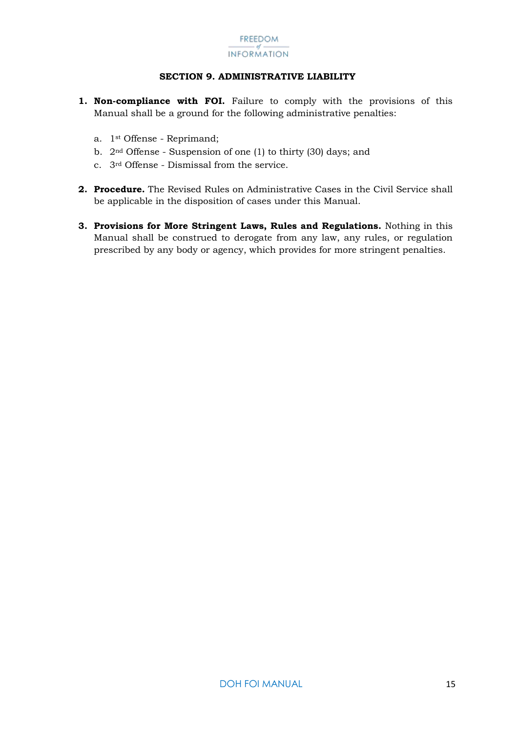## SECTION 9. ADMINISTRATIVE LIABILITY

1. **Non-compliance with FOI.** Failure to comply with the provisions of this Manual shall be a ground for the following administrative penalties:

   a. 1st Offense - Reprimand;
   
   b. 2nd Offense - Suspension of one (1) to thirty (30) days; and
   
   c. 3rd Offense - Dismissal from the service.

2. **Procedure.** The Revised Rules on Administrative Cases in the Civil Service shall be applicable in the disposition of cases under this Manual.

3. **Provisions for More Stringent Laws, Rules and Regulations.** Nothing in this Manual shall be construed to derogate from any law, any rules, or regulation prescribed by any body or agency, which provides for more stringent penalties.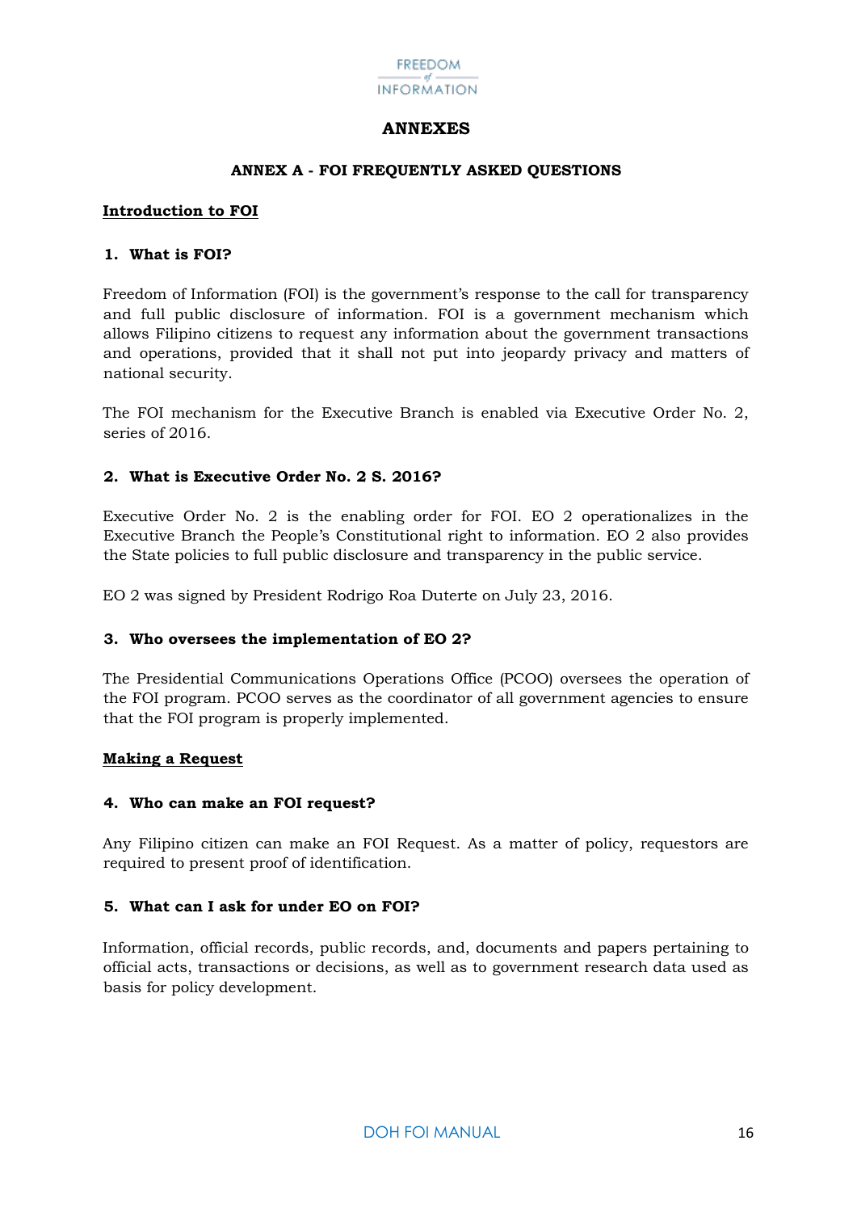# ANNEXES

## ANNEX A - FOI FREQUENTLY ASKED QUESTIONS

### Introduction to FOI

**1. What is FOI?**

Freedom of Information (FOI) is the government's response to the call for transparency and full public disclosure of information. FOI is a government mechanism which allows Filipino citizens to request any information about the government transactions and operations, provided that it shall not put into jeopardy privacy and matters of national security.

The FOI mechanism for the Executive Branch is enabled via Executive Order No. 2, series of 2016.

**2. What is Executive Order No. 2 S. 2016?**

Executive Order No. 2 is the enabling order for FOI. EO 2 operationalizes in the Executive Branch the People's Constitutional right to information. EO 2 also provides the State policies to full public disclosure and transparency in the public service.

EO 2 was signed by President Rodrigo Roa Duterte on July 23, 2016.

**3. Who oversees the implementation of EO 2?**

The Presidential Communications Operations Office (PCOO) oversees the operation of the FOI program. PCOO serves as the coordinator of all government agencies to ensure that the FOI program is properly implemented.

### Making a Request

**4. Who can make an FOI request?**

Any Filipino citizen can make an FOI Request. As a matter of policy, requestors are required to present proof of identification.

**5. What can I ask for under EO on FOI?**

Information, official records, public records, and, documents and papers pertaining to official acts, transactions or decisions, as well as to government research data used as basis for policy development.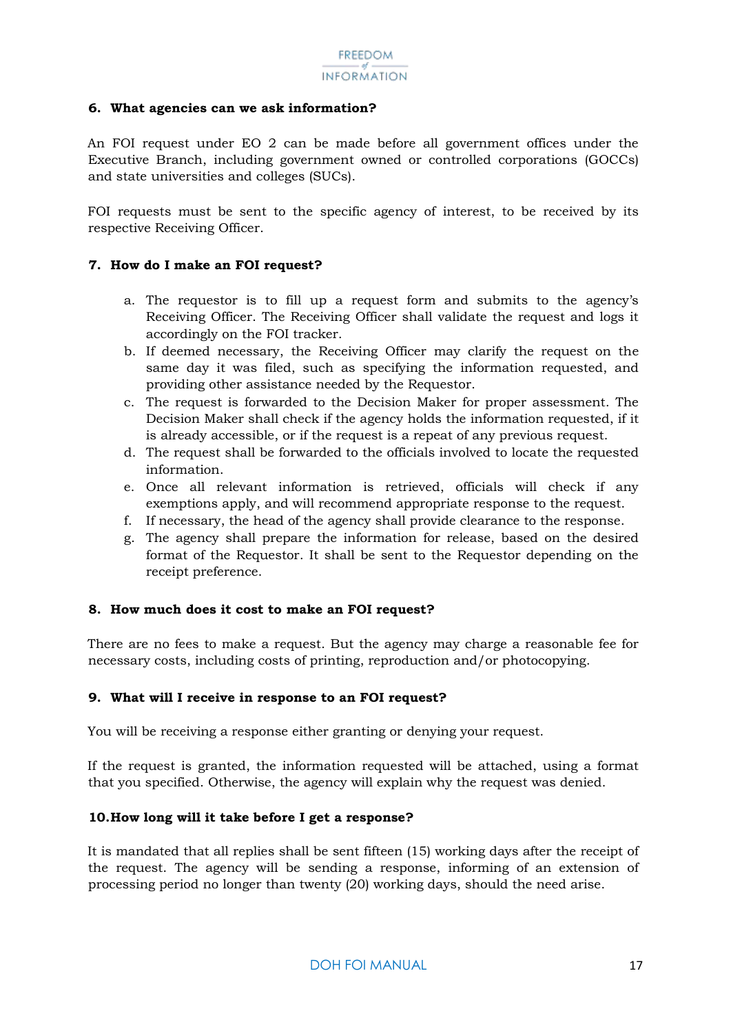#### 6. What agencies can we ask information?

An FOI request under EO 2 can be made before all government offices under the Executive Branch, including government owned or controlled corporations (GOCCs) and state universities and colleges (SUCs).

FOI requests must be sent to the specific agency of interest, to be received by its respective Receiving Officer.

#### 7. How do I make an FOI request?

a. The requestor is to fill up a request form and submits to the agency's Receiving Officer. The Receiving Officer shall validate the request and logs it accordingly on the FOI tracker.
b. If deemed necessary, the Receiving Officer may clarify the request on the same day it was filed, such as specifying the information requested, and providing other assistance needed by the Requestor.
c. The request is forwarded to the Decision Maker for proper assessment. The Decision Maker shall check if the agency holds the information requested, if it is already accessible, or if the request is a repeat of any previous request.
d. The request shall be forwarded to the officials involved to locate the requested information.
e. Once all relevant information is retrieved, officials will check if any exemptions apply, and will recommend appropriate response to the request.
f. If necessary, the head of the agency shall provide clearance to the response.
g. The agency shall prepare the information for release, based on the desired format of the Requestor. It shall be sent to the Requestor depending on the receipt preference.

#### 8. How much does it cost to make an FOI request?

There are no fees to make a request. But the agency may charge a reasonable fee for necessary costs, including costs of printing, reproduction and/or photocopying.

#### 9. What will I receive in response to an FOI request?

You will be receiving a response either granting or denying your request.

If the request is granted, the information requested will be attached, using a format that you specified. Otherwise, the agency will explain why the request was denied.

#### 10. How long will it take before I get a response?

It is mandated that all replies shall be sent fifteen (15) working days after the receipt of the request. The agency will be sending a response, informing of an extension of processing period no longer than twenty (20) working days, should the need arise.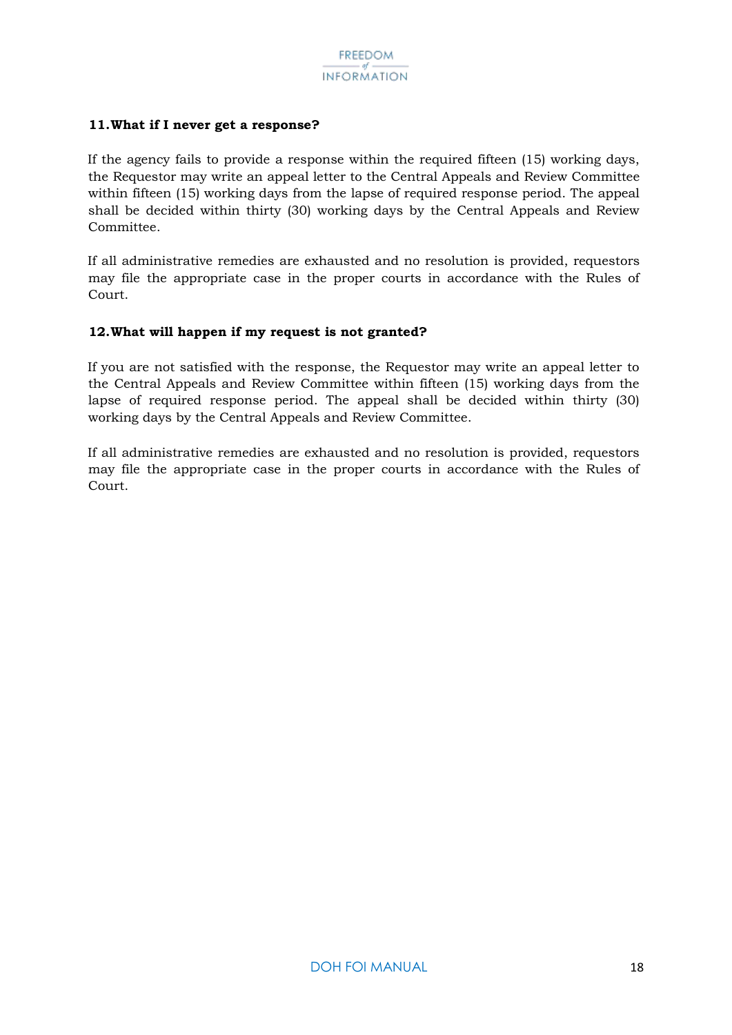**11. What if I never get a response?**

If the agency fails to provide a response within the required fifteen (15) working days, the Requestor may write an appeal letter to the Central Appeals and Review Committee within fifteen (15) working days from the lapse of required response period. The appeal shall be decided within thirty (30) working days by the Central Appeals and Review Committee.

If all administrative remedies are exhausted and no resolution is provided, requestors may file the appropriate case in the proper courts in accordance with the Rules of Court.

**12. What will happen if my request is not granted?**

If you are not satisfied with the response, the Requestor may write an appeal letter to the Central Appeals and Review Committee within fifteen (15) working days from the lapse of required response period. The appeal shall be decided within thirty (30) working days by the Central Appeals and Review Committee.

If all administrative remedies are exhausted and no resolution is provided, requestors may file the appropriate case in the proper courts in accordance with the Rules of Court.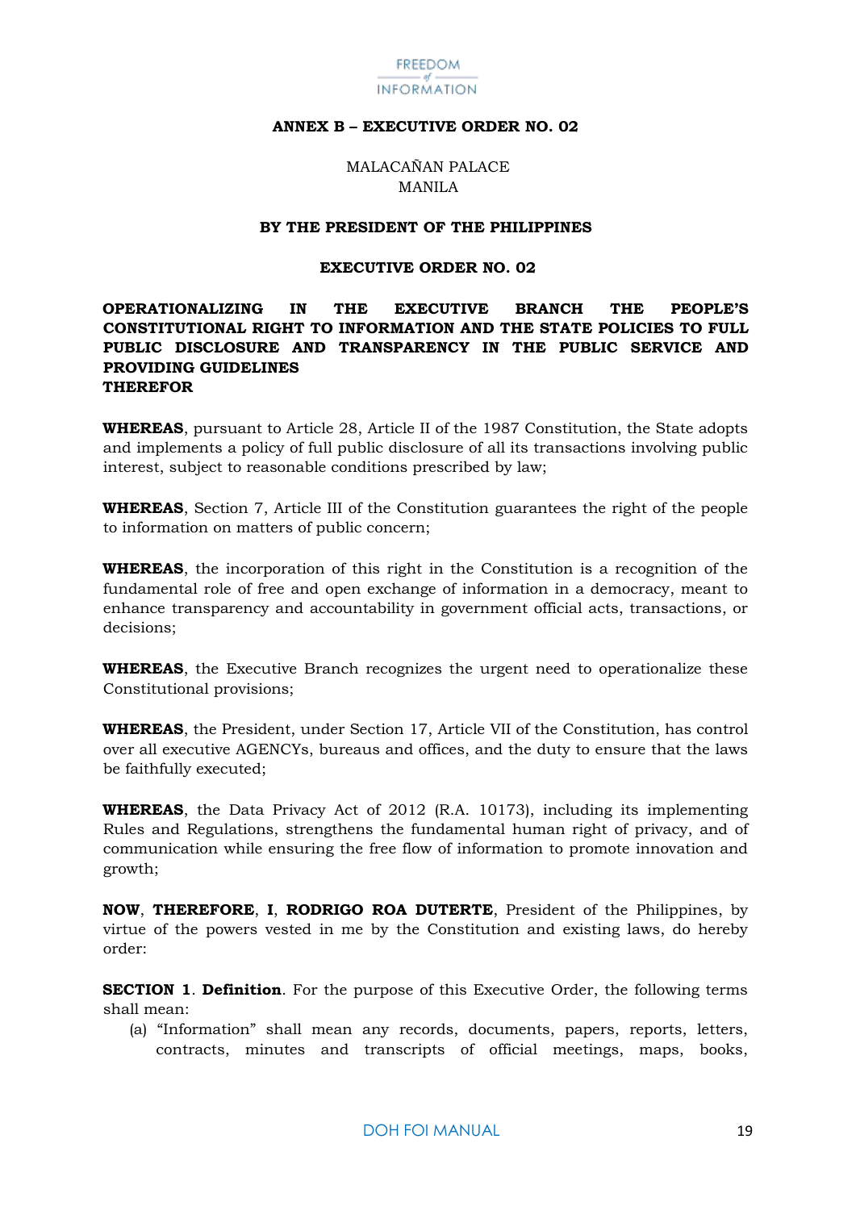**ANNEX B – EXECUTIVE ORDER NO. 02**

MALACAÑAN PALACE
MANILA

**BY THE PRESIDENT OF THE PHILIPPINES**

**EXECUTIVE ORDER NO. 02**

**OPERATIONALIZING IN THE EXECUTIVE BRANCH THE PEOPLE'S CONSTITUTIONAL RIGHT TO INFORMATION AND THE STATE POLICIES TO FULL PUBLIC DISCLOSURE AND TRANSPARENCY IN THE PUBLIC SERVICE AND PROVIDING GUIDELINES THEREFOR**

**WHEREAS**, pursuant to Article 28, Article II of the 1987 Constitution, the State adopts and implements a policy of full public disclosure of all its transactions involving public interest, subject to reasonable conditions prescribed by law;

**WHEREAS**, Section 7, Article III of the Constitution guarantees the right of the people to information on matters of public concern;

**WHEREAS**, the incorporation of this right in the Constitution is a recognition of the fundamental role of free and open exchange of information in a democracy, meant to enhance transparency and accountability in government official acts, transactions, or decisions;

**WHEREAS**, the Executive Branch recognizes the urgent need to operationalize these Constitutional provisions;

**WHEREAS**, the President, under Section 17, Article VII of the Constitution, has control over all executive AGENCYs, bureaus and offices, and the duty to ensure that the laws be faithfully executed;

**WHEREAS**, the Data Privacy Act of 2012 (R.A. 10173), including its implementing Rules and Regulations, strengthens the fundamental human right of privacy, and of communication while ensuring the free flow of information to promote innovation and growth;

**NOW**, **THEREFORE**, **I**, **RODRIGO ROA DUTERTE**, President of the Philippines, by virtue of the powers vested in me by the Constitution and existing laws, do hereby order:

**SECTION 1**. **Definition**. For the purpose of this Executive Order, the following terms shall mean:

(a) "Information" shall mean any records, documents, papers, reports, letters, contracts, minutes and transcripts of official meetings, maps, books,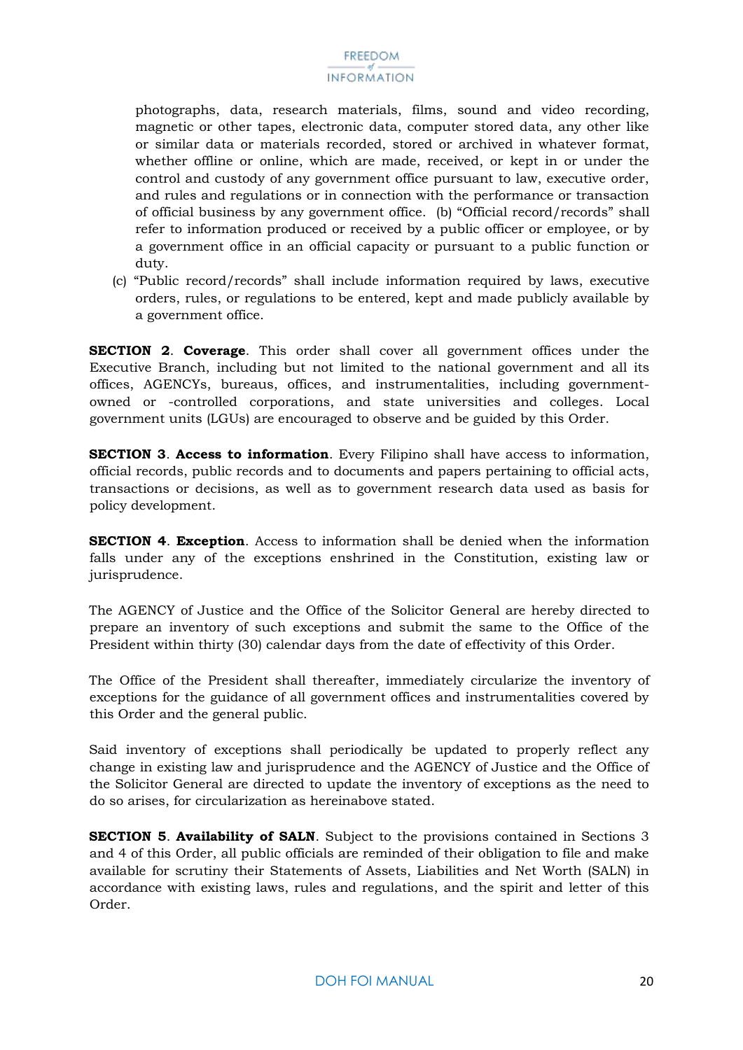photographs, data, research materials, films, sound and video recording, magnetic or other tapes, electronic data, computer stored data, any other like or similar data or materials recorded, stored or archived in whatever format, whether offline or online, which are made, received, or kept in or under the control and custody of any government office pursuant to law, executive order, and rules and regulations or in connection with the performance or transaction of official business by any government office. (b) "Official record/records" shall refer to information produced or received by a public officer or employee, or by a government office in an official capacity or pursuant to a public function or duty.

(c) "Public record/records" shall include information required by laws, executive orders, rules, or regulations to be entered, kept and made publicly available by a government office.

**SECTION 2**. **Coverage**. This order shall cover all government offices under the Executive Branch, including but not limited to the national government and all its offices, AGENCYs, bureaus, offices, and instrumentalities, including government-owned or -controlled corporations, and state universities and colleges. Local government units (LGUs) are encouraged to observe and be guided by this Order.

**SECTION 3**. **Access to information**. Every Filipino shall have access to information, official records, public records and to documents and papers pertaining to official acts, transactions or decisions, as well as to government research data used as basis for policy development.

**SECTION 4**. **Exception**. Access to information shall be denied when the information falls under any of the exceptions enshrined in the Constitution, existing law or jurisprudence.

The AGENCY of Justice and the Office of the Solicitor General are hereby directed to prepare an inventory of such exceptions and submit the same to the Office of the President within thirty (30) calendar days from the date of effectivity of this Order.

The Office of the President shall thereafter, immediately circularize the inventory of exceptions for the guidance of all government offices and instrumentalities covered by this Order and the general public.

Said inventory of exceptions shall periodically be updated to properly reflect any change in existing law and jurisprudence and the AGENCY of Justice and the Office of the Solicitor General are directed to update the inventory of exceptions as the need to do so arises, for circularization as hereinabove stated.

**SECTION 5**. **Availability of SALN**. Subject to the provisions contained in Sections 3 and 4 of this Order, all public officials are reminded of their obligation to file and make available for scrutiny their Statements of Assets, Liabilities and Net Worth (SALN) in accordance with existing laws, rules and regulations, and the spirit and letter of this Order.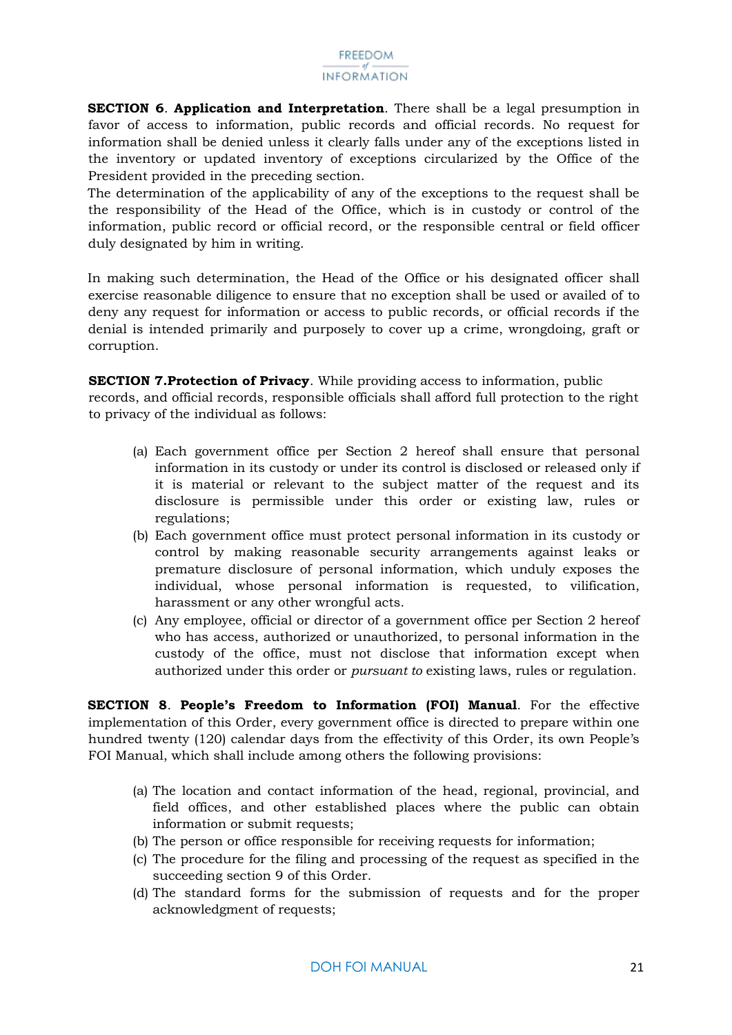**SECTION 6**. **Application and Interpretation**. There shall be a legal presumption in favor of access to information, public records and official records. No request for information shall be denied unless it clearly falls under any of the exceptions listed in the inventory or updated inventory of exceptions circularized by the Office of the President provided in the preceding section.

The determination of the applicability of any of the exceptions to the request shall be the responsibility of the Head of the Office, which is in custody or control of the information, public record or official record, or the responsible central or field officer duly designated by him in writing.

In making such determination, the Head of the Office or his designated officer shall exercise reasonable diligence to ensure that no exception shall be used or availed of to deny any request for information or access to public records, or official records if the denial is intended primarily and purposely to cover up a crime, wrongdoing, graft or corruption.

**SECTION 7.Protection of Privacy**. While providing access to information, public records, and official records, responsible officials shall afford full protection to the right to privacy of the individual as follows:

(a) Each government office per Section 2 hereof shall ensure that personal information in its custody or under its control is disclosed or released only if it is material or relevant to the subject matter of the request and its disclosure is permissible under this order or existing law, rules or regulations;

(b) Each government office must protect personal information in its custody or control by making reasonable security arrangements against leaks or premature disclosure of personal information, which unduly exposes the individual, whose personal information is requested, to vilification, harassment or any other wrongful acts.

(c) Any employee, official or director of a government office per Section 2 hereof who has access, authorized or unauthorized, to personal information in the custody of the office, must not disclose that information except when authorized under this order or *pursuant to* existing laws, rules or regulation.

**SECTION 8**. **People's Freedom to Information (FOI) Manual**. For the effective implementation of this Order, every government office is directed to prepare within one hundred twenty (120) calendar days from the effectivity of this Order, its own People's FOI Manual, which shall include among others the following provisions:

(a) The location and contact information of the head, regional, provincial, and field offices, and other established places where the public can obtain information or submit requests;

(b) The person or office responsible for receiving requests for information;

(c) The procedure for the filing and processing of the request as specified in the succeeding section 9 of this Order.

(d) The standard forms for the submission of requests and for the proper acknowledgment of requests;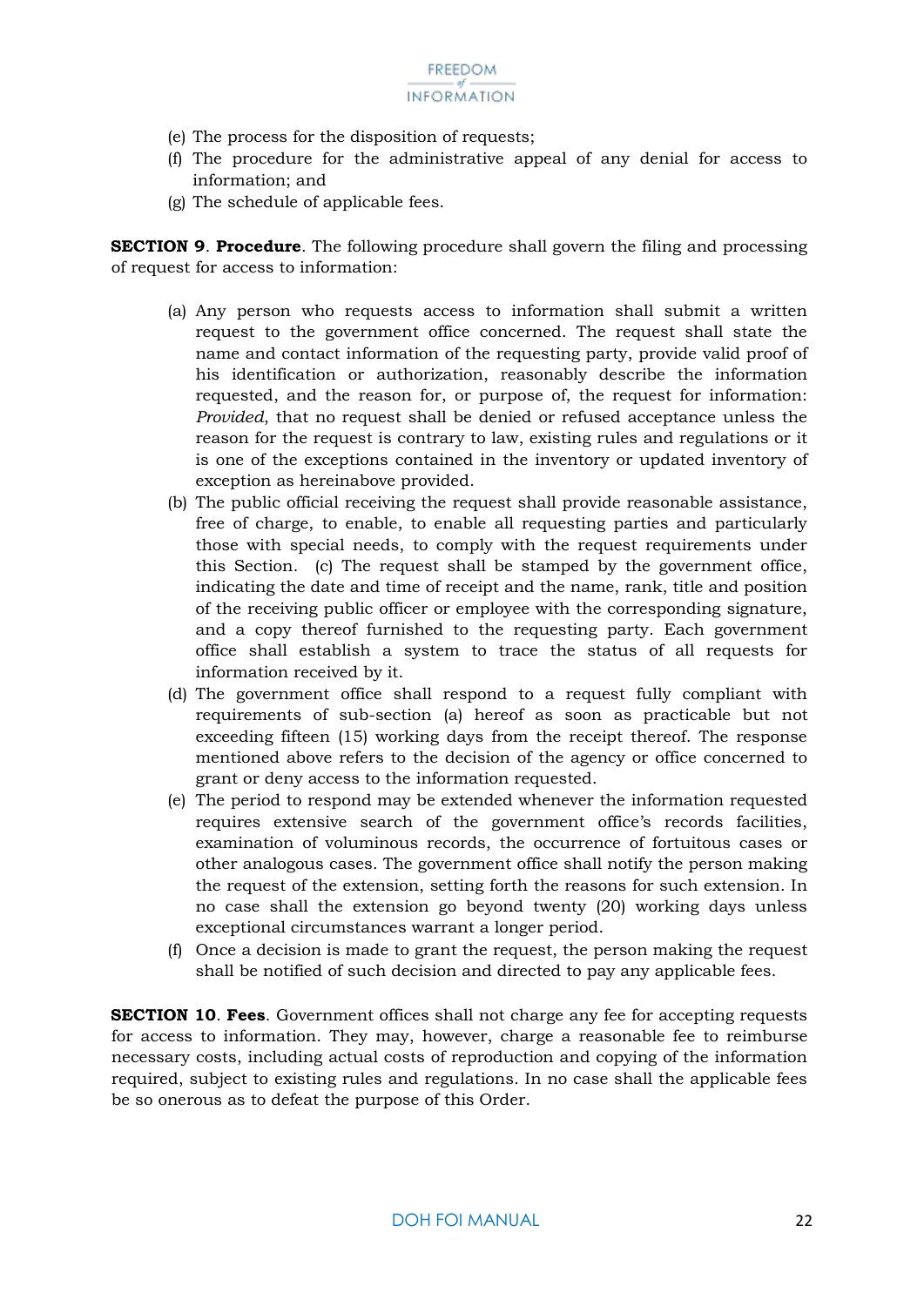(e) The process for the disposition of requests;

(f) The procedure for the administrative appeal of any denial for access to information; and

(g) The schedule of applicable fees.

**SECTION 9**. **Procedure**. The following procedure shall govern the filing and processing of request for access to information:

(a) Any person who requests access to information shall submit a written request to the government office concerned. The request shall state the name and contact information of the requesting party, provide valid proof of his identification or authorization, reasonably describe the information requested, and the reason for, or purpose of, the request for information: *Provided*, that no request shall be denied or refused acceptance unless the reason for the request is contrary to law, existing rules and regulations or it is one of the exceptions contained in the inventory or updated inventory of exception as hereinabove provided.

(b) The public official receiving the request shall provide reasonable assistance, free of charge, to enable, to enable all requesting parties and particularly those with special needs, to comply with the request requirements under this Section. (c) The request shall be stamped by the government office, indicating the date and time of receipt and the name, rank, title and position of the receiving public officer or employee with the corresponding signature, and a copy thereof furnished to the requesting party. Each government office shall establish a system to trace the status of all requests for information received by it.

(d) The government office shall respond to a request fully compliant with requirements of sub-section (a) hereof as soon as practicable but not exceeding fifteen (15) working days from the receipt thereof. The response mentioned above refers to the decision of the agency or office concerned to grant or deny access to the information requested.

(e) The period to respond may be extended whenever the information requested requires extensive search of the government office's records facilities, examination of voluminous records, the occurrence of fortuitous cases or other analogous cases. The government office shall notify the person making the request of the extension, setting forth the reasons for such extension. In no case shall the extension go beyond twenty (20) working days unless exceptional circumstances warrant a longer period.

(f) Once a decision is made to grant the request, the person making the request shall be notified of such decision and directed to pay any applicable fees.

**SECTION 10**. **Fees**. Government offices shall not charge any fee for accepting requests for access to information. They may, however, charge a reasonable fee to reimburse necessary costs, including actual costs of reproduction and copying of the information required, subject to existing rules and regulations. In no case shall the applicable fees be so onerous as to defeat the purpose of this Order.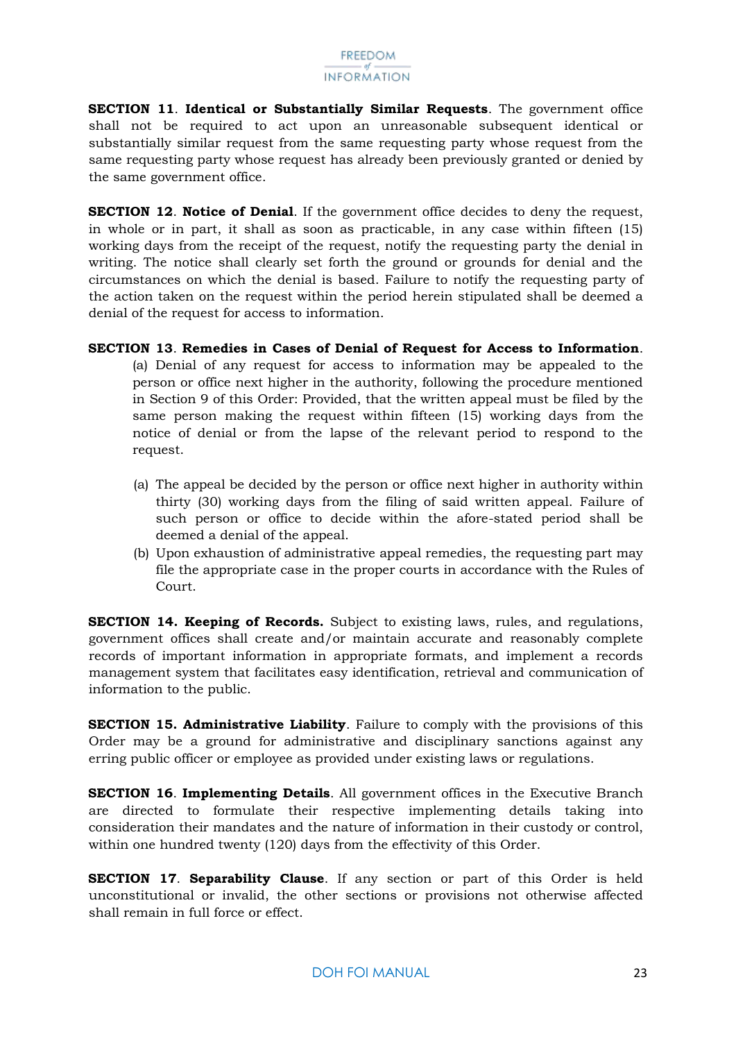**SECTION 11**. **Identical or Substantially Similar Requests**. The government office shall not be required to act upon an unreasonable subsequent identical or substantially similar request from the same requesting party whose request from the same requesting party whose request has already been previously granted or denied by the same government office.

**SECTION 12**. **Notice of Denial**. If the government office decides to deny the request, in whole or in part, it shall as soon as practicable, in any case within fifteen (15) working days from the receipt of the request, notify the requesting party the denial in writing. The notice shall clearly set forth the ground or grounds for denial and the circumstances on which the denial is based. Failure to notify the requesting party of the action taken on the request within the period herein stipulated shall be deemed a denial of the request for access to information.

**SECTION 13**. **Remedies in Cases of Denial of Request for Access to Information**.

(a) Denial of any request for access to information may be appealed to the person or office next higher in the authority, following the procedure mentioned in Section 9 of this Order: Provided, that the written appeal must be filed by the same person making the request within fifteen (15) working days from the notice of denial or from the lapse of the relevant period to respond to the request.

(a) The appeal be decided by the person or office next higher in authority within thirty (30) working days from the filing of said written appeal. Failure of such person or office to decide within the afore-stated period shall be deemed a denial of the appeal.

(b) Upon exhaustion of administrative appeal remedies, the requesting part may file the appropriate case in the proper courts in accordance with the Rules of Court.

**SECTION 14. Keeping of Records.** Subject to existing laws, rules, and regulations, government offices shall create and/or maintain accurate and reasonably complete records of important information in appropriate formats, and implement a records management system that facilitates easy identification, retrieval and communication of information to the public.

**SECTION 15. Administrative Liability**. Failure to comply with the provisions of this Order may be a ground for administrative and disciplinary sanctions against any erring public officer or employee as provided under existing laws or regulations.

**SECTION 16**. **Implementing Details**. All government offices in the Executive Branch are directed to formulate their respective implementing details taking into consideration their mandates and the nature of information in their custody or control, within one hundred twenty (120) days from the effectivity of this Order.

**SECTION 17**. **Separability Clause**. If any section or part of this Order is held unconstitutional or invalid, the other sections or provisions not otherwise affected shall remain in full force or effect.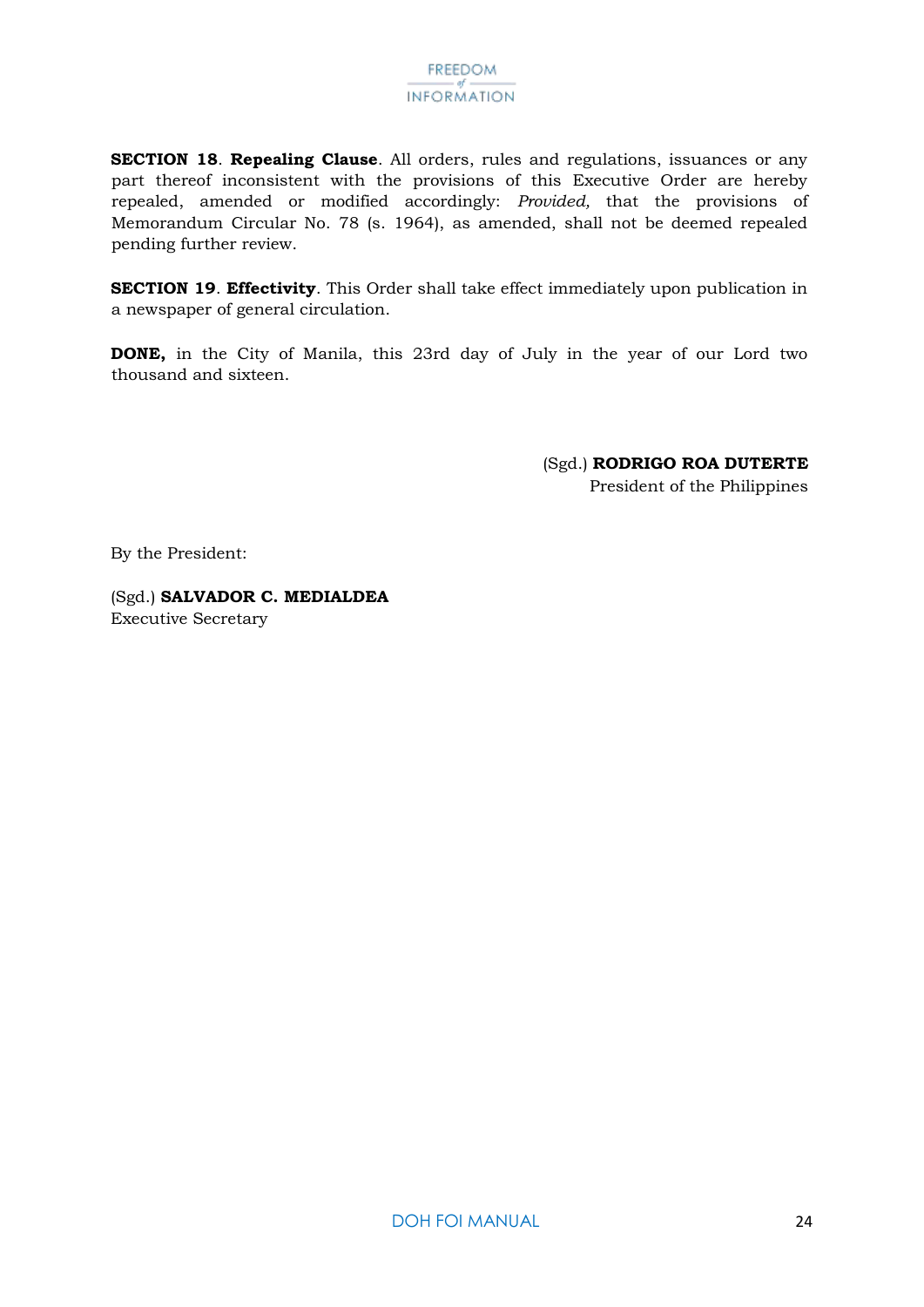**SECTION 18**. **Repealing Clause**. All orders, rules and regulations, issuances or any part thereof inconsistent with the provisions of this Executive Order are hereby repealed, amended or modified accordingly: *Provided,* that the provisions of Memorandum Circular No. 78 (s. 1964), as amended, shall not be deemed repealed pending further review.

**SECTION 19**. **Effectivity**. This Order shall take effect immediately upon publication in a newspaper of general circulation.

**DONE,** in the City of Manila, this 23rd day of July in the year of our Lord two thousand and sixteen.

(Sgd.) **RODRIGO ROA DUTERTE**
President of the Philippines

By the President:

(Sgd.) **SALVADOR C. MEDIALDEA**
Executive Secretary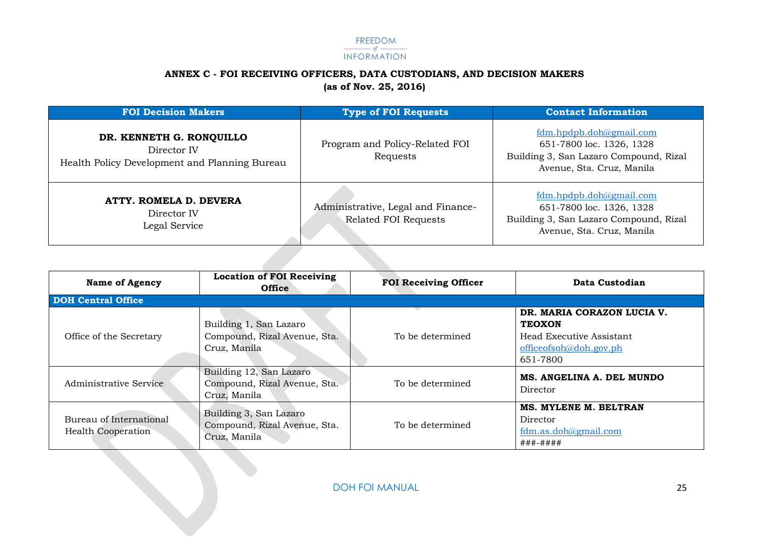FREEDOM of INFORMATION

**ANNEX C - FOI RECEIVING OFFICERS, DATA CUSTODIANS, AND DECISION MAKERS**
**(as of Nov. 25, 2016)**

| FOI Decision Makers | Type of FOI Requests | Contact Information |
|---|---|---|
| **DR. KENNETH G. RONQUILLO**<br>Director IV<br>Health Policy Development and Planning Bureau | Program and Policy-Related FOI Requests | fdm.hpdpb.doh@gmail.com<br>651-7800 loc. 1326, 1328<br>Building 3, San Lazaro Compound, Rizal Avenue, Sta. Cruz, Manila |
| **ATTY. ROMELA D. DEVERA**<br>Director IV<br>Legal Service | Administrative, Legal and Finance-Related FOI Requests | fdm.hpdpb.doh@gmail.com<br>651-7800 loc. 1326, 1328<br>Building 3, San Lazaro Compound, Rizal Avenue, Sta. Cruz, Manila |

| Name of Agency | Location of FOI Receiving Office | FOI Receiving Officer | Data Custodian |
|---|---|---|---|
| **DOH Central Office** | | | |
| Office of the Secretary | Building 1, San Lazaro Compound, Rizal Avenue, Sta. Cruz, Manila | To be determined | **DR. MARIA CORAZON LUCIA V. TEOXON**<br>Head Executive Assistant<br>officeofsoh@doh.gov.ph<br>651-7800 |
| Administrative Service | Building 12, San Lazaro Compound, Rizal Avenue, Sta. Cruz, Manila | To be determined | **MS. ANGELINA A. DEL MUNDO**<br>Director |
| Bureau of International Health Cooperation | Building 3, San Lazaro Compound, Rizal Avenue, Sta. Cruz, Manila | To be determined | **MS. MYLENE M. BELTRAN**<br>Director<br>fdm.as.doh@gmail.com<br>###-#### |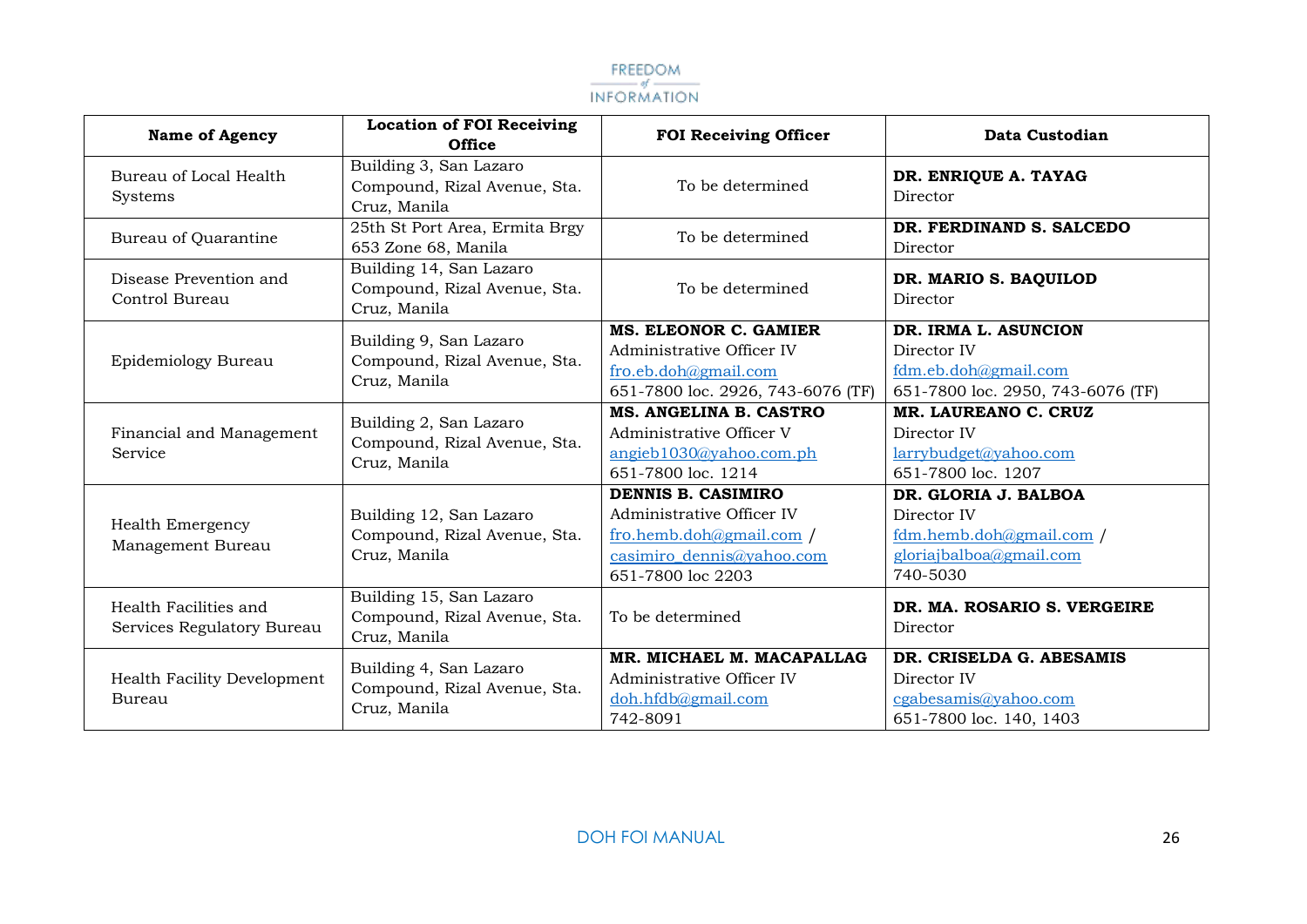| Name of Agency | Location of FOI Receiving Office | FOI Receiving Officer | Data Custodian |
|---|---|---|---|
| Bureau of Local Health Systems | Building 3, San Lazaro Compound, Rizal Avenue, Sta. Cruz, Manila | To be determined | **DR. ENRIQUE A. TAYAG**<br>Director |
| Bureau of Quarantine | 25th St Port Area, Ermita Brgy 653 Zone 68, Manila | To be determined | **DR. FERDINAND S. SALCEDO**<br>Director |
| Disease Prevention and Control Bureau | Building 14, San Lazaro Compound, Rizal Avenue, Sta. Cruz, Manila | To be determined | **DR. MARIO S. BAQUILOD**<br>Director |
| Epidemiology Bureau | Building 9, San Lazaro Compound, Rizal Avenue, Sta. Cruz, Manila | **MS. ELEONOR C. GAMIER**<br>Administrative Officer IV<br>fro.eb.doh@gmail.com<br>651-7800 loc. 2926, 743-6076 (TF) | **DR. IRMA L. ASUNCION**<br>Director IV<br>fdm.eb.doh@gmail.com<br>651-7800 loc. 2950, 743-6076 (TF) |
| Financial and Management Service | Building 2, San Lazaro Compound, Rizal Avenue, Sta. Cruz, Manila | **MS. ANGELINA B. CASTRO**<br>Administrative Officer V<br>angieb1030@yahoo.com.ph<br>651-7800 loc. 1214 | **MR. LAUREANO C. CRUZ**<br>Director IV<br>larrybudget@yahoo.com<br>651-7800 loc. 1207 |
| Health Emergency Management Bureau | Building 12, San Lazaro Compound, Rizal Avenue, Sta. Cruz, Manila | **DENNIS B. CASIMIRO**<br>Administrative Officer IV<br>fro.hemb.doh@gmail.com / casimiro_dennis@yahoo.com<br>651-7800 loc 2203 | **DR. GLORIA J. BALBOA**<br>Director IV<br>fdm.hemb.doh@gmail.com / gloriajbalboa@gmail.com<br>740-5030 |
| Health Facilities and Services Regulatory Bureau | Building 15, San Lazaro Compound, Rizal Avenue, Sta. Cruz, Manila | To be determined | **DR. MA. ROSARIO S. VERGEIRE**<br>Director |
| Health Facility Development Bureau | Building 4, San Lazaro Compound, Rizal Avenue, Sta. Cruz, Manila | **MR. MICHAEL M. MACAPALLAG**<br>Administrative Officer IV<br>doh.hfdb@gmail.com<br>742-8091 | **DR. CRISELDA G. ABESAMIS**<br>Director IV<br>cgabesamis@yahoo.com<br>651-7800 loc. 140, 1403 |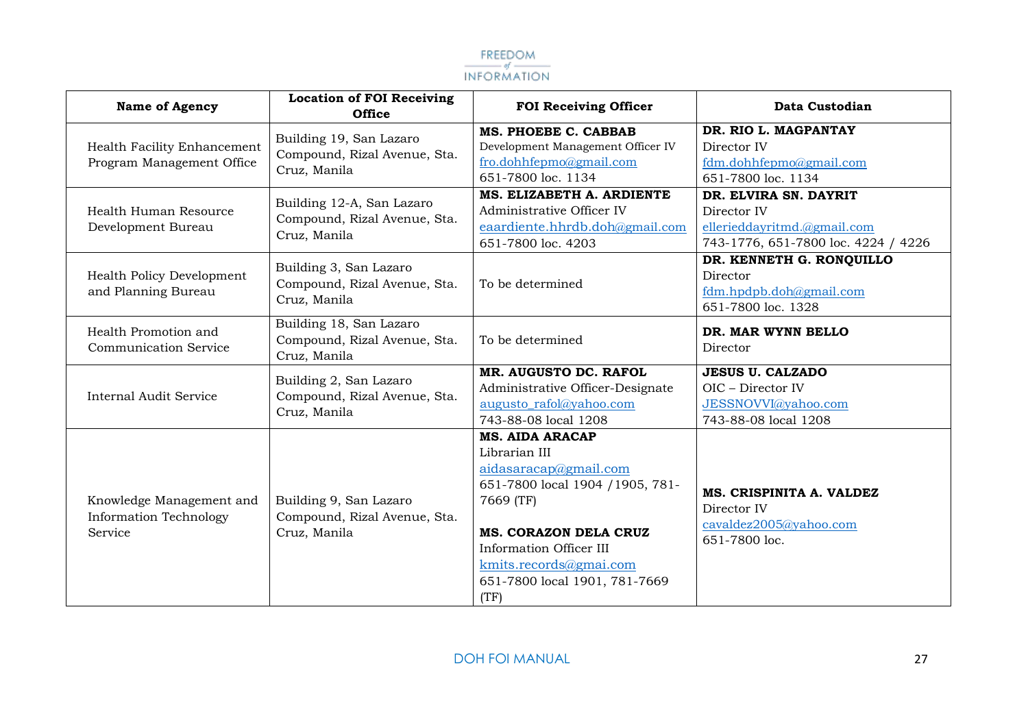| Name of Agency | Location of FOI Receiving Office | FOI Receiving Officer | Data Custodian |
|---|---|---|---|
| Health Facility Enhancement Program Management Office | Building 19, San Lazaro Compound, Rizal Avenue, Sta. Cruz, Manila | **MS. PHOEBE C. CABBAB**<br>Development Management Officer IV<br>fro.dohhfepmo@gmail.com<br>651-7800 loc. 1134 | **DR. RIO L. MAGPANTAY**<br>Director IV<br>fdm.dohhfepmo@gmail.com<br>651-7800 loc. 1134 |
| Health Human Resource Development Bureau | Building 12-A, San Lazaro Compound, Rizal Avenue, Sta. Cruz, Manila | **MS. ELIZABETH A. ARDIENTE**<br>Administrative Officer IV<br>eaardiente.hhrdb.doh@gmail.com<br>651-7800 loc. 4203 | **DR. ELVIRA SN. DAYRIT**<br>Director IV<br>ellerieddayritmd.@gmail.com<br>743-1776, 651-7800 loc. 4224 / 4226 |
| Health Policy Development and Planning Bureau | Building 3, San Lazaro Compound, Rizal Avenue, Sta. Cruz, Manila | To be determined | **DR. KENNETH G. RONQUILLO**<br>Director<br>fdm.hpdpb.doh@gmail.com<br>651-7800 loc. 1328 |
| Health Promotion and Communication Service | Building 18, San Lazaro Compound, Rizal Avenue, Sta. Cruz, Manila | To be determined | **DR. MAR WYNN BELLO**<br>Director |
| Internal Audit Service | Building 2, San Lazaro Compound, Rizal Avenue, Sta. Cruz, Manila | **MR. AUGUSTO DC. RAFOL**<br>Administrative Officer-Designate<br>augusto_rafol@yahoo.com<br>743-88-08 local 1208 | **JESUS U. CALZADO**<br>OIC – Director IV<br>JESSNOVVI@yahoo.com<br>743-88-08 local 1208 |
| Knowledge Management and Information Technology Service | Building 9, San Lazaro Compound, Rizal Avenue, Sta. Cruz, Manila | **MS. AIDA ARACAP**<br>Librarian III<br>aidasaracap@gmail.com<br>651-7800 local 1904 /1905, 781-7669 (TF)<br><br>**MS. CORAZON DELA CRUZ**<br>Information Officer III<br>kmits.records@gmai.com<br>651-7800 local 1901, 781-7669 (TF) | **MS. CRISPINITA A. VALDEZ**<br>Director IV<br>cavaldez2005@yahoo.com<br>651-7800 loc. |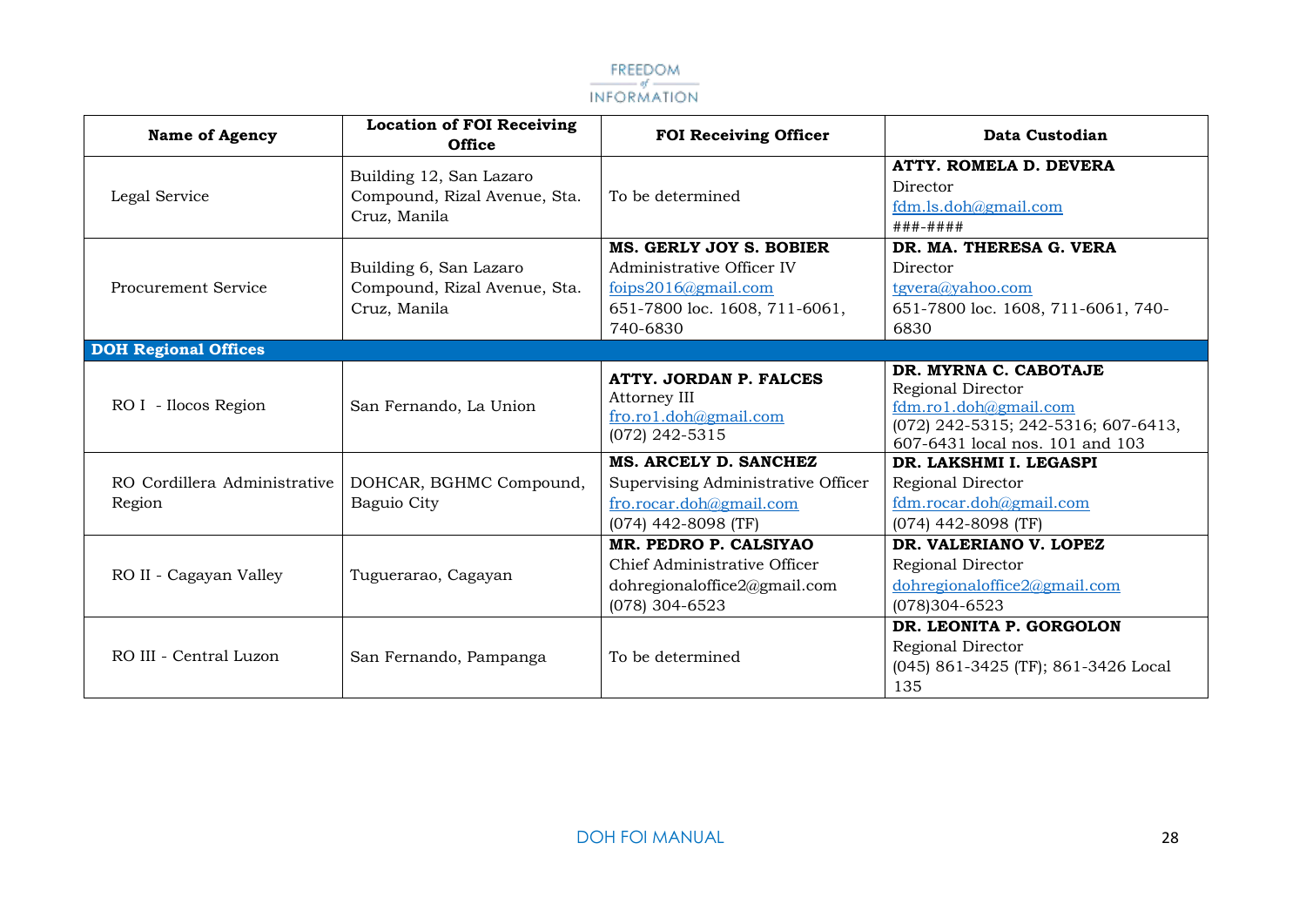| Name of Agency | Location of FOI Receiving Office | FOI Receiving Officer | Data Custodian |
|---|---|---|---|
| Legal Service | Building 12, San Lazaro Compound, Rizal Avenue, Sta. Cruz, Manila | To be determined | **ATTY. ROMELA D. DEVERA**<br>Director<br>fdm.ls.doh@gmail.com<br>###-#### |
| Procurement Service | Building 6, San Lazaro Compound, Rizal Avenue, Sta. Cruz, Manila | **MS. GERLY JOY S. BOBIER**<br>Administrative Officer IV<br>foips2016@gmail.com<br>651-7800 loc. 1608, 711-6061, 740-6830 | **DR. MA. THERESA G. VERA**<br>Director<br>tgvera@yahoo.com<br>651-7800 loc. 1608, 711-6061, 740-6830 |
| **DOH Regional Offices** | | | |
| RO I - Ilocos Region | San Fernando, La Union | **ATTY. JORDAN P. FALCES**<br>Attorney III<br>fro.ro1.doh@gmail.com<br>(072) 242-5315 | **DR. MYRNA C. CABOTAJE**<br>Regional Director<br>fdm.ro1.doh@gmail.com<br>(072) 242-5315; 242-5316; 607-6413, 607-6431 local nos. 101 and 103 |
| RO Cordillera Administrative Region | DOHCAR, BGHMC Compound, Baguio City | **MS. ARCELY D. SANCHEZ**<br>Supervising Administrative Officer<br>fro.rocar.doh@gmail.com<br>(074) 442-8098 (TF) | **DR. LAKSHMI I. LEGASPI**<br>Regional Director<br>fdm.rocar.doh@gmail.com<br>(074) 442-8098 (TF) |
| RO II - Cagayan Valley | Tuguerarao, Cagayan | **MR. PEDRO P. CALSIYAO**<br>Chief Administrative Officer<br>dohregionaloffice2@gmail.com<br>(078) 304-6523 | **DR. VALERIANO V. LOPEZ**<br>Regional Director<br>dohregionaloffice2@gmail.com<br>(078)304-6523 |
| RO III - Central Luzon | San Fernando, Pampanga | To be determined | **DR. LEONITA P. GORGOLON**<br>Regional Director<br>(045) 861-3425 (TF); 861-3426 Local 135 |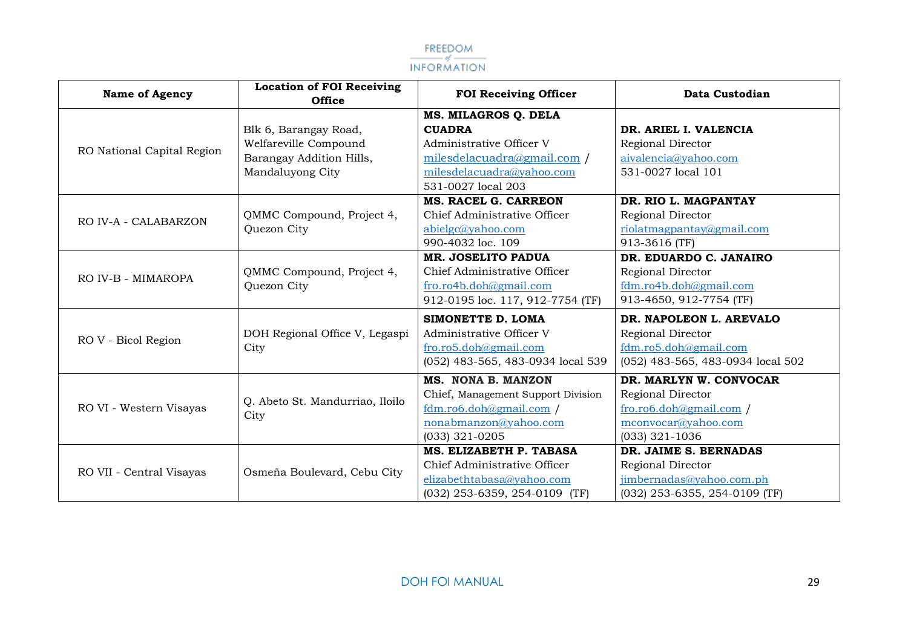| Name of Agency | Location of FOI Receiving Office | FOI Receiving Officer | Data Custodian |
|---|---|---|---|
| RO National Capital Region | Blk 6, Barangay Road, Welfareville Compound Barangay Addition Hills, Mandaluyong City | **MS. MILAGROS Q. DELA CUADRA**<br>Administrative Officer V<br>milesdelacuadra@gmail.com / milesdelacuadra@yahoo.com<br>531-0027 local 203 | **DR. ARIEL I. VALENCIA**<br>Regional Director<br>aivalencia@yahoo.com<br>531-0027 local 101 |
| RO IV-A - CALABARZON | QMMC Compound, Project 4, Quezon City | **MS. RACEL G. CARREON**<br>Chief Administrative Officer<br>abielgc@yahoo.com<br>990-4032 loc. 109 | **DR. RIO L. MAGPANTAY**<br>Regional Director<br>riolatmagpantay@gmail.com<br>913-3616 (TF) |
| RO IV-B - MIMAROPA | QMMC Compound, Project 4, Quezon City | **MR. JOSELITO PADUA**<br>Chief Administrative Officer<br>fro.ro4b.doh@gmail.com<br>912-0195 loc. 117, 912-7754 (TF) | **DR. EDUARDO C. JANAIRO**<br>Regional Director<br>fdm.ro4b.doh@gmail.com<br>913-4650, 912-7754 (TF) |
| RO V - Bicol Region | DOH Regional Office V, Legaspi City | **SIMONETTE D. LOMA**<br>Administrative Officer V<br>fro.ro5.doh@gmail.com<br>(052) 483-565, 483-0934 local 539 | **DR. NAPOLEON L. AREVALO**<br>Regional Director<br>fdm.ro5.doh@gmail.com<br>(052) 483-565, 483-0934 local 502 |
| RO VI - Western Visayas | Q. Abeto St. Mandurriao, Iloilo City | **MS. NONA B. MANZON**<br>Chief, Management Support Division<br>fdm.ro6.doh@gmail.com / nonabmanzon@yahoo.com<br>(033) 321-0205 | **DR. MARLYN W. CONVOCAR**<br>Regional Director<br>fro.ro6.doh@gmail.com / mconvocar@yahoo.com<br>(033) 321-1036 |
| RO VII - Central Visayas | Osmeña Boulevard, Cebu City | **MS. ELIZABETH P. TABASA**<br>Chief Administrative Officer<br>elizabethtabasa@yahoo.com<br>(032) 253-6359, 254-0109 (TF) | **DR. JAIME S. BERNADAS**<br>Regional Director<br>jimbernadas@yahoo.com.ph<br>(032) 253-6355, 254-0109 (TF) |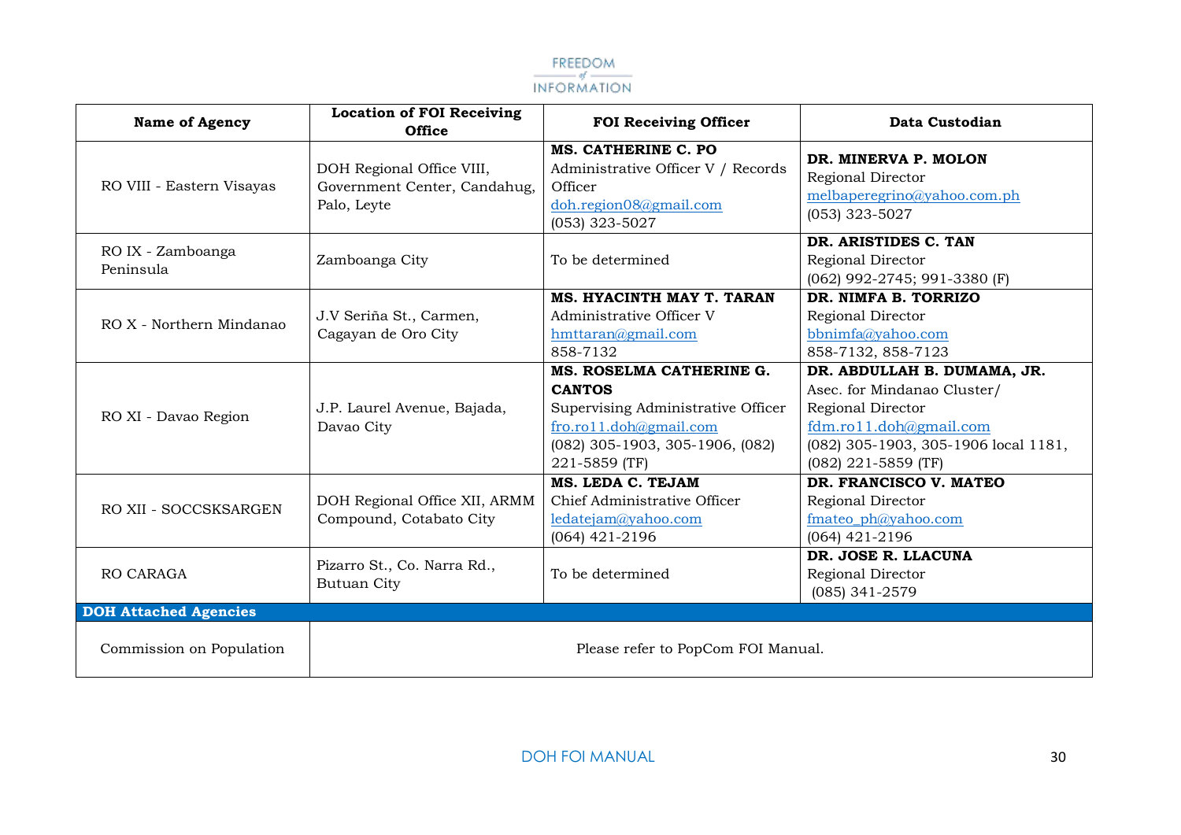| Name of Agency | Location of FOI Receiving Office | FOI Receiving Officer | Data Custodian |
|---|---|---|---|
| RO VIII - Eastern Visayas | DOH Regional Office VIII, Government Center, Candahug, Palo, Leyte | **MS. CATHERINE C. PO**<br>Administrative Officer V / Records Officer<br>doh.region08@gmail.com<br>(053) 323-5027 | **DR. MINERVA P. MOLON**<br>Regional Director<br>melbaperegrino@yahoo.com.ph<br>(053) 323-5027 |
| RO IX - Zamboanga Peninsula | Zamboanga City | To be determined | **DR. ARISTIDES C. TAN**<br>Regional Director<br>(062) 992-2745; 991-3380 (F) |
| RO X - Northern Mindanao | J.V Seriña St., Carmen, Cagayan de Oro City | **MS. HYACINTH MAY T. TARAN**<br>Administrative Officer V<br>hmttaran@gmail.com<br>858-7132 | **DR. NIMFA B. TORRIZO**<br>Regional Director<br>bbnimfa@yahoo.com<br>858-7132, 858-7123 |
| RO XI - Davao Region | J.P. Laurel Avenue, Bajada, Davao City | **MS. ROSELMA CATHERINE G. CANTOS**<br>Supervising Administrative Officer<br>fro.ro11.doh@gmail.com<br>(082) 305-1903, 305-1906, (082) 221-5859 (TF) | **DR. ABDULLAH B. DUMAMA, JR.**<br>Asec. for Mindanao Cluster/ Regional Director<br>fdm.ro11.doh@gmail.com<br>(082) 305-1903, 305-1906 local 1181, (082) 221-5859 (TF) |
| RO XII - SOCCSKSARGEN | DOH Regional Office XII, ARMM Compound, Cotabato City | **MS. LEDA C. TEJAM**<br>Chief Administrative Officer<br>ledatejam@yahoo.com<br>(064) 421-2196 | **DR. FRANCISCO V. MATEO**<br>Regional Director<br>fmateo_ph@yahoo.com<br>(064) 421-2196 |
| RO CARAGA | Pizarro St., Co. Narra Rd., Butuan City | To be determined | **DR. JOSE R. LLACUNA**<br>Regional Director<br>(085) 341-2579 |
| **DOH Attached Agencies** | | | |
| Commission on Population | Please refer to PopCom FOI Manual. | | |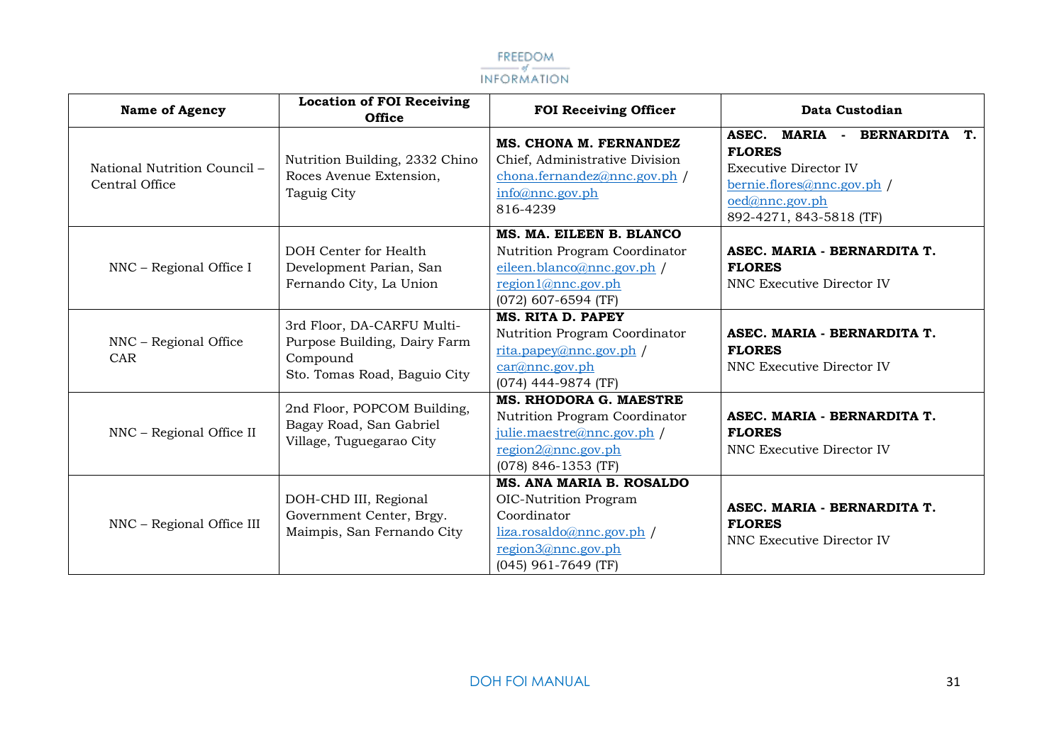| Name of Agency | Location of FOI Receiving Office | FOI Receiving Officer | Data Custodian |
|---|---|---|---|
| National Nutrition Council – Central Office | Nutrition Building, 2332 Chino Roces Avenue Extension, Taguig City | **MS. CHONA M. FERNANDEZ**<br>Chief, Administrative Division<br>chona.fernandez@nnc.gov.ph / info@nnc.gov.ph<br>816-4239 | **ASEC. MARIA - BERNARDITA T. FLORES**<br>Executive Director IV<br>bernie.flores@nnc.gov.ph / oed@nnc.gov.ph<br>892-4271, 843-5818 (TF) |
| NNC – Regional Office I | DOH Center for Health Development Parian, San Fernando City, La Union | **MS. MA. EILEEN B. BLANCO**<br>Nutrition Program Coordinator<br>eileen.blanco@nnc.gov.ph / region1@nnc.gov.ph<br>(072) 607-6594 (TF) | **ASEC. MARIA - BERNARDITA T. FLORES**<br>NNC Executive Director IV |
| NNC – Regional Office CAR | 3rd Floor, DA-CARFU Multi-Purpose Building, Dairy Farm Compound<br>Sto. Tomas Road, Baguio City | **MS. RITA D. PAPEY**<br>Nutrition Program Coordinator<br>rita.papey@nnc.gov.ph / car@nnc.gov.ph<br>(074) 444-9874 (TF) | **ASEC. MARIA - BERNARDITA T. FLORES**<br>NNC Executive Director IV |
| NNC – Regional Office II | 2nd Floor, POPCOM Building, Bagay Road, San Gabriel Village, Tuguegarao City | **MS. RHODORA G. MAESTRE**<br>Nutrition Program Coordinator<br>julie.maestre@nnc.gov.ph / region2@nnc.gov.ph<br>(078) 846-1353 (TF) | **ASEC. MARIA - BERNARDITA T. FLORES**<br>NNC Executive Director IV |
| NNC – Regional Office III | DOH-CHD III, Regional Government Center, Brgy. Maimpis, San Fernando City | **MS. ANA MARIA B. ROSALDO**<br>OIC-Nutrition Program Coordinator<br>liza.rosaldo@nnc.gov.ph / region3@nnc.gov.ph<br>(045) 961-7649 (TF) | **ASEC. MARIA - BERNARDITA T. FLORES**<br>NNC Executive Director IV |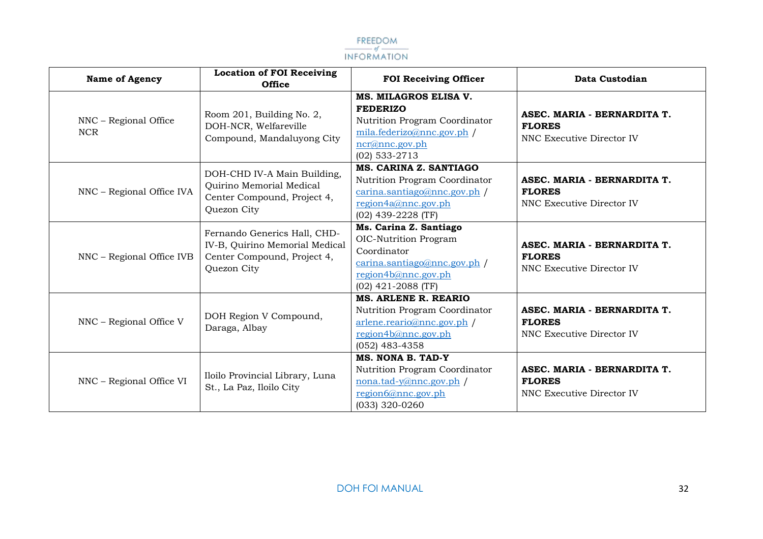| Name of Agency | Location of FOI Receiving Office | FOI Receiving Officer | Data Custodian |
|---|---|---|---|
| NNC – Regional Office NCR | Room 201, Building No. 2, DOH-NCR, Welfareville Compound, Mandaluyong City | **MS. MILAGROS ELISA V. FEDERIZO**<br>Nutrition Program Coordinator<br>mila.federizo@nnc.gov.ph / ncr@nnc.gov.ph<br>(02) 533-2713 | **ASEC. MARIA - BERNARDITA T. FLORES**<br>NNC Executive Director IV |
| NNC – Regional Office IVA | DOH-CHD IV-A Main Building, Quirino Memorial Medical Center Compound, Project 4, Quezon City | **MS. CARINA Z. SANTIAGO**<br>Nutrition Program Coordinator<br>carina.santiago@nnc.gov.ph / region4a@nnc.gov.ph<br>(02) 439-2228 (TF) | **ASEC. MARIA - BERNARDITA T. FLORES**<br>NNC Executive Director IV |
| NNC – Regional Office IVB | Fernando Generics Hall, CHD-IV-B, Quirino Memorial Medical Center Compound, Project 4, Quezon City | **Ms. Carina Z. Santiago**<br>OIC-Nutrition Program Coordinator<br>carina.santiago@nnc.gov.ph / region4b@nnc.gov.ph<br>(02) 421-2088 (TF) | **ASEC. MARIA - BERNARDITA T. FLORES**<br>NNC Executive Director IV |
| NNC – Regional Office V | DOH Region V Compound, Daraga, Albay | **MS. ARLENE R. REARIO**<br>Nutrition Program Coordinator<br>arlene.reario@nnc.gov.ph / region4b@nnc.gov.ph<br>(052) 483-4358 | **ASEC. MARIA - BERNARDITA T. FLORES**<br>NNC Executive Director IV |
| NNC – Regional Office VI | Iloilo Provincial Library, Luna St., La Paz, Iloilo City | **MS. NONA B. TAD-Y**<br>Nutrition Program Coordinator<br>nona.tad-y@nnc.gov.ph / region6@nnc.gov.ph<br>(033) 320-0260 | **ASEC. MARIA - BERNARDITA T. FLORES**<br>NNC Executive Director IV |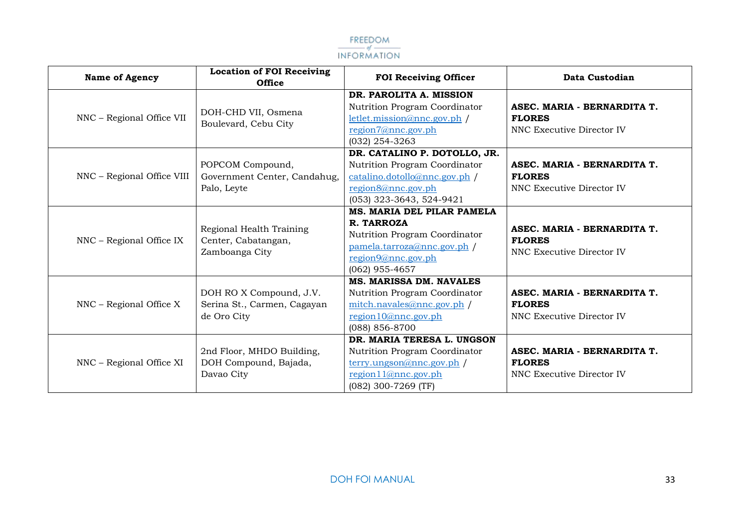| Name of Agency | Location of FOI Receiving Office | FOI Receiving Officer | Data Custodian |
|---|---|---|---|
| NNC – Regional Office VII | DOH-CHD VII, Osmena Boulevard, Cebu City | **DR. PAROLITA A. MISSION**<br>Nutrition Program Coordinator<br>letlet.mission@nnc.gov.ph /<br>region7@nnc.gov.ph<br>(032) 254-3263 | **ASEC. MARIA - BERNARDITA T. FLORES**<br>NNC Executive Director IV |
| NNC – Regional Office VIII | POPCOM Compound, Government Center, Candahug, Palo, Leyte | **DR. CATALINO P. DOTOLLO, JR.**<br>Nutrition Program Coordinator<br>catalino.dotollo@nnc.gov.ph /<br>region8@nnc.gov.ph<br>(053) 323-3643, 524-9421 | **ASEC. MARIA - BERNARDITA T. FLORES**<br>NNC Executive Director IV |
| NNC – Regional Office IX | Regional Health Training Center, Cabatangan, Zamboanga City | **MS. MARIA DEL PILAR PAMELA R. TARROZA**<br>Nutrition Program Coordinator<br>pamela.tarroza@nnc.gov.ph /<br>region9@nnc.gov.ph<br>(062) 955-4657 | **ASEC. MARIA - BERNARDITA T. FLORES**<br>NNC Executive Director IV |
| NNC – Regional Office X | DOH RO X Compound, J.V. Serina St., Carmen, Cagayan de Oro City | **MS. MARISSA DM. NAVALES**<br>Nutrition Program Coordinator<br>mitch.navales@nnc.gov.ph /<br>region10@nnc.gov.ph<br>(088) 856-8700 | **ASEC. MARIA - BERNARDITA T. FLORES**<br>NNC Executive Director IV |
| NNC – Regional Office XI | 2nd Floor, MHDO Building, DOH Compound, Bajada, Davao City | **DR. MARIA TERESA L. UNGSON**<br>Nutrition Program Coordinator<br>terry.ungson@nnc.gov.ph /<br>region11@nnc.gov.ph<br>(082) 300-7269 (TF) | **ASEC. MARIA - BERNARDITA T. FLORES**<br>NNC Executive Director IV |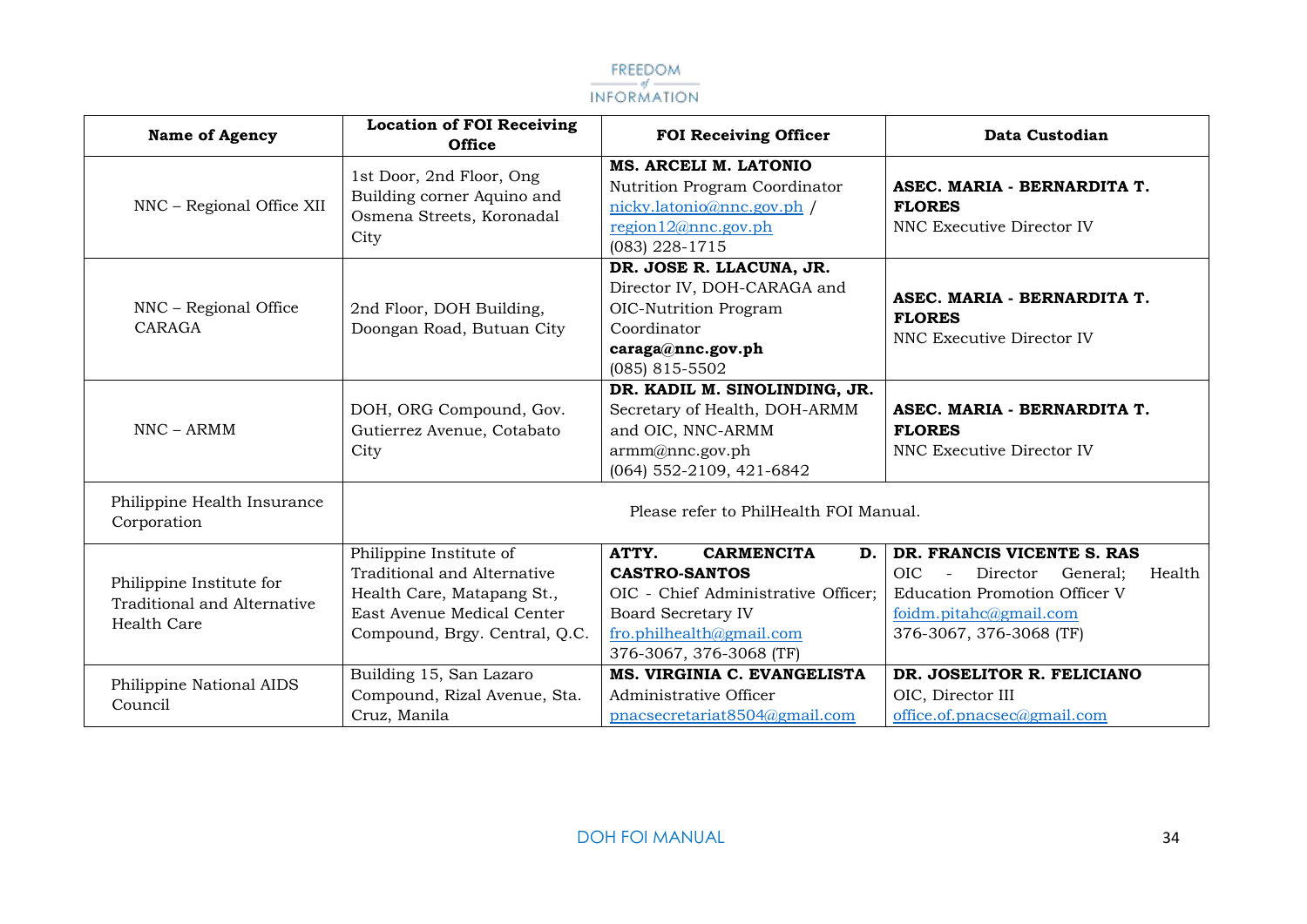| Name of Agency | Location of FOI Receiving Office | FOI Receiving Officer | Data Custodian |
|---|---|---|---|
| NNC – Regional Office XII | 1st Door, 2nd Floor, Ong Building corner Aquino and Osmena Streets, Koronadal City | **MS. ARCELI M. LATONIO**<br>Nutrition Program Coordinator<br>nicky.latonio@nnc.gov.ph / region12@nnc.gov.ph<br>(083) 228-1715 | **ASEC. MARIA - BERNARDITA T. FLORES**<br>NNC Executive Director IV |
| NNC – Regional Office CARAGA | 2nd Floor, DOH Building, Doongan Road, Butuan City | **DR. JOSE R. LLACUNA, JR.**<br>Director IV, DOH-CARAGA and OIC-Nutrition Program Coordinator<br>**caraga@nnc.gov.ph**<br>(085) 815-5502 | **ASEC. MARIA - BERNARDITA T. FLORES**<br>NNC Executive Director IV |
| NNC – ARMM | DOH, ORG Compound, Gov. Gutierrez Avenue, Cotabato City | **DR. KADIL M. SINOLINDING, JR.**<br>Secretary of Health, DOH-ARMM and OIC, NNC-ARMM<br>armm@nnc.gov.ph<br>(064) 552-2109, 421-6842 | **ASEC. MARIA - BERNARDITA T. FLORES**<br>NNC Executive Director IV |
| Philippine Health Insurance Corporation | Please refer to PhilHealth FOI Manual. | | |
| Philippine Institute for Traditional and Alternative Health Care | Philippine Institute of Traditional and Alternative Health Care, Matapang St., East Avenue Medical Center Compound, Brgy. Central, Q.C. | **ATTY. CARMENCITA D. CASTRO-SANTOS**<br>OIC - Chief Administrative Officer; Board Secretary IV<br>fro.philhealth@gmail.com<br>376-3067, 376-3068 (TF) | **DR. FRANCIS VICENTE S. RAS**<br>OIC - Director General; Health Education Promotion Officer V<br>foidm.pitahc@gmail.com<br>376-3067, 376-3068 (TF) |
| Philippine National AIDS Council | Building 15, San Lazaro Compound, Rizal Avenue, Sta. Cruz, Manila | **MS. VIRGINIA C. EVANGELISTA**<br>Administrative Officer<br>pnacsecretariat8504@gmail.com | **DR. JOSELITOR R. FELICIANO**<br>OIC, Director III<br>office.of.pnacsec@gmail.com |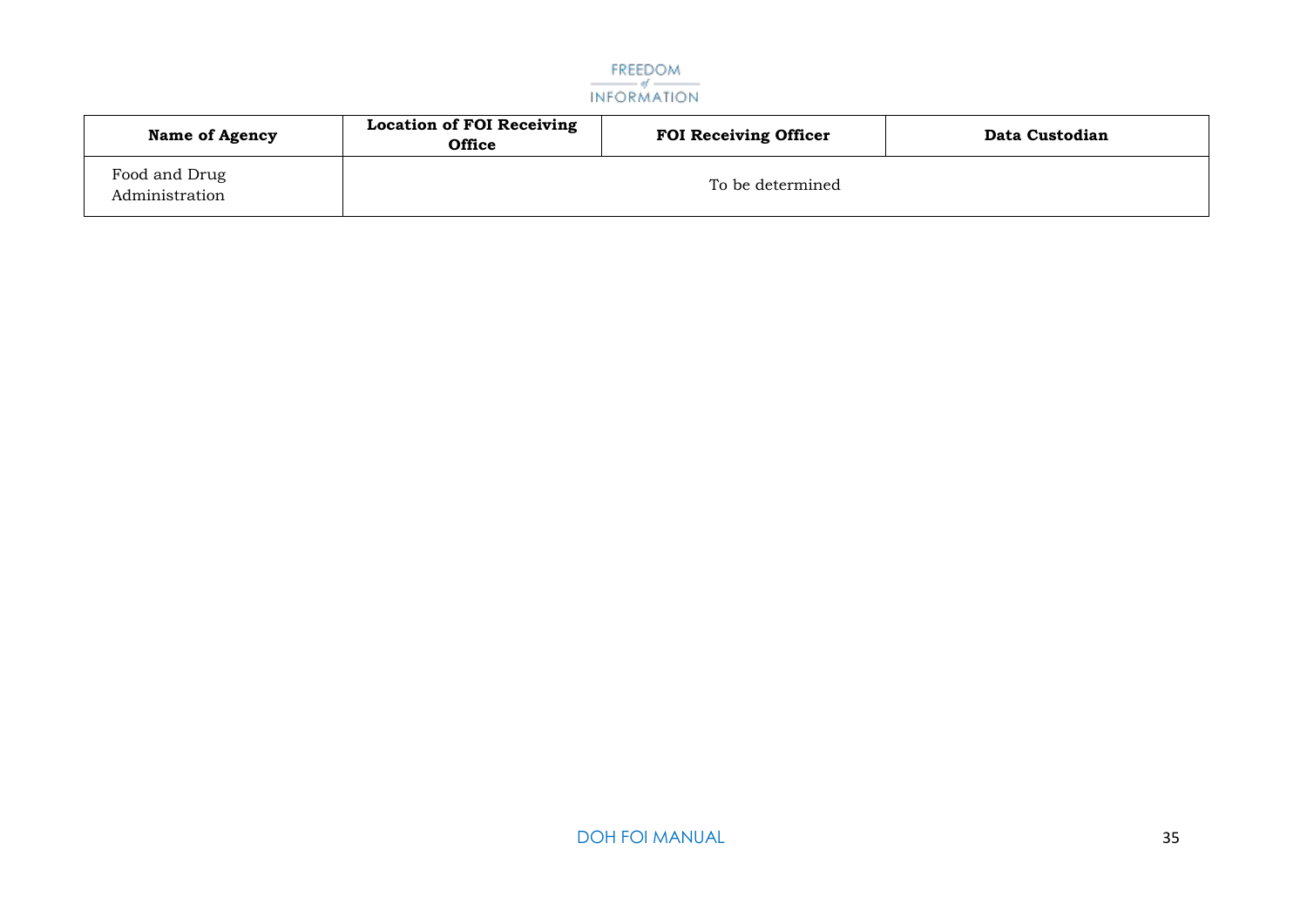| Name of Agency | Location of FOI Receiving Office | FOI Receiving Officer | Data Custodian |
|---|---|---|---|
| Food and Drug Administration | To be determined | | |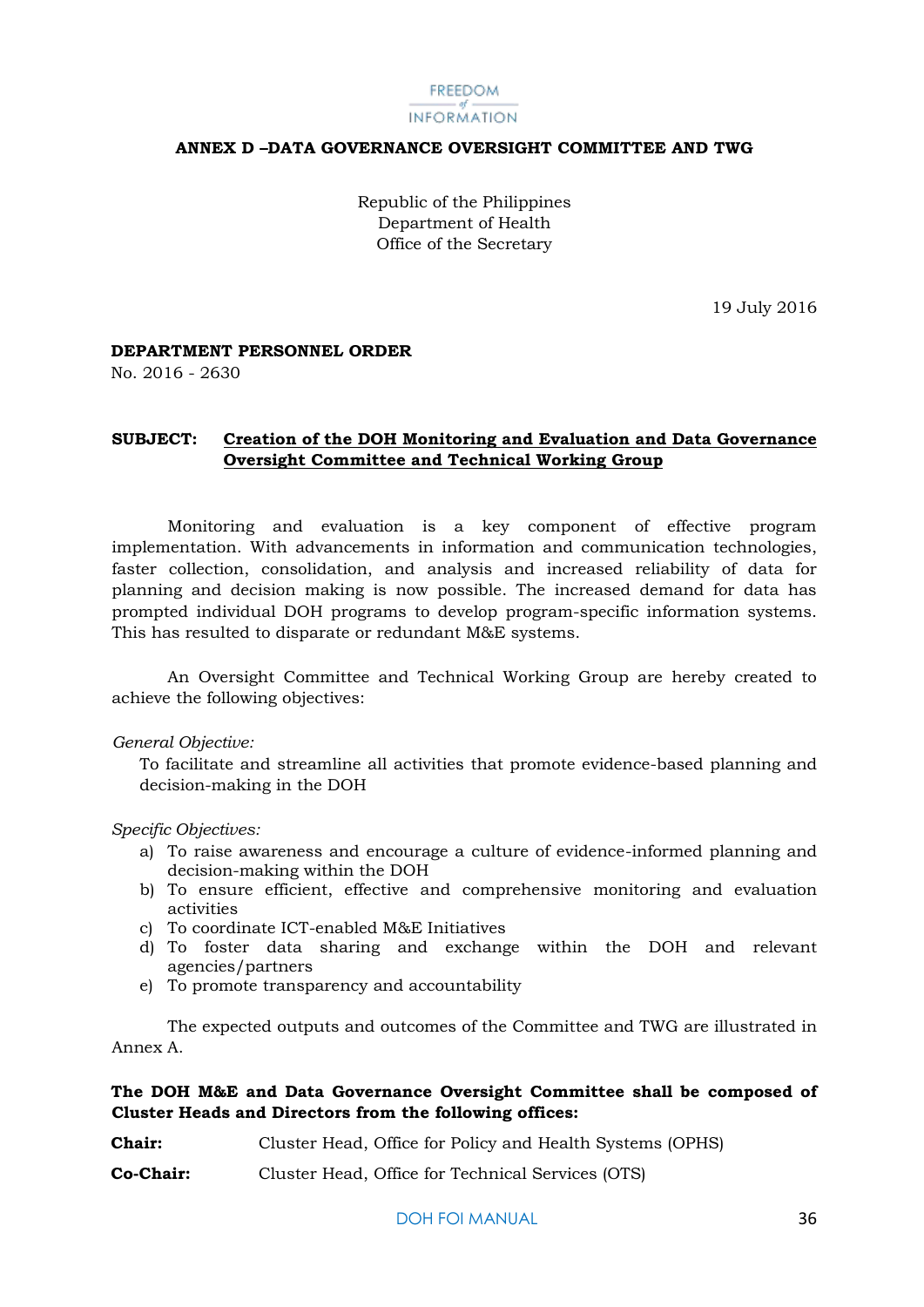**ANNEX D –DATA GOVERNANCE OVERSIGHT COMMITTEE AND TWG**

Republic of the Philippines
Department of Health
Office of the Secretary

19 July 2016

**DEPARTMENT PERSONNEL ORDER**
No. 2016 - 2630

**SUBJECT:** **<u>Creation of the DOH Monitoring and Evaluation and Data Governance Oversight Committee and Technical Working Group</u>**

Monitoring and evaluation is a key component of effective program implementation. With advancements in information and communication technologies, faster collection, consolidation, and analysis and increased reliability of data for planning and decision making is now possible. The increased demand for data has prompted individual DOH programs to develop program-specific information systems. This has resulted to disparate or redundant M&E systems.

An Oversight Committee and Technical Working Group are hereby created to achieve the following objectives:

*General Objective:*

To facilitate and streamline all activities that promote evidence-based planning and decision-making in the DOH

*Specific Objectives:*

a) To raise awareness and encourage a culture of evidence-informed planning and decision-making within the DOH
b) To ensure efficient, effective and comprehensive monitoring and evaluation activities
c) To coordinate ICT-enabled M&E Initiatives
d) To foster data sharing and exchange within the DOH and relevant agencies/partners
e) To promote transparency and accountability

The expected outputs and outcomes of the Committee and TWG are illustrated in Annex A.

**The DOH M&E and Data Governance Oversight Committee shall be composed of Cluster Heads and Directors from the following offices:**

**Chair:** Cluster Head, Office for Policy and Health Systems (OPHS)

**Co-Chair:** Cluster Head, Office for Technical Services (OTS)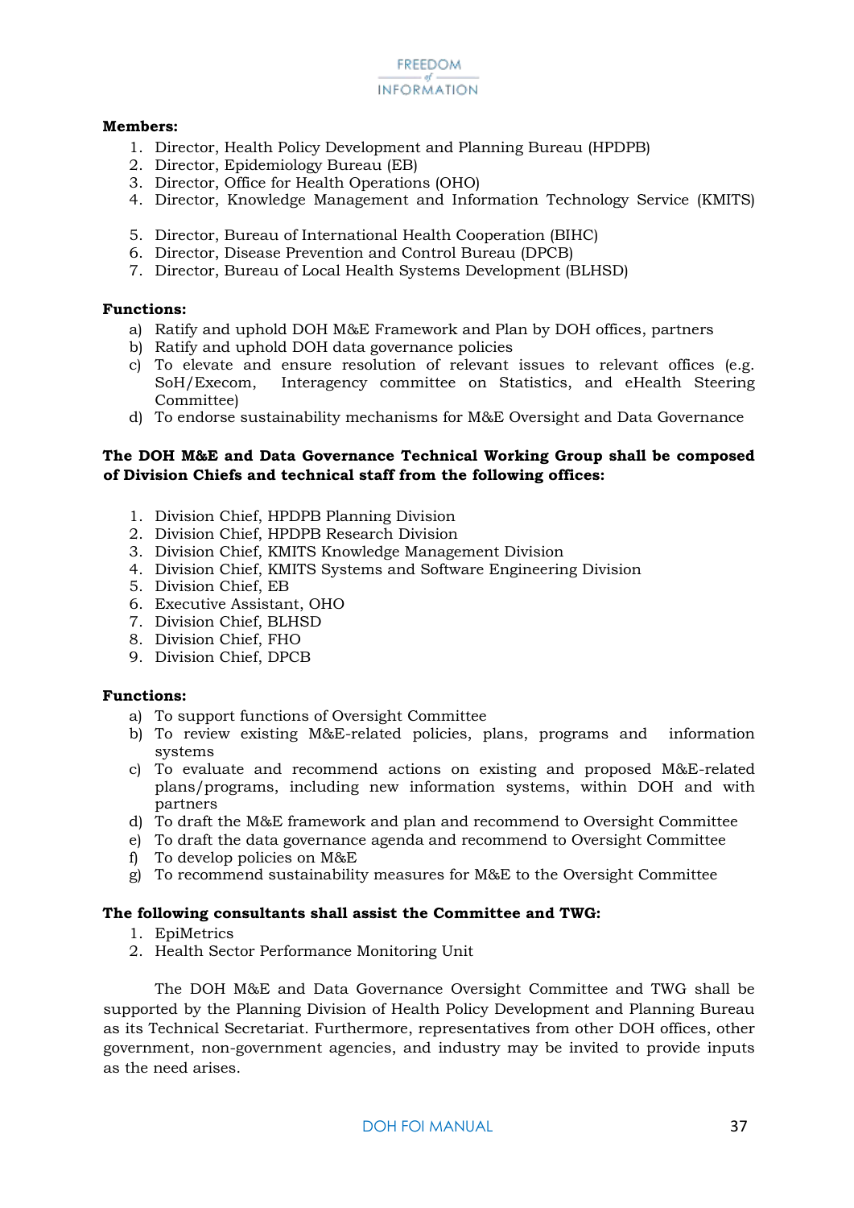**Members:**

1. Director, Health Policy Development and Planning Bureau (HPDPB)
2. Director, Epidemiology Bureau (EB)
3. Director, Office for Health Operations (OHO)
4. Director, Knowledge Management and Information Technology Service (KMITS)
5. Director, Bureau of International Health Cooperation (BIHC)
6. Director, Disease Prevention and Control Bureau (DPCB)
7. Director, Bureau of Local Health Systems Development (BLHSD)

**Functions:**

a) Ratify and uphold DOH M&E Framework and Plan by DOH offices, partners
b) Ratify and uphold DOH data governance policies
c) To elevate and ensure resolution of relevant issues to relevant offices (e.g. SoH/Execom, Interagency committee on Statistics, and eHealth Steering Committee)
d) To endorse sustainability mechanisms for M&E Oversight and Data Governance

**The DOH M&E and Data Governance Technical Working Group shall be composed of Division Chiefs and technical staff from the following offices:**

1. Division Chief, HPDPB Planning Division
2. Division Chief, HPDPB Research Division
3. Division Chief, KMITS Knowledge Management Division
4. Division Chief, KMITS Systems and Software Engineering Division
5. Division Chief, EB
6. Executive Assistant, OHO
7. Division Chief, BLHSD
8. Division Chief, FHO
9. Division Chief, DPCB

**Functions:**

a) To support functions of Oversight Committee
b) To review existing M&E-related policies, plans, programs and information systems
c) To evaluate and recommend actions on existing and proposed M&E-related plans/programs, including new information systems, within DOH and with partners
d) To draft the M&E framework and plan and recommend to Oversight Committee
e) To draft the data governance agenda and recommend to Oversight Committee
f) To develop policies on M&E
g) To recommend sustainability measures for M&E to the Oversight Committee

**The following consultants shall assist the Committee and TWG:**

1. EpiMetrics
2. Health Sector Performance Monitoring Unit

The DOH M&E and Data Governance Oversight Committee and TWG shall be supported by the Planning Division of Health Policy Development and Planning Bureau as its Technical Secretariat. Furthermore, representatives from other DOH offices, other government, non-government agencies, and industry may be invited to provide inputs as the need arises.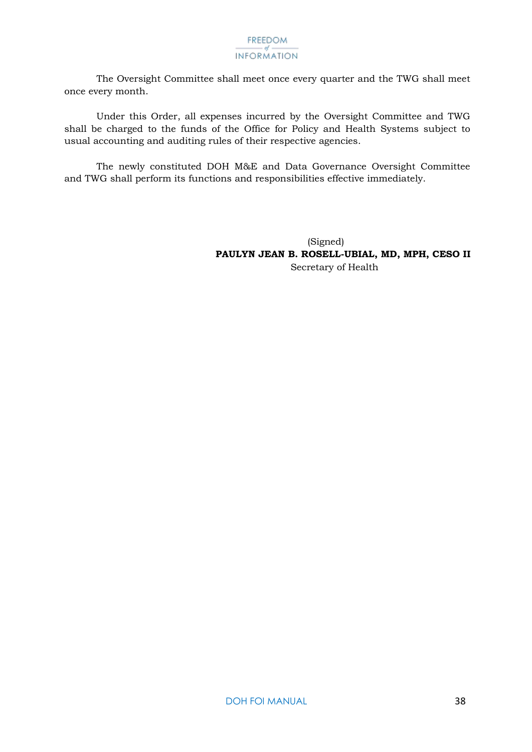The Oversight Committee shall meet once every quarter and the TWG shall meet once every month.

Under this Order, all expenses incurred by the Oversight Committee and TWG shall be charged to the funds of the Office for Policy and Health Systems subject to usual accounting and auditing rules of their respective agencies.

The newly constituted DOH M&E and Data Governance Oversight Committee and TWG shall perform its functions and responsibilities effective immediately.

(Signed)
**PAULYN JEAN B. ROSELL-UBIAL, MD, MPH, CESO II**
Secretary of Health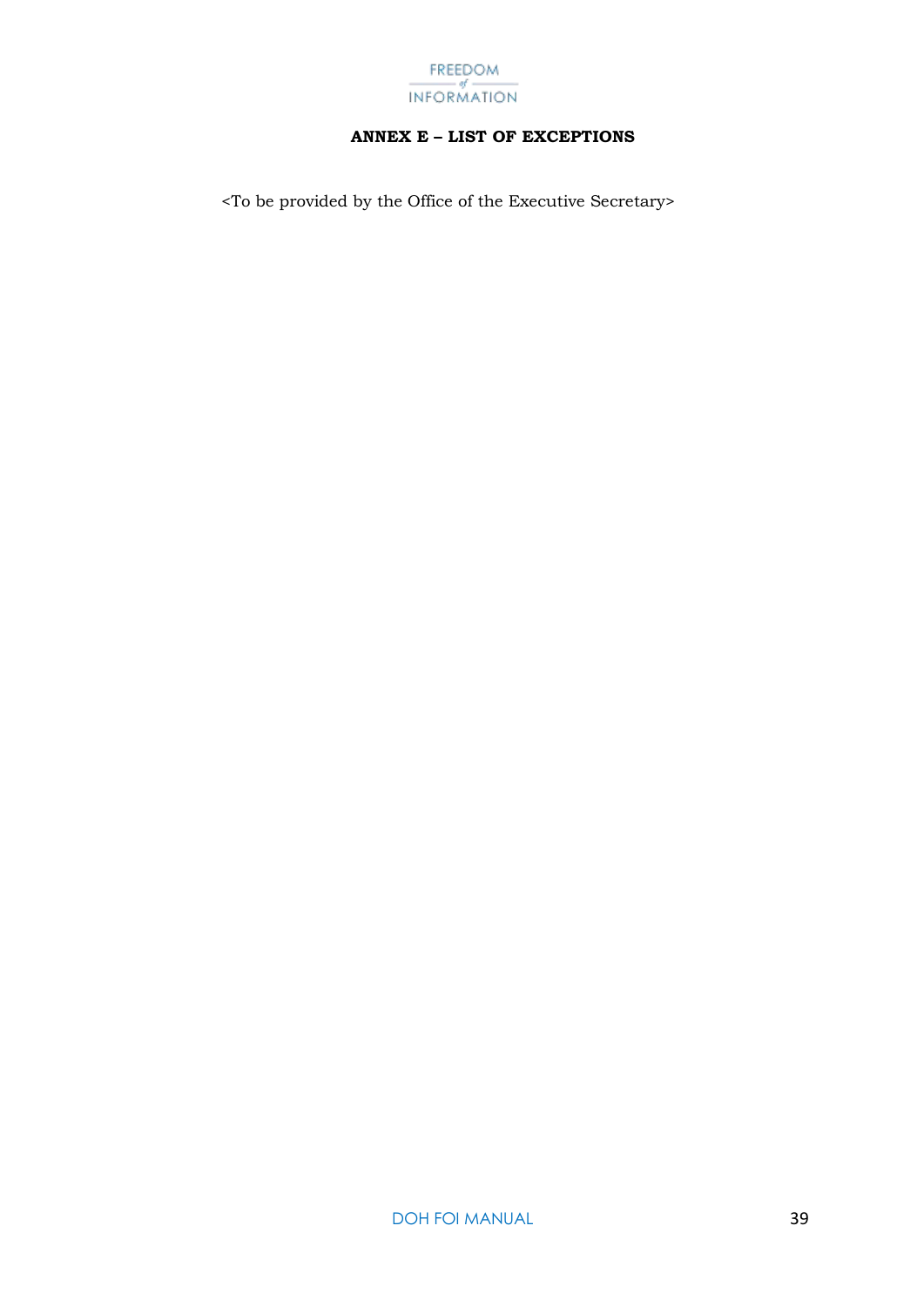## ANNEX E – LIST OF EXCEPTIONS

<To be provided by the Office of the Executive Secretary>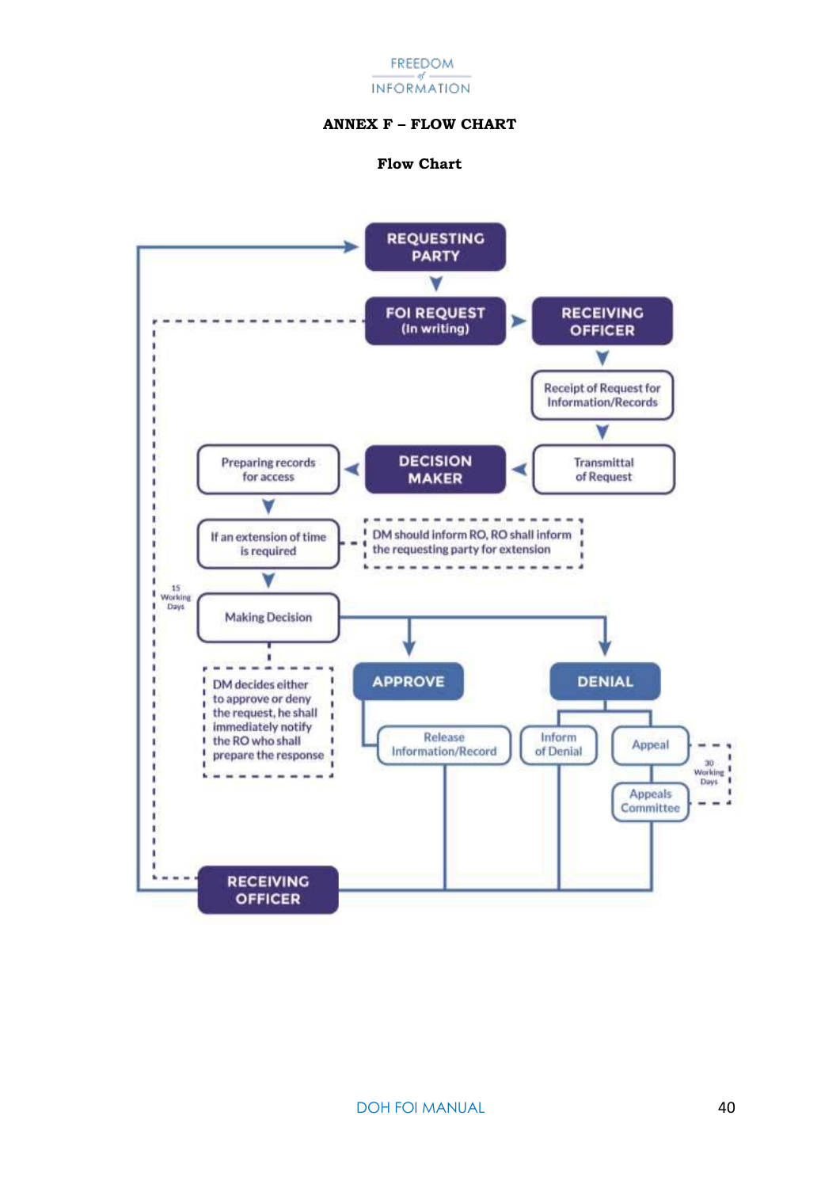FREEDOM of INFORMATION

**ANNEX F – FLOW CHART**

**Flow Chart**

REQUESTING PARTY

FOI REQUEST (In writing)

RECEIVING OFFICER

Receipt of Request for Information/Records

Transmittal of Request

DECISION MAKER

Preparing records for access

If an extension of time is required

DM should inform RO, RO shall inform the requesting party for extension

15 Working Days

Making Decision

DM decides either to approve or deny the request, he shall immediately notify the RO who shall prepare the response

APPROVE

Release Information/Record

DENIAL

Inform of Denial

Appeal

30 Working Days

Appeals Committee

RECEIVING OFFICER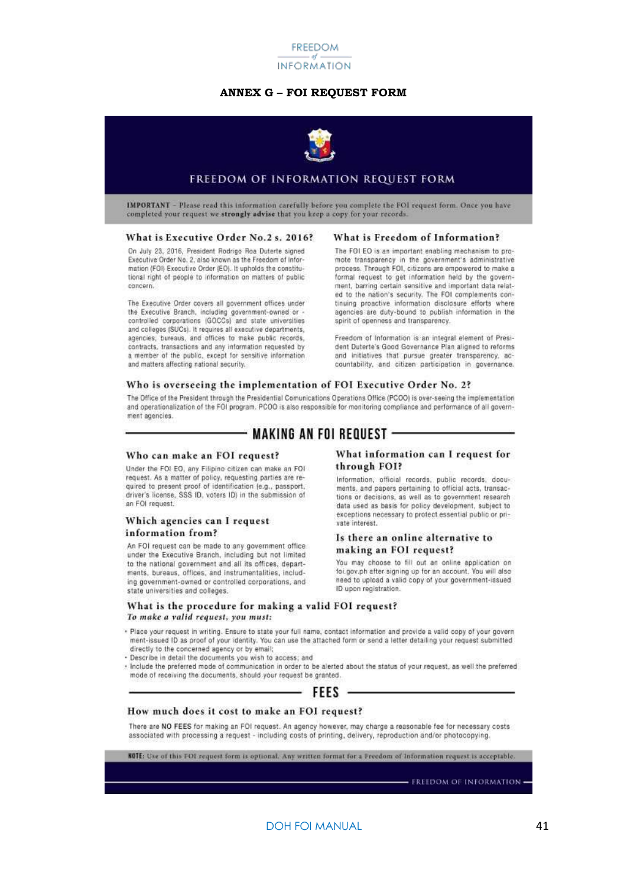FREEDOM of INFORMATION

## ANNEX G – FOI REQUEST FORM

# FREEDOM OF INFORMATION REQUEST FORM

**IMPORTANT** – Please read this information carefully before you complete the FOI request form. Once you have completed your request we **strongly advise** that you keep a copy for your records.

### What is Executive Order No.2 s. 2016?

On July 23, 2016, President Rodrigo Roa Duterte signed Executive Order No. 2, also known as the Freedom of Information (FOI) Executive Order (EO). It upholds the constitutional right of people to information on matters of public concern.

The Executive Order covers all government offices under the Executive Branch, including government-owned or -controlled corporations (GOCCs) and state universities and colleges (SUCs). It requires all executive departments, agencies, bureaus, and offices to make public records, contracts, transactions and any information requested by a member of the public, except for sensitive information and matters affecting national security.

### What is Freedom of Information?

The FOI EO is an important enabling mechanism to promote transparency in the government's administrative process. Through FOI, citizens are empowered to make a formal request to get information held by the government, barring certain sensitive and important data related to the nation's security. The FOI complements continuing proactive information disclosure efforts where agencies are duty-bound to publish information in the spirit of openness and transparency.

Freedom of Information is an integral element of President Duterte's Good Governance Plan aligned to reforms and initiatives that pursue greater transparency, accountability, and citizen participation in governance.

### Who is overseeing the implementation of FOI Executive Order No. 2?

The Office of the President through the Presidential Comunications Operations Office (PCOO) is over-seeing the implementation and operationalization of the FOI program. PCOO is also responsible for monitoring compliance and performance of all government agencies.

## MAKING AN FOI REQUEST

### Who can make an FOI request?

Under the FOI EO, any Filipino citizen can make an FOI request. As a matter of policy, requesting parties are required to present proof of identification (e.g., passport, driver's license, SSS ID, voters ID) in the submission of an FOI request.

### Which agencies can I request information from?

An FOI request can be made to any government office under the Executive Branch, including but not limited to the national government and all its offices, departments, bureaus, offices, and instrumentalities, including government-owned or controlled corporations, and state universities and colleges.

### What information can I request for through FOI?

Information, official records, public records, documents, and papers pertaining to official acts, transactions or decisions, as well as to government research data used as basis for policy development, subject to exceptions necessary to protect essential public or private interest.

### Is there an online alternative to making an FOI request?

You may choose to fill out an online application on foi.gov.ph after signing up for an account. You will also need to upload a valid copy of your government-issued ID upon registration.

### What is the procedure for making a valid FOI request?

***To make a valid request, you must:***

- Place your request in writing. Ensure to state your full name, contact information and provide a valid copy of your government-issued ID as proof of your identity. You can use the attached form or send a letter detailing your request submitted directly to the concerned agency or by email;
- Describe in detail the documents you wish to access; and
- Include the preferred mode of communication in order to be alerted about the status of your request, as well the preferred mode of receiving the documents, should your request be granted.

## FEES

### How much does it cost to make an FOI request?

There are NO FEES for making an FOI request. An agency however, may charge a reasonable fee for necessary costs associated with processing a request - including costs of printing, delivery, reproduction and/or photocopying.

**NOTE:** Use of this FOI request form is optional. Any written format for a Freedom of Information request is acceptable.

FREEDOM OF INFORMATION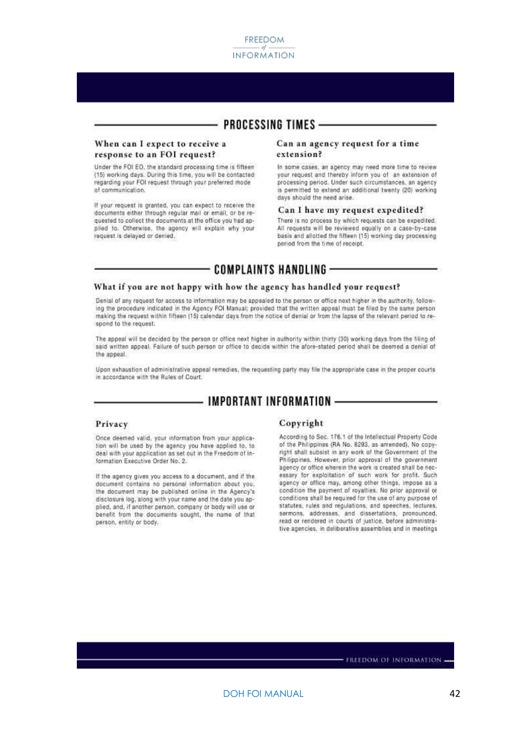## PROCESSING TIMES

### When can I expect to receive a response to an FOI request?

Under the FOI EO, the standard processing time is fifteen (15) working days. During this time, you will be contacted regarding your FOI request through your preferred mode of communication.

If your request is granted, you can expect to receive the documents either through regular mail or email, or be requested to collect the documents at the office you had applied to. Otherwise, the agency will explain why your request is delayed or denied.

### Can an agency request for a time extension?

In some cases, an agency may need more time to review your request and thereby inform you of an extension of processing period. Under such circumstances, an agency is permitted to extend an additional twenty (20) working days should the need arise.

### Can I have my request expedited?

There is no process by which requests can be expedited. All requests will be reviewed equally on a case-by-case basis and allotted the fifteen (15) working day processing period from the time of receipt.

## COMPLAINTS HANDLING

### What if you are not happy with how the agency has handled your request?

Denial of any request for access to information may be appealed to the person or office next higher in the authority, following the procedure indicated in the Agency FOI Manual; provided that the written appeal must be filed by the same person making the request within fifteen (15) calendar days from the notice of denial or from the lapse of the relevant period to respond to the request.

The appeal will be decided by the person or office next higher in authority within thirty (30) working days from the filing of said written appeal. Failure of such person or office to decide within the afore-stated period shall be deemed a denial of the appeal.

Upon exhaustion of administrative appeal remedies, the requesting party may file the appropriate case in the proper courts in accordance with the Rules of Court.

## IMPORTANT INFORMATION

### Privacy

Once deemed valid, your information from your application will be used by the agency you have applied to, to deal with your application as set out in the Freedom of Information Executive Order No. 2.

If the agency gives you access to a document, and if the document contains no personal information about you, the document may be published online in the Agency's disclosure log, along with your name and the date you applied, and, if another person, company or body will use or benefit from the documents sought, the name of that person, entity or body.

### Copyright

According to Sec. 176.1 of the Intellectual Property Code of the Philippines (RA No. 8293, as amended), No copyright shall subsist in any work of the Government of the Philippines. However, prior approval of the government agency or office wherein the work is created shall be necessary for exploitation of such work for profit. Such agency or office may, among other things, impose as a condition the payment of royalties. No prior approval or conditions shall be required for the use of any purpose of statutes, rules and regulations, and speeches, lectures, sermons, addresses, and dissertations, pronounced, read or rendered in courts of justice, before administrative agencies, in deliberative assemblies and in meetings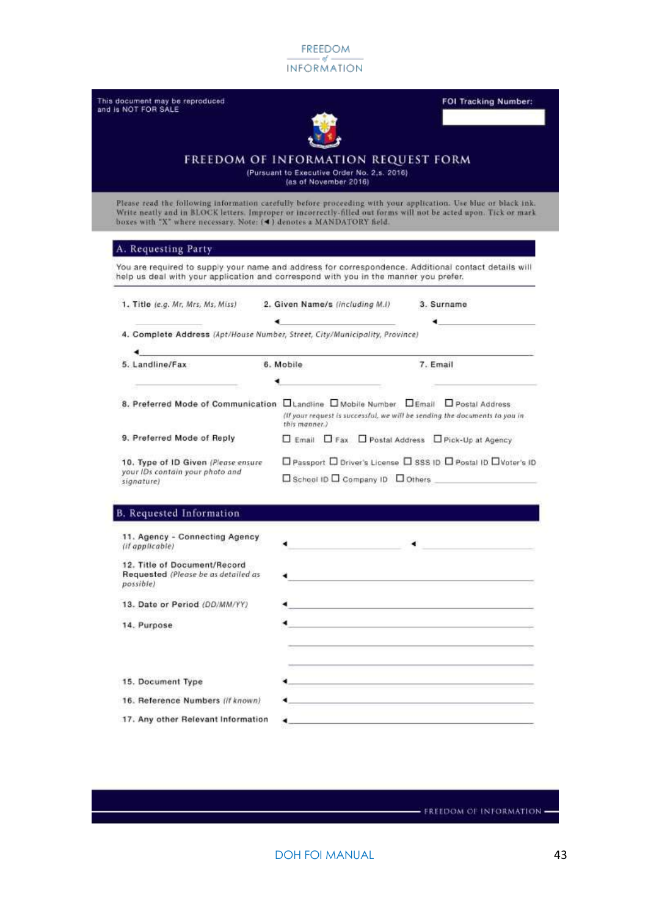FREEDOM of INFORMATION

This document may be reproduced and is NOT FOR SALE

**FOI Tracking Number:**

# FREEDOM OF INFORMATION REQUEST FORM

(Pursuant to Executive Order No. 2,s. 2016)
(as of November 2016)

Please read the following information carefully before proceeding with your application. Use blue or black ink. Write neatly and in BLOCK letters. Improper or incorrectly-filled out forms will not be acted upon. Tick or mark boxes with "X" where necessary. Note: (◄) denotes a MANDATORY field.

## A. Requesting Party

You are required to supply your name and address for correspondence. Additional contact details will help us deal with your application and correspond with you in the manner you prefer.

1. Title *(e.g. Mr, Mrs, Ms, Miss)* ______

2. Given Name/s *(including M.I)* ◄ ______

3. Surname ◄ ______

4. Complete Address *(Apt/House Number, Street, City/Municipality, Province)* ◄ ______

5. Landline/Fax ______

6. Mobile ◄ ______

7. Email ______

8. Preferred Mode of Communication ☐ Landline ☐ Mobile Number ☐ Email ☐ Postal Address
*(If your request is successful, we will be sending the documents to you in this manner.)*

9. Preferred Mode of Reply ☐ Email ☐ Fax ☐ Postal Address ☐ Pick-Up at Agency

10. Type of ID Given *(Please ensure your IDs contain your photo and signature)* ☐ Passport ☐ Driver's License ☐ SSS ID ☐ Postal ID ☐ Voter's ID ☐ School ID ☐ Company ID ☐ Others ______

## B. Requested Information

11. Agency - Connecting Agency *(if applicable)* ◄ ______ ◄ ______

12. Title of Document/Record Requested *(Please be as detailed as possible)* ◄ ______

13. Date or Period *(DD/MM/YY)* ◄ ______

14. Purpose ◄ ______

15. Document Type ◄ ______

16. Reference Numbers *(if known)* ◄ ______

17. Any other Relevant Information ◄ ______

FREEDOM OF INFORMATION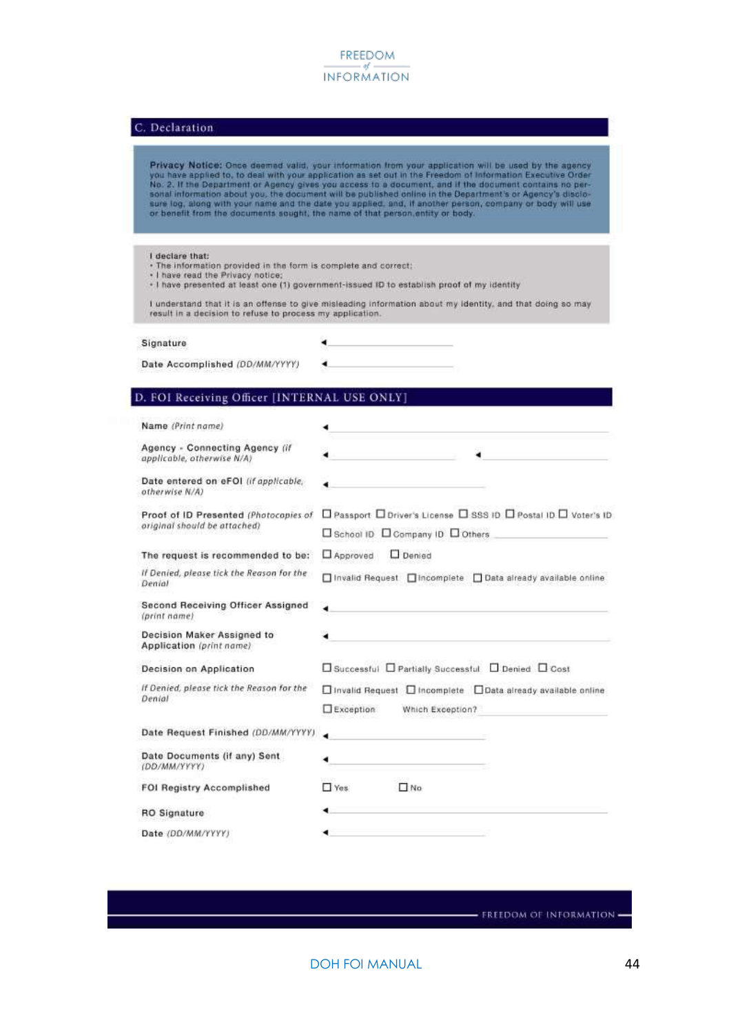FREEDOM *of* INFORMATION

## C. Declaration

**Privacy Notice:** Once deemed valid, your information from your application will be used by the agency you have applied to, to deal with your application as set out in the Freedom of Information Executive Order No. 2. If the Department or Agency gives you access to a document, and if the document contains no personal information about you, the document will be published online in the Department's or Agency's disclosure log, along with your name and the date you applied, and, if another person, company or body will use or benefit from the documents sought, the name of that person,entity or body.

**I declare that:**

- The information provided in the form is complete and correct;
- I have read the Privacy notice;
- I have presented at least one (1) government-issued ID to establish proof of my identity

I understand that it is an offense to give misleading information about my identity, and that doing so may result in a decision to refuse to process my application.

| | |
|---|---|
| Signature | ◄ ______________________ |
| Date Accomplished *(DD/MM/YYYY)* | ◄ ______________________ |

## D. FOI Receiving Officer [INTERNAL USE ONLY]

| | |
|---|---|
| Name *(Print name)* | ◄ ______________________ |
| Agency - Connecting Agency *(if applicable, otherwise N/A)* | ◄ ______________ ◄ ______________ |
| Date entered on eFOI *(if applicable, otherwise N/A)* | ◄ ______________________ |
| Proof of ID Presented *(Photocopies of original should be attached)* | ☐ Passport ☐ Driver's License ☐ SSS ID ☐ Postal ID ☐ Voter's ID ☐ School ID ☐ Company ID ☐ Others ______________ |
| The request is recommended to be: | ☐ Approved ☐ Denied |
| *If Denied, please tick the Reason for the Denial* | ☐ Invalid Request ☐ Incomplete ☐ Data already available online |
| Second Receiving Officer Assigned *(print name)* | ◄ ______________________ |
| Decision Maker Assigned to Application *(print name)* | ◄ ______________________ |
| Decision on Application | ☐ Successful ☐ Partially Successful ☐ Denied ☐ Cost |
| *If Denied, please tick the Reason for the Denial* | ☐ Invalid Request ☐ Incomplete ☐ Data already available online ☐ Exception Which Exception? ______________ |
| Date Request Finished *(DD/MM/YYYY)* | ◄ ______________________ |
| Date Documents (if any) Sent *(DD/MM/YYYY)* | ◄ ______________________ |
| FOI Registry Accomplished | ☐ Yes ☐ No |
| RO Signature | ◄ ______________________ |
| Date *(DD/MM/YYYY)* | ◄ ______________________ |

FREEDOM OF INFORMATION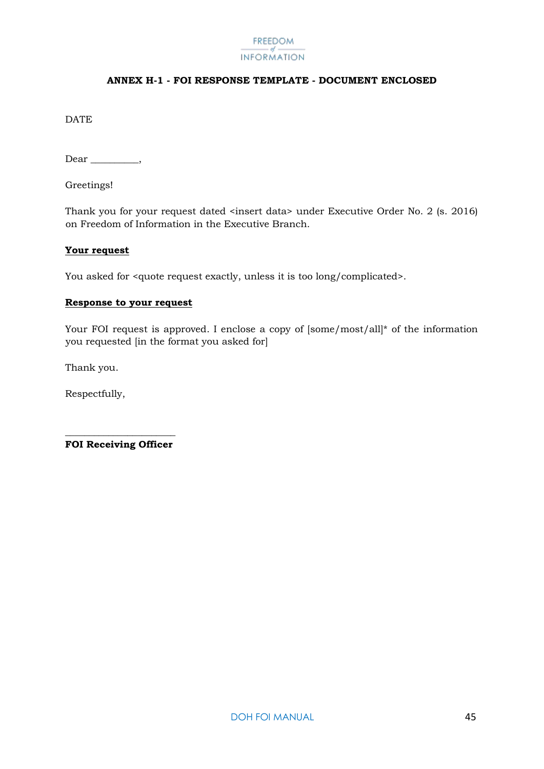FREEDOM of INFORMATION

**ANNEX H-1 - FOI RESPONSE TEMPLATE - DOCUMENT ENCLOSED**

DATE

Dear __________,

Greetings!

Thank you for your request dated <insert data> under Executive Order No. 2 (s. 2016) on Freedom of Information in the Executive Branch.

**Your request**

You asked for <quote request exactly, unless it is too long/complicated>.

**Response to your request**

Your FOI request is approved. I enclose a copy of [some/most/all]* of the information you requested [in the format you asked for]

Thank you.

Respectfully,

______________________
**FOI Receiving Officer**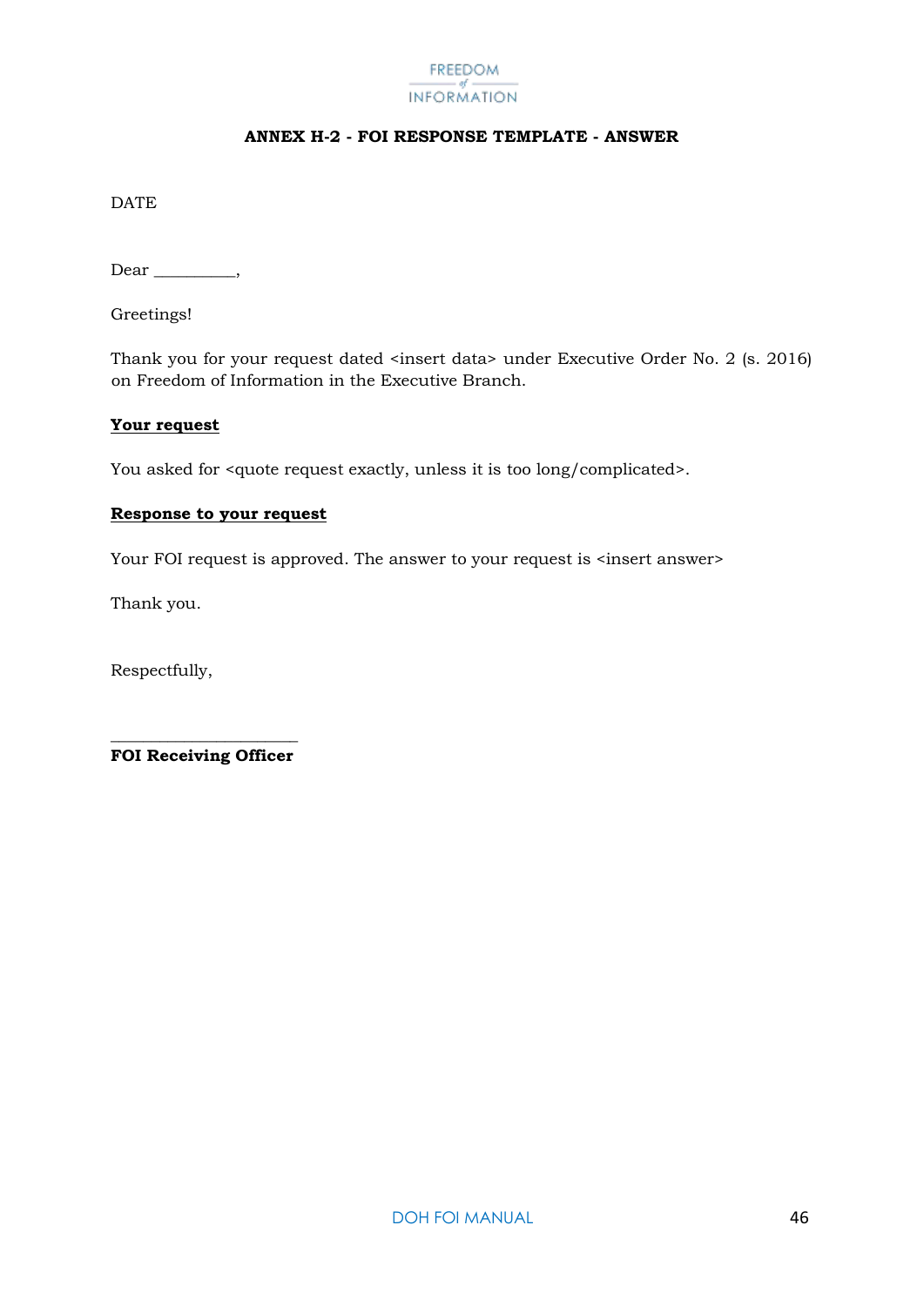FREEDOM of INFORMATION

**ANNEX H-2 - FOI RESPONSE TEMPLATE - ANSWER**

DATE

Dear __________,

Greetings!

Thank you for your request dated <insert data> under Executive Order No. 2 (s. 2016) on Freedom of Information in the Executive Branch.

**Your request**

You asked for <quote request exactly, unless it is too long/complicated>.

**Response to your request**

Your FOI request is approved. The answer to your request is <insert answer>

Thank you.

Respectfully,

______________________
**FOI Receiving Officer**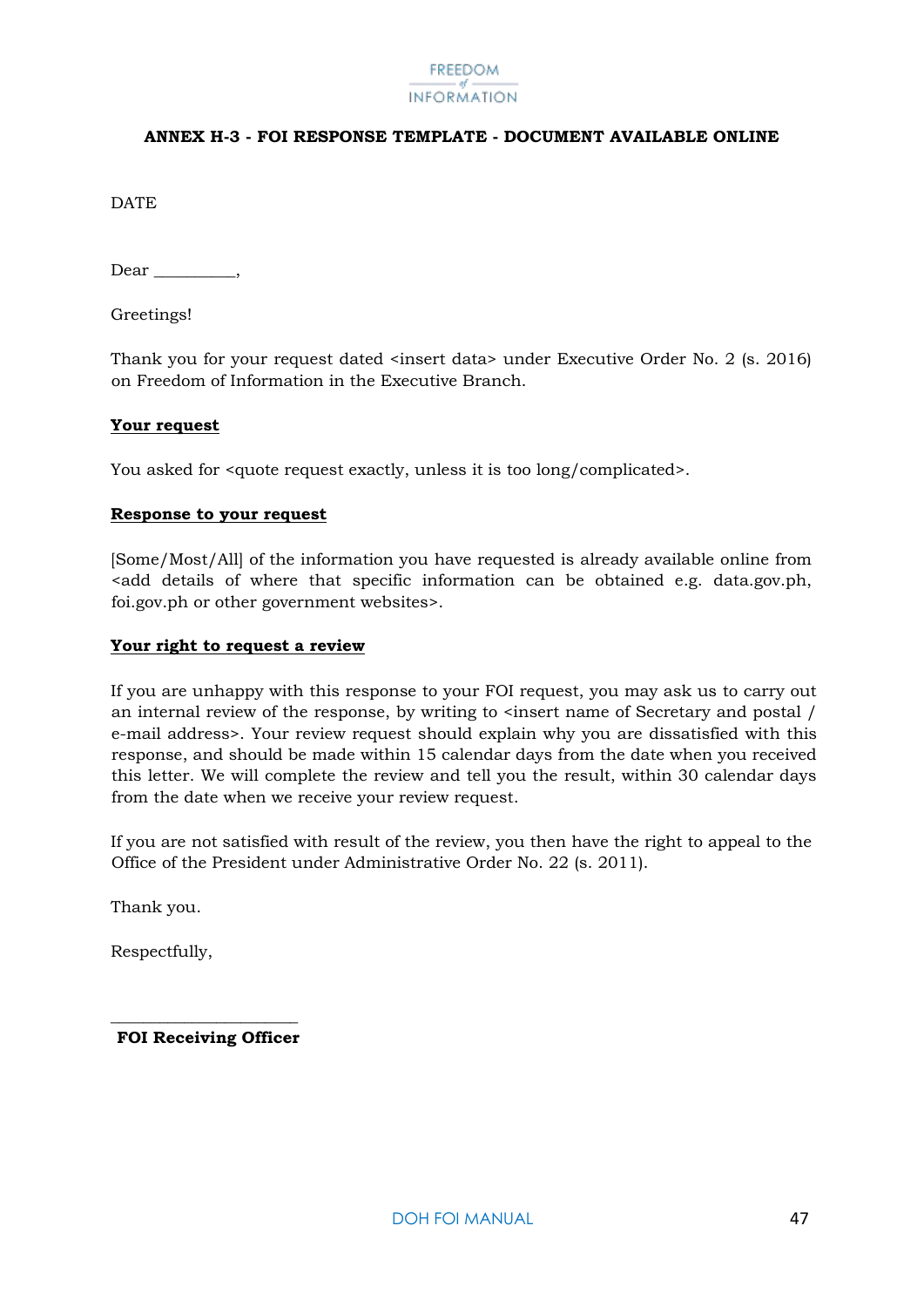FREEDOM of INFORMATION

**ANNEX H-3 - FOI RESPONSE TEMPLATE - DOCUMENT AVAILABLE ONLINE**

DATE

Dear __________,

Greetings!

Thank you for your request dated <insert data> under Executive Order No. 2 (s. 2016) on Freedom of Information in the Executive Branch.

**Your request**

You asked for <quote request exactly, unless it is too long/complicated>.

**Response to your request**

[Some/Most/All] of the information you have requested is already available online from <add details of where that specific information can be obtained e.g. data.gov.ph, foi.gov.ph or other government websites>.

**Your right to request a review**

If you are unhappy with this response to your FOI request, you may ask us to carry out an internal review of the response, by writing to <insert name of Secretary and postal / e-mail address>. Your review request should explain why you are dissatisfied with this response, and should be made within 15 calendar days from the date when you received this letter. We will complete the review and tell you the result, within 30 calendar days from the date when we receive your review request.

If you are not satisfied with result of the review, you then have the right to appeal to the Office of the President under Administrative Order No. 22 (s. 2011).

Thank you.

Respectfully,

______________________

**FOI Receiving Officer**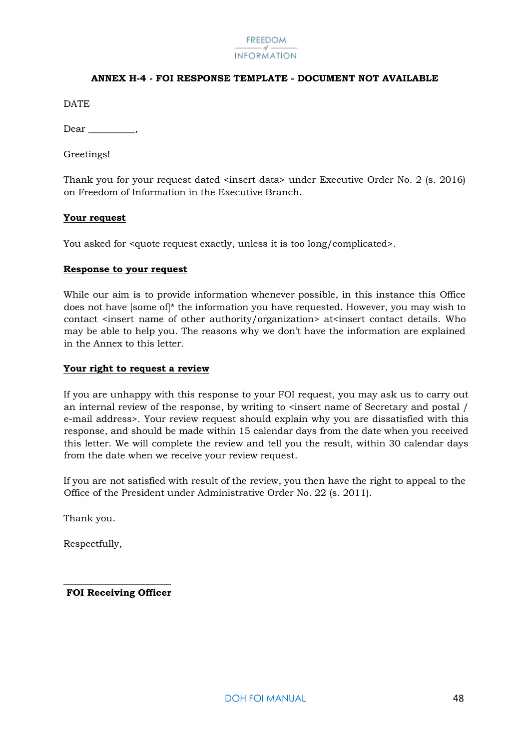FREEDOM of INFORMATION

**ANNEX H-4 - FOI RESPONSE TEMPLATE - DOCUMENT NOT AVAILABLE**

DATE

Dear _________,

Greetings!

Thank you for your request dated <insert data> under Executive Order No. 2 (s. 2016) on Freedom of Information in the Executive Branch.

**Your request**

You asked for <quote request exactly, unless it is too long/complicated>.

**Response to your request**

While our aim is to provide information whenever possible, in this instance this Office does not have [some of]* the information you have requested. However, you may wish to contact <insert name of other authority/organization> at<insert contact details. Who may be able to help you. The reasons why we don't have the information are explained in the Annex to this letter.

**Your right to request a review**

If you are unhappy with this response to your FOI request, you may ask us to carry out an internal review of the response, by writing to <insert name of Secretary and postal / e-mail address>. Your review request should explain why you are dissatisfied with this response, and should be made within 15 calendar days from the date when you received this letter. We will complete the review and tell you the result, within 30 calendar days from the date when we receive your review request.

If you are not satisfied with result of the review, you then have the right to appeal to the Office of the President under Administrative Order No. 22 (s. 2011).

Thank you.

Respectfully,

_____________________

**FOI Receiving Officer**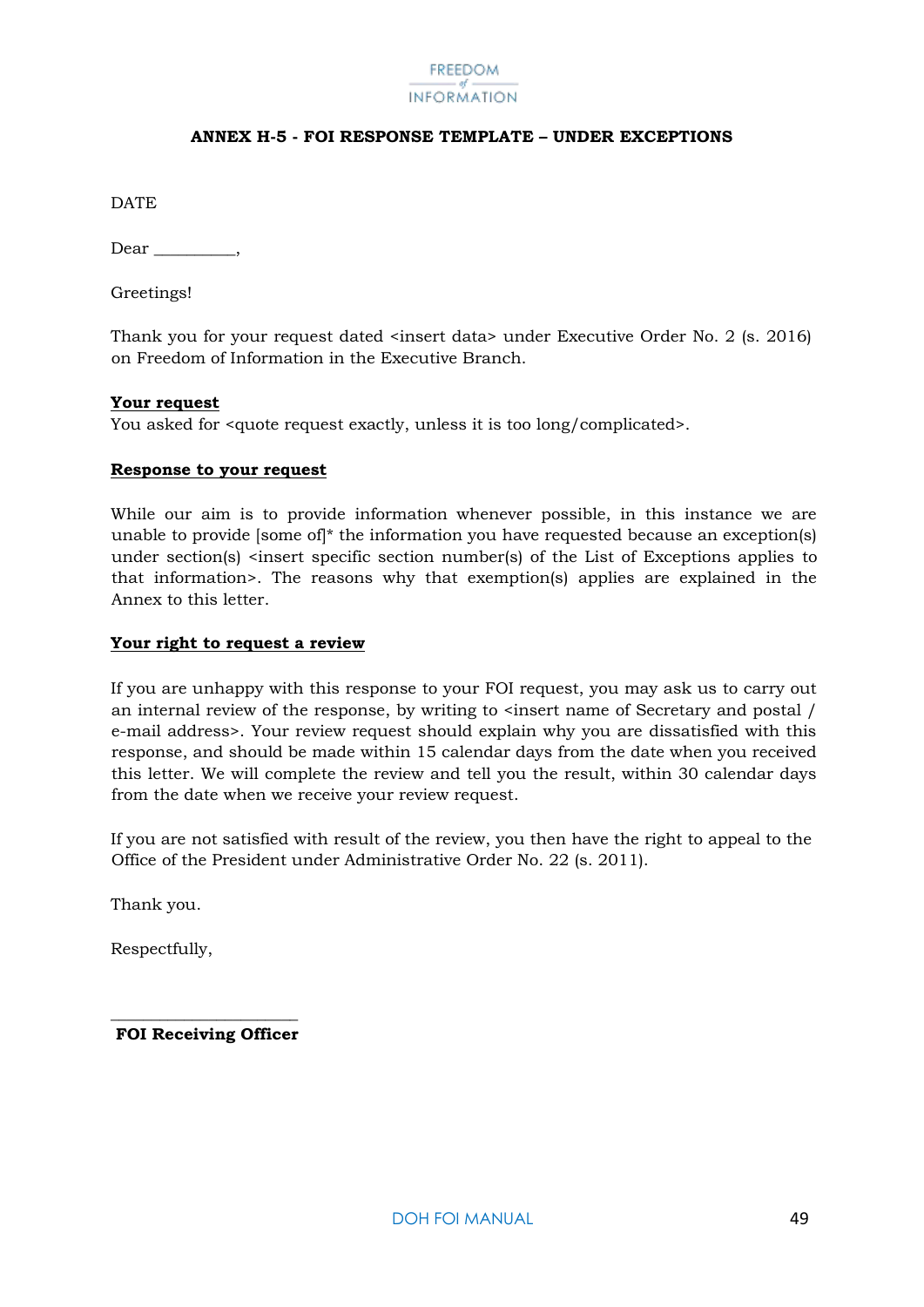FREEDOM of INFORMATION

## ANNEX H-5 - FOI RESPONSE TEMPLATE – UNDER EXCEPTIONS

DATE

Dear __________,

Greetings!

Thank you for your request dated <insert data> under Executive Order No. 2 (s. 2016) on Freedom of Information in the Executive Branch.

**Your request**

You asked for <quote request exactly, unless it is too long/complicated>.

**Response to your request**

While our aim is to provide information whenever possible, in this instance we are unable to provide [some of]* the information you have requested because an exception(s) under section(s) <insert specific section number(s) of the List of Exceptions applies to that information>. The reasons why that exemption(s) applies are explained in the Annex to this letter.

**Your right to request a review**

If you are unhappy with this response to your FOI request, you may ask us to carry out an internal review of the response, by writing to <insert name of Secretary and postal / e-mail address>. Your review request should explain why you are dissatisfied with this response, and should be made within 15 calendar days from the date when you received this letter. We will complete the review and tell you the result, within 30 calendar days from the date when we receive your review request.

If you are not satisfied with result of the review, you then have the right to appeal to the Office of the President under Administrative Order No. 22 (s. 2011).

Thank you.

Respectfully,

______________________

**FOI Receiving Officer**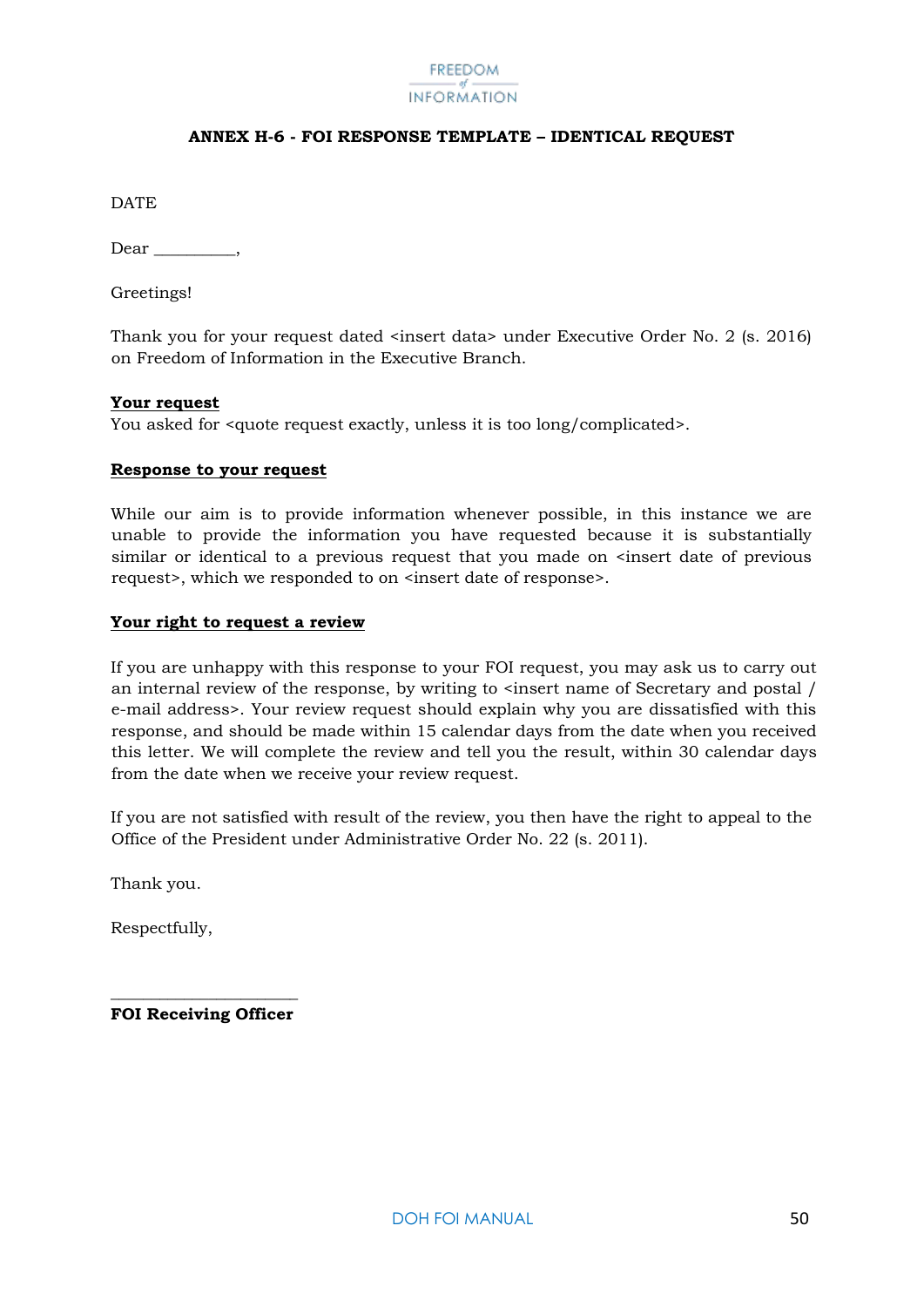FREEDOM of INFORMATION

**ANNEX H-6 - FOI RESPONSE TEMPLATE – IDENTICAL REQUEST**

DATE

Dear __________,

Greetings!

Thank you for your request dated <insert data> under Executive Order No. 2 (s. 2016) on Freedom of Information in the Executive Branch.

**Your request**

You asked for <quote request exactly, unless it is too long/complicated>.

**Response to your request**

While our aim is to provide information whenever possible, in this instance we are unable to provide the information you have requested because it is substantially similar or identical to a previous request that you made on <insert date of previous request>, which we responded to on <insert date of response>.

**Your right to request a review**

If you are unhappy with this response to your FOI request, you may ask us to carry out an internal review of the response, by writing to <insert name of Secretary and postal / e-mail address>. Your review request should explain why you are dissatisfied with this response, and should be made within 15 calendar days from the date when you received this letter. We will complete the review and tell you the result, within 30 calendar days from the date when we receive your review request.

If you are not satisfied with result of the review, you then have the right to appeal to the Office of the President under Administrative Order No. 22 (s. 2011).

Thank you.

Respectfully,

______________________

**FOI Receiving Officer**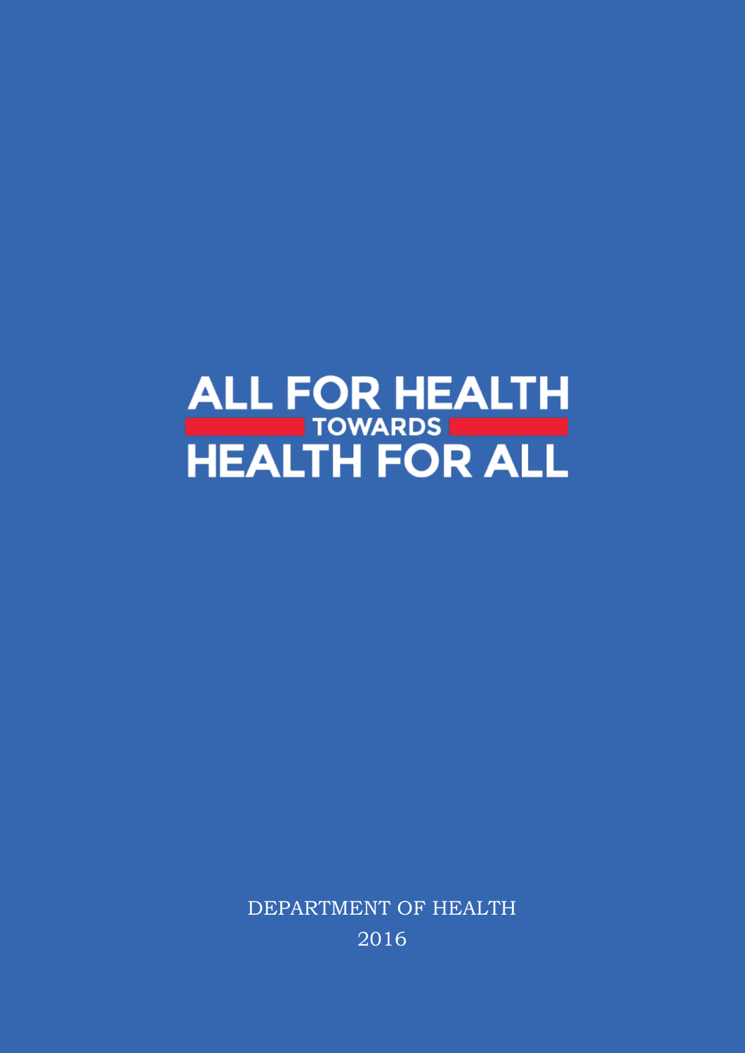# ALL FOR HEALTH

TOWARDS

# HEALTH FOR ALL

DEPARTMENT OF HEALTH

2016